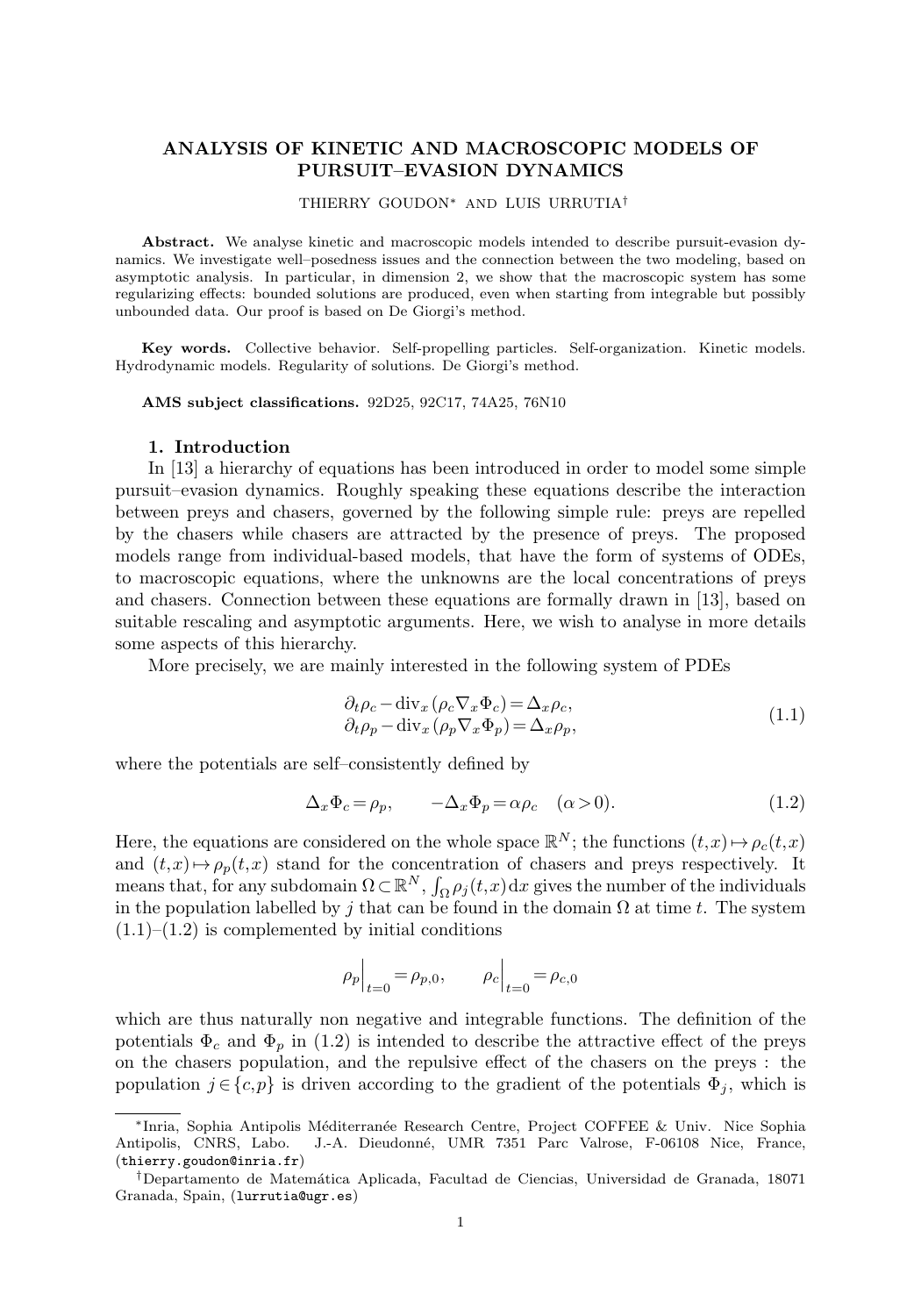# ANALYSIS OF KINETIC AND MACROSCOPIC MODELS OF PURSUIT–EVASION DYNAMICS

THIERRY GOUDON[*] AND LUIS URRUTIA[†]

**Abstract.** We analyse kinetic and macroscopic models intended to describe pursuit-evasion dynamics. We investigate well–posedness issues and the connection between the two modeling, based on asymptotic analysis. In particular, in dimension 2, we show that the macroscopic system has some regularizing effects: bounded solutions are produced, even when starting from integrable but possibly unbounded data. Our proof is based on De Giorgi's method.

**Key words.** Collective behavior. Self-propelling particles. Self-organization. Kinetic models. Hydrodynamic models. Regularity of solutions. De Giorgi's method.

**AMS subject classifications.** 92D25, 92C17, 74A25, 76N10

## 1. Introduction

In [13] a hierarchy of equations has been introduced in order to model some simple pursuit–evasion dynamics. Roughly speaking these equations describe the interaction between preys and chasers, governed by the following simple rule: preys are repelled by the chasers while chasers are attracted by the presence of preys. The proposed models range from individual-based models, that have the form of systems of ODEs, to macroscopic equations, where the unknowns are the local concentrations of preys and chasers. Connection between these equations are formally drawn in [13], based on suitable rescaling and asymptotic arguments. Here, we wish to analyse in more details some aspects of this hierarchy.

More precisely, we are mainly interested in the following system of PDEs

$$
\begin{aligned}
\partial_t \rho_c - \mathrm{div}_x (\rho_c \nabla_x \Phi_c) &= \Delta_x \rho_c, \\
\partial_t \rho_p - \mathrm{div}_x (\rho_p \nabla_x \Phi_p) &= \Delta_x \rho_p,
\end{aligned}
\tag{1.1}
$$

where the potentials are self–consistently defined by

$$
\Delta_x \Phi_c = \rho_p, \qquad -\Delta_x \Phi_p = \alpha \rho_c \quad (\alpha > 0). \tag{1.2}
$$

Here, the equations are considered on the whole space $\mathbb{R}^N$; the functions $(t,x) \mapsto \rho_c(t,x)$ and $(t,x) \mapsto \rho_p(t,x)$ stand for the concentration of chasers and preys respectively. It means that, for any subdomain $\Omega \subset \mathbb{R}^N$, $\int_\Omega \rho_j(t,x)\,\mathrm{d}x$ gives the number of the individuals in the population labelled by $j$ that can be found in the domain $\Omega$ at time $t$. The system (1.1)–(1.2) is complemented by initial conditions

$$
\rho_p \Big|_{t=0} = \rho_{p,0}, \qquad \rho_c \Big|_{t=0} = \rho_{c,0}
$$

which are thus naturally non negative and integrable functions. The definition of the potentials $\Phi_c$ and $\Phi_p$ in (1.2) is intended to describe the attractive effect of the preys on the chasers population, and the repulsive effect of the chasers on the preys : the population $j \in \{c, p\}$ is driven according to the gradient of the potentials $\Phi_j$, which is

---

[*] Inria, Sophia Antipolis Méditerranée Research Centre, Project COFFEE & Univ. Nice Sophia Antipolis, CNRS, Labo. J.-A. Dieudonné, UMR 7351 Parc Valrose, F-06108 Nice, France, (thierry.goudon@inria.fr)

[†] Departamento de Matemática Aplicada, Facultad de Ciencias, Universidad de Granada, 18071 Granada, Spain, (lurrutia@ugr.es)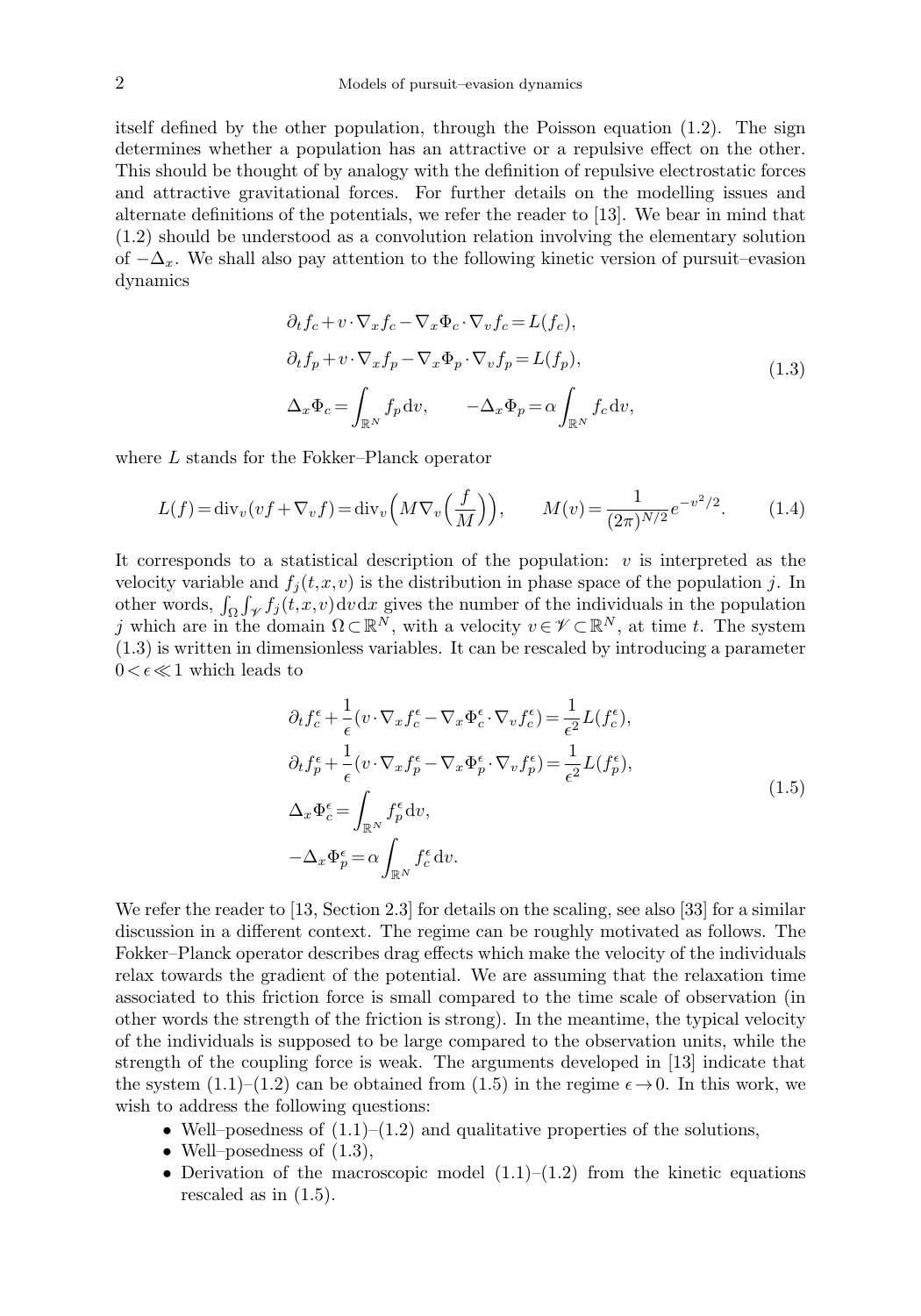itself defined by the other population, through the Poisson equation (1.2). The sign determines whether a population has an attractive or a repulsive effect on the other. This should be thought of by analogy with the definition of repulsive electrostatic forces and attractive gravitational forces. For further details on the modelling issues and alternate definitions of the potentials, we refer the reader to [13]. We bear in mind that (1.2) should be understood as a convolution relation involving the elementary solution of $-\Delta_x$. We shall also pay attention to the following kinetic version of pursuit–evasion dynamics

$$
\begin{aligned}
&\partial_t f_c + v\cdot\nabla_x f_c - \nabla_x \Phi_c \cdot \nabla_v f_c = L(f_c),\\
&\partial_t f_p + v\cdot\nabla_x f_p - \nabla_x \Phi_p \cdot \nabla_v f_p = L(f_p),\\
&\Delta_x \Phi_c = \int_{\mathbb{R}^N} f_p \,\mathrm{d}v, \qquad -\Delta_x \Phi_p = \alpha \int_{\mathbb{R}^N} f_c \,\mathrm{d}v,
\end{aligned}
\tag{1.3}
$$

where $L$ stands for the Fokker–Planck operator

$$
L(f) = \mathrm{div}_v (vf + \nabla_v f) = \mathrm{div}_v\Big(M\nabla_v\Big(\frac{f}{M}\Big)\Big), \qquad M(v) = \frac{1}{(2\pi)^{N/2}} e^{-v^2/2}. \tag{1.4}
$$

It corresponds to a statistical description of the population: $v$ is interpreted as the velocity variable and $f_j(t,x,v)$ is the distribution in phase space of the population $j$. In other words, $\int_\Omega \int_{\mathscr{V}} f_j(t,x,v)\,\mathrm{d}v\,\mathrm{d}x$ gives the number of the individuals in the population $j$ which are in the domain $\Omega \subset \mathbb{R}^N$, with a velocity $v \in \mathscr{V} \subset \mathbb{R}^N$, at time $t$. The system (1.3) is written in dimensionless variables. It can be rescaled by introducing a parameter $0 < \epsilon \ll 1$ which leads to

$$
\begin{aligned}
&\partial_t f_c^\epsilon + \frac{1}{\epsilon}(v\cdot\nabla_x f_c^\epsilon - \nabla_x \Phi_c^\epsilon \cdot \nabla_v f_c^\epsilon) = \frac{1}{\epsilon^2} L(f_c^\epsilon),\\
&\partial_t f_p^\epsilon + \frac{1}{\epsilon}(v\cdot\nabla_x f_p^\epsilon - \nabla_x \Phi_p^\epsilon \cdot \nabla_v f_p^\epsilon) = \frac{1}{\epsilon^2} L(f_p^\epsilon),\\
&\Delta_x \Phi_c^\epsilon = \int_{\mathbb{R}^N} f_p^\epsilon \,\mathrm{d}v,\\
&-\Delta_x \Phi_p^\epsilon = \alpha \int_{\mathbb{R}^N} f_c^\epsilon \,\mathrm{d}v.
\end{aligned}
\tag{1.5}
$$

We refer the reader to [13, Section 2.3] for details on the scaling, see also [33] for a similar discussion in a different context. The regime can be roughly motivated as follows. The Fokker–Planck operator describes drag effects which make the velocity of the individuals relax towards the gradient of the potential. We are assuming that the relaxation time associated to this friction force is small compared to the time scale of observation (in other words the strength of the friction is strong). In the meantime, the typical velocity of the individuals is supposed to be large compared to the observation units, while the strength of the coupling force is weak. The arguments developed in [13] indicate that the system (1.1)–(1.2) can be obtained from (1.5) in the regime $\epsilon \to 0$. In this work, we wish to address the following questions:

- Well–posedness of (1.1)–(1.2) and qualitative properties of the solutions,
- Well–posedness of (1.3),
- Derivation of the macroscopic model (1.1)–(1.2) from the kinetic equations rescaled as in (1.5).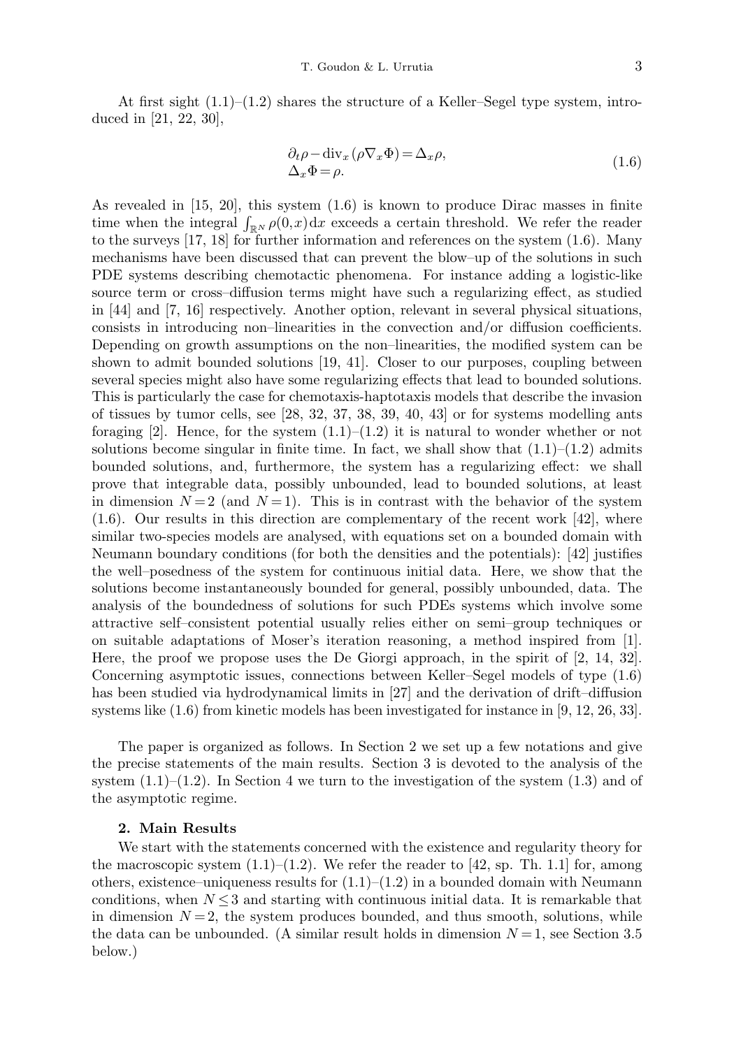At first sight (1.1)–(1.2) shares the structure of a Keller–Segel type system, introduced in [21, 22, 30],

$$
\begin{aligned}
&\partial_t \rho - \mathrm{div}_x(\rho \nabla_x \Phi) = \Delta_x \rho, \\
&\Delta_x \Phi = \rho.
\end{aligned}
\tag{1.6}
$$

As revealed in [15, 20], this system (1.6) is known to produce Dirac masses in finite time when the integral $\int_{\mathbb{R}^N} \rho(0,x)\,\mathrm{d}x$ exceeds a certain threshold. We refer the reader to the surveys [17, 18] for further information and references on the system (1.6). Many mechanisms have been discussed that can prevent the blow–up of the solutions in such PDE systems describing chemotactic phenomena. For instance adding a logistic-like source term or cross–diffusion terms might have such a regularizing effect, as studied in [44] and [7, 16] respectively. Another option, relevant in several physical situations, consists in introducing non–linearities in the convection and/or diffusion coefficients. Depending on growth assumptions on the non–linearities, the modified system can be shown to admit bounded solutions [19, 41]. Closer to our purposes, coupling between several species might also have some regularizing effects that lead to bounded solutions. This is particularly the case for chemotaxis-haptotaxis models that describe the invasion of tissues by tumor cells, see [28, 32, 37, 38, 39, 40, 43] or for systems modelling ants foraging [2]. Hence, for the system (1.1)–(1.2) it is natural to wonder whether or not solutions become singular in finite time. In fact, we shall show that (1.1)–(1.2) admits bounded solutions, and, furthermore, the system has a regularizing effect: we shall prove that integrable data, possibly unbounded, lead to bounded solutions, at least in dimension $N=2$ (and $N=1$). This is in contrast with the behavior of the system (1.6). Our results in this direction are complementary of the recent work [42], where similar two-species models are analysed, with equations set on a bounded domain with Neumann boundary conditions (for both the densities and the potentials): [42] justifies the well–posedness of the system for continuous initial data. Here, we show that the solutions become instantaneously bounded for general, possibly unbounded, data. The analysis of the boundedness of solutions for such PDEs systems which involve some attractive self–consistent potential usually relies either on semi–group techniques or on suitable adaptations of Moser's iteration reasoning, a method inspired from [1]. Here, the proof we propose uses the De Giorgi approach, in the spirit of [2, 14, 32]. Concerning asymptotic issues, connections between Keller–Segel models of type (1.6) has been studied via hydrodynamical limits in [27] and the derivation of drift–diffusion systems like (1.6) from kinetic models has been investigated for instance in [9, 12, 26, 33].

The paper is organized as follows. In Section 2 we set up a few notations and give the precise statements of the main results. Section 3 is devoted to the analysis of the system (1.1)–(1.2). In Section 4 we turn to the investigation of the system (1.3) and of the asymptotic regime.

## 2. Main Results

We start with the statements concerned with the existence and regularity theory for the macroscopic system (1.1)–(1.2). We refer the reader to [42, sp. Th. 1.1] for, among others, existence–uniqueness results for (1.1)–(1.2) in a bounded domain with Neumann conditions, when $N \leq 3$ and starting with continuous initial data. It is remarkable that in dimension $N=2$, the system produces bounded, and thus smooth, solutions, while the data can be unbounded. (A similar result holds in dimension $N=1$, see Section 3.5 below.)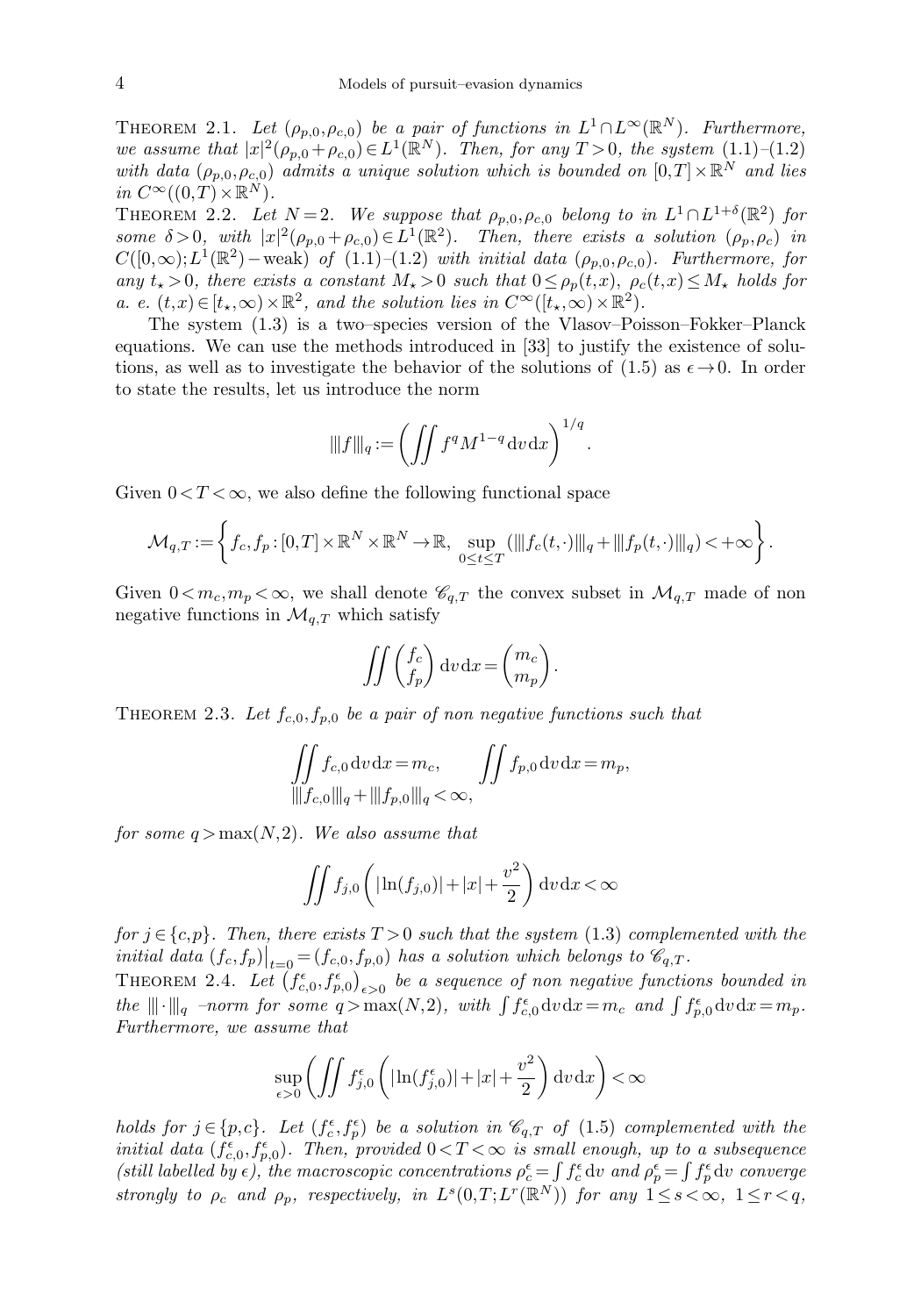THEOREM 2.1. *Let $(\rho_{p,0},\rho_{c,0})$ be a pair of functions in $L^1\cap L^\infty(\mathbb{R}^N)$. Furthermore, we assume that $|x|^2(\rho_{p,0}+\rho_{c,0})\in L^1(\mathbb{R}^N)$. Then, for any $T>0$, the system (1.1)–(1.2) with data $(\rho_{p,0},\rho_{c,0})$ admits a unique solution which is bounded on $[0,T]\times\mathbb{R}^N$ and lies in $C^\infty((0,T)\times\mathbb{R}^N)$.*

THEOREM 2.2. *Let $N=2$. We suppose that $\rho_{p,0},\rho_{c,0}$ belong to in $L^1\cap L^{1+\delta}(\mathbb{R}^2)$ for some $\delta>0$, with $|x|^2(\rho_{p,0}+\rho_{c,0})\in L^1(\mathbb{R}^2)$. Then, there exists a solution $(\rho_p,\rho_c)$ in $C([0,\infty);L^1(\mathbb{R}^2)-\text{weak})$ of (1.1)–(1.2) with initial data $(\rho_{p,0},\rho_{c,0})$. Furthermore, for any $t_\star>0$, there exists a constant $M_\star>0$ such that $0\le\rho_p(t,x)$, $\rho_c(t,x)\le M_\star$ holds for a. e. $(t,x)\in[t_\star,\infty)\times\mathbb{R}^2$, and the solution lies in $C^\infty([t_\star,\infty)\times\mathbb{R}^2)$.*

The system (1.3) is a two–species version of the Vlasov–Poisson–Fokker–Planck equations. We can use the methods introduced in [33] to justify the existence of solutions, as well as to investigate the behavior of the solutions of (1.5) as $\epsilon\to 0$. In order to state the results, let us introduce the norm

$$|||f|||_q := \left(\iint f^q M^{1-q}\,\mathrm{d}v\,\mathrm{d}x\right)^{1/q}.$$

Given $0<T<\infty$, we also define the following functional space

$$\mathcal{M}_{q,T} := \left\{ f_c, f_p : [0,T]\times\mathbb{R}^N\times\mathbb{R}^N\to\mathbb{R},\ \sup_{0\le t\le T}(|||f_c(t,\cdot)|||_q + |||f_p(t,\cdot)|||_q) < +\infty \right\}.$$

Given $0<m_c,m_p<\infty$, we shall denote $\mathscr{C}_{q,T}$ the convex subset in $\mathcal{M}_{q,T}$ made of non negative functions in $\mathcal{M}_{q,T}$ which satisfy

$$\iint \begin{pmatrix} f_c \\ f_p \end{pmatrix} \mathrm{d}v\,\mathrm{d}x = \begin{pmatrix} m_c \\ m_p \end{pmatrix}.$$

THEOREM 2.3. *Let $f_{c,0},f_{p,0}$ be a pair of non negative functions such that*

$$\iint f_{c,0}\,\mathrm{d}v\,\mathrm{d}x = m_c, \qquad \iint f_{p,0}\,\mathrm{d}v\,\mathrm{d}x = m_p,$$
$$|||f_{c,0}|||_q + |||f_{p,0}|||_q < \infty,$$

*for some $q>\max(N,2)$. We also assume that*

$$\iint f_{j,0}\left(|\ln(f_{j,0})| + |x| + \frac{v^2}{2}\right)\mathrm{d}v\,\mathrm{d}x < \infty$$

*for $j\in\{c,p\}$. Then, there exists $T>0$ such that the system (1.3) complemented with the initial data $(f_c,f_p)\big|_{t=0}=(f_{c,0},f_{p,0})$ has a solution which belongs to $\mathscr{C}_{q,T}$.*

THEOREM 2.4. *Let $\left(f^\epsilon_{c,0},f^\epsilon_{p,0}\right)_{\epsilon>0}$ be a sequence of non negative functions bounded in the $|||\cdot|||_q$ –norm for some $q>\max(N,2)$, with $\int f^\epsilon_{c,0}\,\mathrm{d}v\,\mathrm{d}x = m_c$ and $\int f^\epsilon_{p,0}\,\mathrm{d}v\,\mathrm{d}x = m_p$. Furthermore, we assume that*

$$\sup_{\epsilon>0}\left(\iint f^\epsilon_{j,0}\left(|\ln(f^\epsilon_{j,0})| + |x| + \frac{v^2}{2}\right)\mathrm{d}v\,\mathrm{d}x\right) < \infty$$

*holds for $j\in\{p,c\}$. Let $(f^\epsilon_c,f^\epsilon_p)$ be a solution in $\mathscr{C}_{q,T}$ of (1.5) complemented with the initial data $(f^\epsilon_{c,0},f^\epsilon_{p,0})$. Then, provided $0<T<\infty$ is small enough, up to a subsequence (still labelled by $\epsilon$), the macroscopic concentrations $\rho^\epsilon_c=\int f^\epsilon_c\,\mathrm{d}v$ and $\rho^\epsilon_p=\int f^\epsilon_p\,\mathrm{d}v$ converge strongly to $\rho_c$ and $\rho_p$, respectively, in $L^s(0,T;L^r(\mathbb{R}^N))$ for any $1\le s<\infty$, $1\le r<q$,*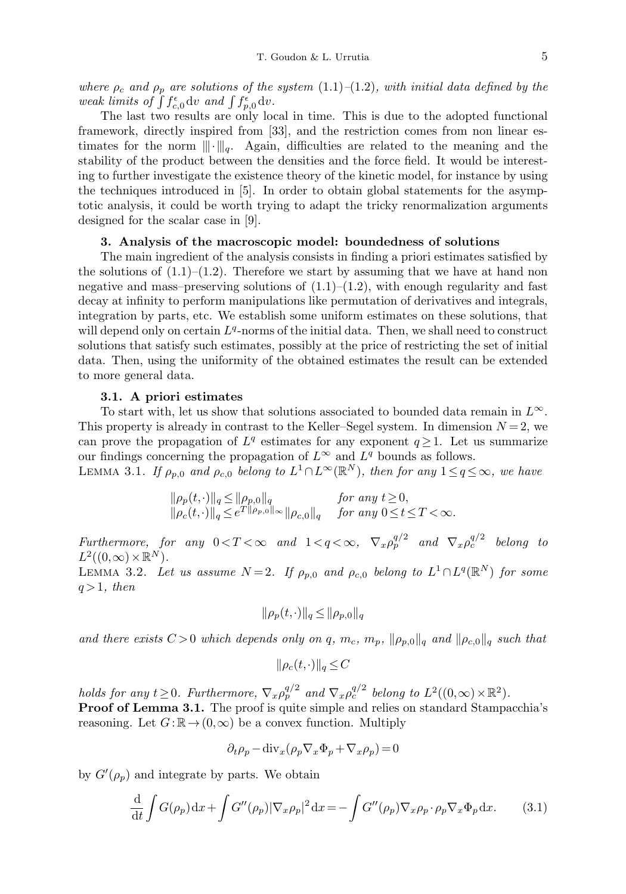*where $\rho_c$ and $\rho_p$ are solutions of the system* (1.1)–(1.2)*, with initial data defined by the weak limits of $\int f^{\epsilon}_{c,0}\,\mathrm{d}v$ and $\int f^{\epsilon}_{p,0}\,\mathrm{d}v$.*

The last two results are only local in time. This is due to the adopted functional framework, directly inspired from [33], and the restriction comes from non linear estimates for the norm $|\!|\!|\cdot|\!|\!|_q$. Again, difficulties are related to the meaning and the stability of the product between the densities and the force field. It would be interesting to further investigate the existence theory of the kinetic model, for instance by using the techniques introduced in [5]. In order to obtain global statements for the asymptotic analysis, it could be worth trying to adapt the tricky renormalization arguments designed for the scalar case in [9].

## 3. Analysis of the macroscopic model: boundedness of solutions

The main ingredient of the analysis consists in finding a priori estimates satisfied by the solutions of (1.1)–(1.2). Therefore we start by assuming that we have at hand non negative and mass–preserving solutions of (1.1)–(1.2), with enough regularity and fast decay at infinity to perform manipulations like permutation of derivatives and integrals, integration by parts, etc. We establish some uniform estimates on these solutions, that will depend only on certain $L^q$-norms of the initial data. Then, we shall need to construct solutions that satisfy such estimates, possibly at the price of restricting the set of initial data. Then, using the uniformity of the obtained estimates the result can be extended to more general data.

### 3.1. A priori estimates

To start with, let us show that solutions associated to bounded data remain in $L^\infty$. This property is already in contrast to the Keller–Segel system. In dimension $N=2$, we can prove the propagation of $L^q$ estimates for any exponent $q\geq 1$. Let us summarize our findings concerning the propagation of $L^\infty$ and $L^q$ bounds as follows.

Lemma 3.1. *If $\rho_{p,0}$ and $\rho_{c,0}$ belong to $L^1\cap L^\infty(\mathbb{R}^N)$, then for any $1\leq q\leq\infty$, we have*

$$\begin{array}{ll}\|\rho_p(t,\cdot)\|_q\leq\|\rho_{p,0}\|_q & \text{for any } t\geq 0,\\ \|\rho_c(t,\cdot)\|_q\leq e^{T\|\rho_{p,0}\|_\infty}\|\rho_{c,0}\|_q & \text{for any } 0\leq t\leq T<\infty.\end{array}$$

*Furthermore, for any $0<T<\infty$ and $1<q<\infty$, $\nabla_x\rho_p^{q/2}$ and $\nabla_x\rho_c^{q/2}$ belong to $L^2((0,\infty)\times\mathbb{R}^N)$.*

Lemma 3.2. *Let us assume $N=2$. If $\rho_{p,0}$ and $\rho_{c,0}$ belong to $L^1\cap L^q(\mathbb{R}^N)$ for some $q>1$, then*

$$\|\rho_p(t,\cdot)\|_q\leq\|\rho_{p,0}\|_q$$

*and there exists $C>0$ which depends only on $q$, $m_c$, $m_p$, $\|\rho_{p,0}\|_q$ and $\|\rho_{c,0}\|_q$ such that*

$$\|\rho_c(t,\cdot)\|_q\leq C$$

*holds for any $t\geq 0$. Furthermore, $\nabla_x\rho_p^{q/2}$ and $\nabla_x\rho_c^{q/2}$ belong to $L^2((0,\infty)\times\mathbb{R}^2)$.*

**Proof of Lemma 3.1.** The proof is quite simple and relies on standard Stampacchia's reasoning. Let $G:\mathbb{R}\to(0,\infty)$ be a convex function. Multiply

$$\partial_t\rho_p-\mathrm{div}_x(\rho_p\nabla_x\Phi_p+\nabla_x\rho_p)=0$$

by $G'(\rho_p)$ and integrate by parts. We obtain

$$\frac{\mathrm{d}}{\mathrm{d}t}\int G(\rho_p)\,\mathrm{d}x+\int G''(\rho_p)|\nabla_x\rho_p|^2\,\mathrm{d}x=-\int G''(\rho_p)\nabla_x\rho_p\cdot\rho_p\nabla_x\Phi_p\,\mathrm{d}x. \tag{3.1}$$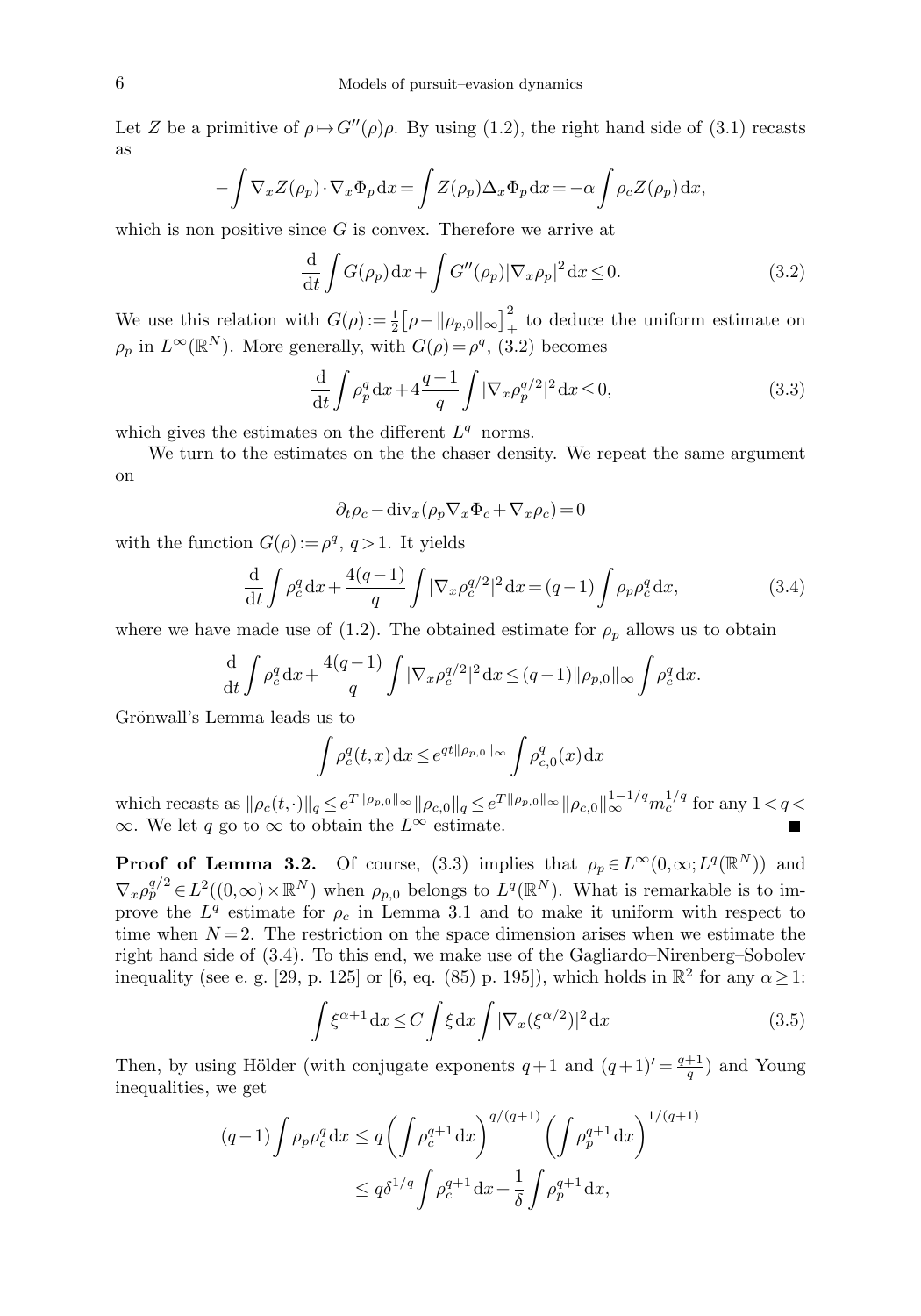Let $Z$ be a primitive of $\rho \mapsto G''(\rho)\rho$. By using (1.2), the right hand side of (3.1) recasts as

$$-\int \nabla_x Z(\rho_p)\cdot \nabla_x \Phi_p \,\mathrm{d}x = \int Z(\rho_p)\Delta_x \Phi_p \,\mathrm{d}x = -\alpha \int \rho_c Z(\rho_p)\,\mathrm{d}x,$$

which is non positive since $G$ is convex. Therefore we arrive at

$$\frac{\mathrm{d}}{\mathrm{d}t}\int G(\rho_p)\,\mathrm{d}x + \int G''(\rho_p)|\nabla_x \rho_p|^2\,\mathrm{d}x \le 0. \tag{3.2}$$

We use this relation with $G(\rho) := \frac{1}{2}\big[\rho - \|\rho_{p,0}\|_\infty\big]_+^2$ to deduce the uniform estimate on $\rho_p$ in $L^\infty(\mathbb{R}^N)$. More generally, with $G(\rho) = \rho^q$, (3.2) becomes

$$\frac{\mathrm{d}}{\mathrm{d}t}\int \rho_p^q\,\mathrm{d}x + 4\frac{q-1}{q}\int |\nabla_x \rho_p^{q/2}|^2\,\mathrm{d}x \le 0, \tag{3.3}$$

which gives the estimates on the different $L^q$–norms.

We turn to the estimates on the the chaser density. We repeat the same argument on

$$\partial_t \rho_c - \mathrm{div}_x(\rho_p \nabla_x \Phi_c + \nabla_x \rho_c) = 0$$

with the function $G(\rho) := \rho^q$, $q > 1$. It yields

$$\frac{\mathrm{d}}{\mathrm{d}t}\int \rho_c^q\,\mathrm{d}x + \frac{4(q-1)}{q}\int |\nabla_x \rho_c^{q/2}|^2\,\mathrm{d}x = (q-1)\int \rho_p \rho_c^q\,\mathrm{d}x, \tag{3.4}$$

where we have made use of (1.2). The obtained estimate for $\rho_p$ allows us to obtain

$$\frac{\mathrm{d}}{\mathrm{d}t}\int \rho_c^q\,\mathrm{d}x + \frac{4(q-1)}{q}\int |\nabla_x \rho_c^{q/2}|^2\,\mathrm{d}x \le (q-1)\|\rho_{p,0}\|_\infty \int \rho_c^q\,\mathrm{d}x.$$

Grönwall's Lemma leads us to

$$\int \rho_c^q(t,x)\,\mathrm{d}x \le e^{qt\|\rho_{p,0}\|_\infty}\int \rho_{c,0}^q(x)\,\mathrm{d}x$$

which recasts as $\|\rho_c(t,\cdot)\|_q \le e^{T\|\rho_{p,0}\|_\infty}\|\rho_{c,0}\|_q \le e^{T\|\rho_{p,0}\|_\infty}\|\rho_{c,0}\|_\infty^{1-1/q} m_c^{1/q}$ for any $1 < q < \infty$. We let $q$ go to $\infty$ to obtain the $L^\infty$ estimate. ∎

**Proof of Lemma 3.2.** Of course, (3.3) implies that $\rho_p \in L^\infty(0,\infty; L^q(\mathbb{R}^N))$ and $\nabla_x \rho_p^{q/2} \in L^2((0,\infty)\times\mathbb{R}^N)$ when $\rho_{p,0}$ belongs to $L^q(\mathbb{R}^N)$. What is remarkable is to improve the $L^q$ estimate for $\rho_c$ in Lemma 3.1 and to make it uniform with respect to time when $N=2$. The restriction on the space dimension arises when we estimate the right hand side of (3.4). To this end, we make use of the Gagliardo–Nirenberg–Sobolev inequality (see e. g. [29, p. 125] or [6, eq. (85) p. 195]), which holds in $\mathbb{R}^2$ for any $\alpha \ge 1$:

$$\int \xi^{\alpha+1}\,\mathrm{d}x \le C\int \xi\,\mathrm{d}x \int |\nabla_x(\xi^{\alpha/2})|^2\,\mathrm{d}x \tag{3.5}$$

Then, by using Hölder (with conjugate exponents $q+1$ and $(q+1)' = \frac{q+1}{q}$) and Young inequalities, we get

$$\begin{aligned}
(q-1)\int \rho_p \rho_c^q\,\mathrm{d}x &\le q\left(\int \rho_c^{q+1}\,\mathrm{d}x\right)^{q/(q+1)}\left(\int \rho_p^{q+1}\,\mathrm{d}x\right)^{1/(q+1)} \\
&\le q\delta^{1/q}\int \rho_c^{q+1}\,\mathrm{d}x + \frac{1}{\delta}\int \rho_p^{q+1}\,\mathrm{d}x,
\end{aligned}$$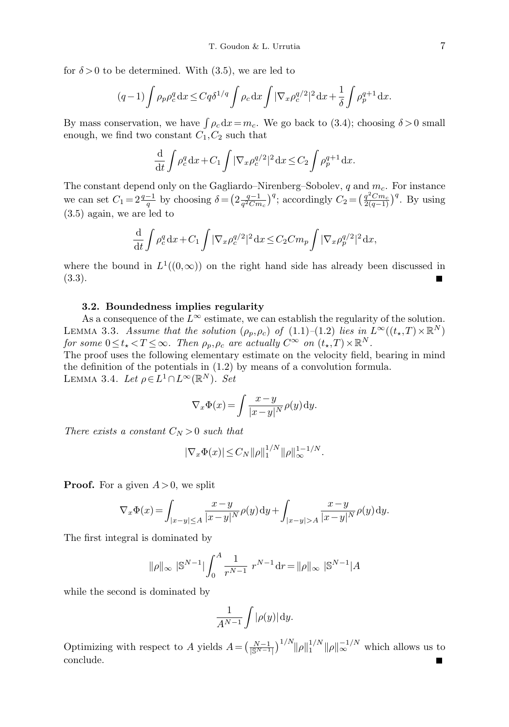for $\delta > 0$ to be determined. With (3.5), we are led to

$$(q-1)\int \rho_p \rho_c^q \,\mathrm{d}x \le Cq\delta^{1/q}\int \rho_c \,\mathrm{d}x \int |\nabla_x \rho_c^{q/2}|^2 \,\mathrm{d}x + \frac{1}{\delta}\int \rho_p^{q+1}\,\mathrm{d}x.$$

By mass conservation, we have $\int \rho_c \,\mathrm{d}x = m_c$. We go back to (3.4); choosing $\delta > 0$ small enough, we find two constant $C_1, C_2$ such that

$$\frac{\mathrm{d}}{\mathrm{d}t}\int \rho_c^q \,\mathrm{d}x + C_1 \int |\nabla_x \rho_c^{q/2}|^2 \,\mathrm{d}x \le C_2 \int \rho_p^{q+1}\,\mathrm{d}x.$$

The constant depend only on the Gagliardo–Nirenberg–Sobolev, $q$ and $m_c$. For instance we can set $C_1 = 2\frac{q-1}{q}$ by choosing $\delta = \left(2\frac{q-1}{q^2 C m_c}\right)^q$; accordingly $C_2 = \left(\frac{q^2 C m_c}{2(q-1)}\right)^q$. By using (3.5) again, we are led to

$$\frac{\mathrm{d}}{\mathrm{d}t}\int \rho_c^q \,\mathrm{d}x + C_1 \int |\nabla_x \rho_c^{q/2}|^2 \,\mathrm{d}x \le C_2 C m_p \int |\nabla_x \rho_p^{q/2}|^2 \,\mathrm{d}x,$$

where the bound in $L^1((0,\infty))$ on the right hand side has already been discussed in (3.3). ∎

### 3.2. Boundedness implies regularity

As a consequence of the $L^\infty$ estimate, we can establish the regularity of the solution.

Lemma 3.3. *Assume that the solution $(\rho_p, \rho_c)$ of (1.1)–(1.2) lies in $L^\infty((t_\star, T)\times \mathbb{R}^N)$ for some $0 \le t_\star < T \le \infty$. Then $\rho_p, \rho_c$ are actually $C^\infty$ on $(t_\star, T)\times\mathbb{R}^N$.*

The proof uses the following elementary estimate on the velocity field, bearing in mind the definition of the potentials in (1.2) by means of a convolution formula.

Lemma 3.4. *Let $\rho \in L^1 \cap L^\infty(\mathbb{R}^N)$. Set*

$$\nabla_x \Phi(x) = \int \frac{x-y}{|x-y|^N}\rho(y)\,\mathrm{d}y.$$

*There exists a constant $C_N > 0$ such that*

$$|\nabla_x \Phi(x)| \le C_N \|\rho\|_1^{1/N}\|\rho\|_\infty^{1-1/N}.$$

**Proof.** For a given $A > 0$, we split

$$\nabla_x \Phi(x) = \int_{|x-y|\le A} \frac{x-y}{|x-y|^N}\rho(y)\,\mathrm{d}y + \int_{|x-y|>A} \frac{x-y}{|x-y|^N}\rho(y)\,\mathrm{d}y.$$

The first integral is dominated by

$$\|\rho\|_\infty \; |\mathbb{S}^{N-1}| \int_0^A \frac{1}{r^{N-1}}\; r^{N-1}\,\mathrm{d}r = \|\rho\|_\infty \; |\mathbb{S}^{N-1}| A$$

while the second is dominated by

$$\frac{1}{A^{N-1}}\int |\rho(y)|\,\mathrm{d}y.$$

Optimizing with respect to $A$ yields $A = \left(\frac{N-1}{|\mathbb{S}^{N-1}|}\right)^{1/N}\|\rho\|_1^{1/N}\|\rho\|_\infty^{-1/N}$ which allows us to conclude. ∎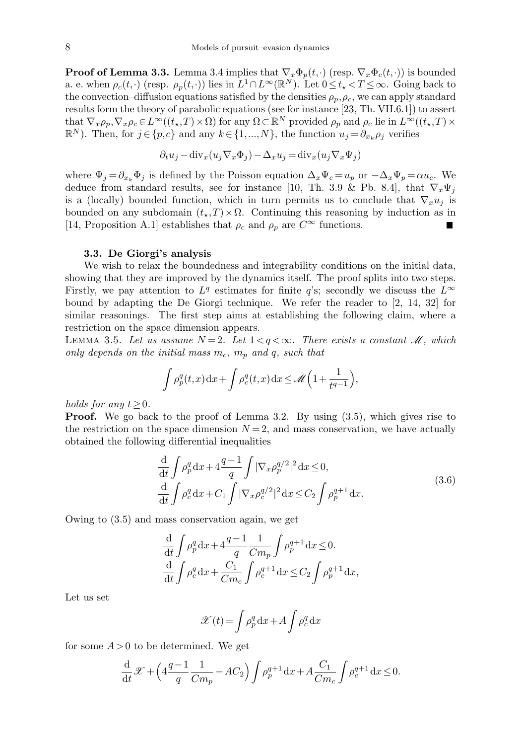**Proof of Lemma 3.3.** Lemma 3.4 implies that $\nabla_x \Phi_p(t,\cdot)$ (resp. $\nabla_x \Phi_c(t,\cdot)$) is bounded a. e. when $\rho_c(t,\cdot)$ (resp. $\rho_p(t,\cdot)$) lies in $L^1 \cap L^\infty(\mathbb{R}^N)$. Let $0 \le t_\star < T \le \infty$. Going back to the convection–diffusion equations satisfied by the densities $\rho_p, \rho_c$, we can apply standard results form the theory of parabolic equations (see for instance [23, Th. VII.6.1]) to assert that $\nabla_x \rho_p, \nabla_x \rho_c \in L^\infty((t_\star, T) \times \Omega)$ for any $\Omega \subset \mathbb{R}^N$ provided $\rho_p$ and $\rho_c$ lie in $L^\infty((t_\star, T) \times \mathbb{R}^N)$. Then, for $j \in \{p, c\}$ and any $k \in \{1, ..., N\}$, the function $u_j = \partial_{x_k} \rho_j$ verifies

$$\partial_t u_j - \mathrm{div}_x(u_j \nabla_x \Phi_j) - \Delta_x u_j = \mathrm{div}_x(u_j \nabla_x \Psi_j)$$

where $\Psi_j = \partial_{x_k} \Phi_j$ is defined by the Poisson equation $\Delta_x \Psi_c = u_p$ or $-\Delta_x \Psi_p = \alpha u_c$. We deduce from standard results, see for instance [10, Th. 3.9 & Pb. 8.4], that $\nabla_x \Psi_j$ is a (locally) bounded function, which in turn permits us to conclude that $\nabla_x u_j$ is bounded on any subdomain $(t_\star, T) \times \Omega$. Continuing this reasoning by induction as in [14, Proposition A.1] establishes that $\rho_c$ and $\rho_p$ are $C^\infty$ functions. ∎

### 3.3. De Giorgi's analysis

We wish to relax the boundedness and integrability conditions on the initial data, showing that they are improved by the dynamics itself. The proof splits into two steps. Firstly, we pay attention to $L^q$ estimates for finite $q$'s; secondly we discuss the $L^\infty$ bound by adapting the De Giorgi technique. We refer the reader to [2, 14, 32] for similar reasonings. The first step aims at establishing the following claim, where a restriction on the space dimension appears.

Lemma 3.5. *Let us assume $N = 2$. Let $1 < q < \infty$. There exists a constant $\mathscr{M}$, which only depends on the initial mass $m_c$, $m_p$ and $q$, such that*

$$\int \rho_p^q(t,x)\,\mathrm{d}x + \int \rho_c^q(t,x)\,\mathrm{d}x \le \mathscr{M}\Big(1 + \frac{1}{t^{q-1}}\Big),$$

*holds for any $t \ge 0$.*

**Proof.** We go back to the proof of Lemma 3.2. By using (3.5), which gives rise to the restriction on the space dimension $N = 2$, and mass conservation, we have actually obtained the following differential inequalities

$$\begin{aligned}
&\frac{\mathrm{d}}{\mathrm{d}t} \int \rho_p^q \,\mathrm{d}x + 4\frac{q-1}{q} \int |\nabla_x \rho_p^{q/2}|^2 \,\mathrm{d}x \le 0, \\
&\frac{\mathrm{d}}{\mathrm{d}t} \int \rho_c^q \,\mathrm{d}x + C_1 \int |\nabla_x \rho_c^{q/2}|^2 \,\mathrm{d}x \le C_2 \int \rho_p^{q+1} \,\mathrm{d}x.
\end{aligned} \tag{3.6}$$

Owing to (3.5) and mass conservation again, we get

$$\begin{aligned}
&\frac{\mathrm{d}}{\mathrm{d}t} \int \rho_p^q \,\mathrm{d}x + 4\frac{q-1}{q}\frac{1}{Cm_p} \int \rho_p^{q+1} \,\mathrm{d}x \le 0. \\
&\frac{\mathrm{d}}{\mathrm{d}t} \int \rho_c^q \,\mathrm{d}x + \frac{C_1}{Cm_c} \int \rho_c^{q+1} \,\mathrm{d}x \le C_2 \int \rho_p^{q+1} \,\mathrm{d}x,
\end{aligned}$$

Let us set

$$\mathscr{X}(t) = \int \rho_p^q \,\mathrm{d}x + A \int \rho_c^q \,\mathrm{d}x$$

for some $A > 0$ to be determined. We get

$$\frac{\mathrm{d}}{\mathrm{d}t}\mathscr{X} + \Big(4\frac{q-1}{q}\frac{1}{Cm_p} - AC_2\Big) \int \rho_p^{q+1} \,\mathrm{d}x + A\frac{C_1}{Cm_c} \int \rho_c^{q+1} \,\mathrm{d}x \le 0.$$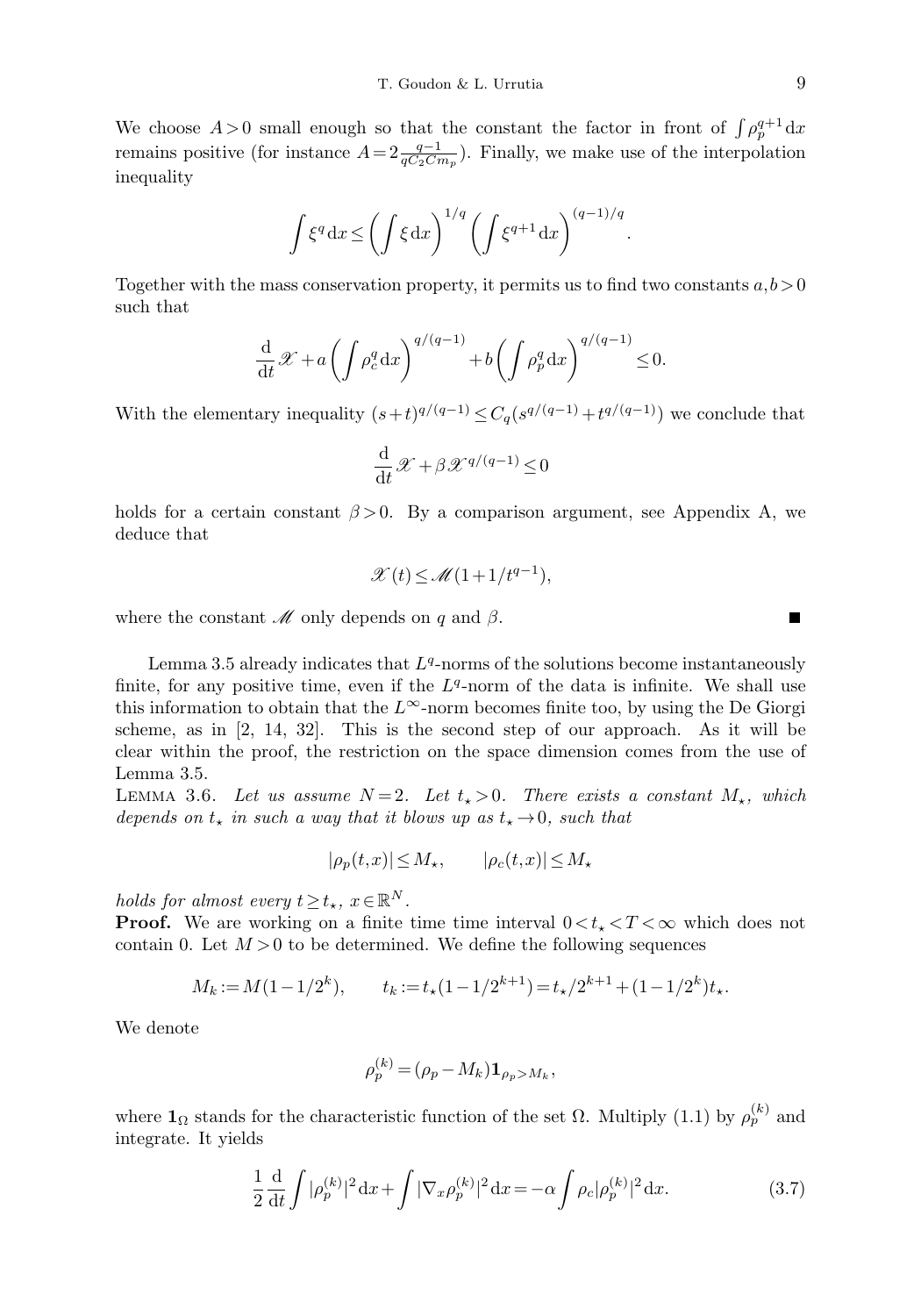We choose $A > 0$ small enough so that the constant the factor in front of $\int \rho_p^{q+1}\,\mathrm{d}x$ remains positive (for instance $A = 2\frac{q-1}{qC_2 C m_p}$). Finally, we make use of the interpolation inequality

$$\int \xi^q \,\mathrm{d}x \le \left(\int \xi \,\mathrm{d}x\right)^{1/q} \left(\int \xi^{q+1} \,\mathrm{d}x\right)^{(q-1)/q}.$$

Together with the mass conservation property, it permits us to find two constants $a, b > 0$ such that

$$\frac{\mathrm{d}}{\mathrm{d}t}\mathscr{X} + a\left(\int \rho_c^q \,\mathrm{d}x\right)^{q/(q-1)} + b\left(\int \rho_p^q \,\mathrm{d}x\right)^{q/(q-1)} \le 0.$$

With the elementary inequality $(s+t)^{q/(q-1)} \le C_q(s^{q/(q-1)} + t^{q/(q-1)})$ we conclude that

$$\frac{\mathrm{d}}{\mathrm{d}t}\mathscr{X} + \beta \mathscr{X}^{q/(q-1)} \le 0$$

holds for a certain constant $\beta > 0$. By a comparison argument, see Appendix A, we deduce that

$$\mathscr{X}(t) \le \mathscr{M}(1 + 1/t^{q-1}),$$

where the constant $\mathscr{M}$ only depends on $q$ and $\beta$. ∎

Lemma 3.5 already indicates that $L^q$-norms of the solutions become instantaneously finite, for any positive time, even if the $L^q$-norm of the data is infinite. We shall use this information to obtain that the $L^\infty$-norm becomes finite too, by using the De Giorgi scheme, as in [2, 14, 32]. This is the second step of our approach. As it will be clear within the proof, the restriction on the space dimension comes from the use of Lemma 3.5.

Lemma 3.6. *Let us assume $N = 2$. Let $t_\star > 0$. There exists a constant $M_\star$, which depends on $t_\star$ in such a way that it blows up as $t_\star \to 0$, such that*

$$|\rho_p(t,x)| \le M_\star, \qquad |\rho_c(t,x)| \le M_\star$$

*holds for almost every $t \ge t_\star$, $x \in \mathbb{R}^N$.*

**Proof.** We are working on a finite time time interval $0 < t_\star < T < \infty$ which does not contain 0. Let $M > 0$ to be determined. We define the following sequences

$$M_k := M(1 - 1/2^k), \qquad t_k := t_\star(1 - 1/2^{k+1}) = t_\star/2^{k+1} + (1 - 1/2^k)t_\star.$$

We denote

$$\rho_p^{(k)} = (\rho_p - M_k)\mathbf{1}_{\rho_p > M_k},$$

where $\mathbf{1}_\Omega$ stands for the characteristic function of the set $\Omega$. Multiply (1.1) by $\rho_p^{(k)}$ and integrate. It yields

$$\frac{1}{2}\frac{\mathrm{d}}{\mathrm{d}t}\int |\rho_p^{(k)}|^2 \,\mathrm{d}x + \int |\nabla_x \rho_p^{(k)}|^2 \,\mathrm{d}x = -\alpha \int \rho_c |\rho_p^{(k)}|^2 \,\mathrm{d}x. \tag{3.7}$$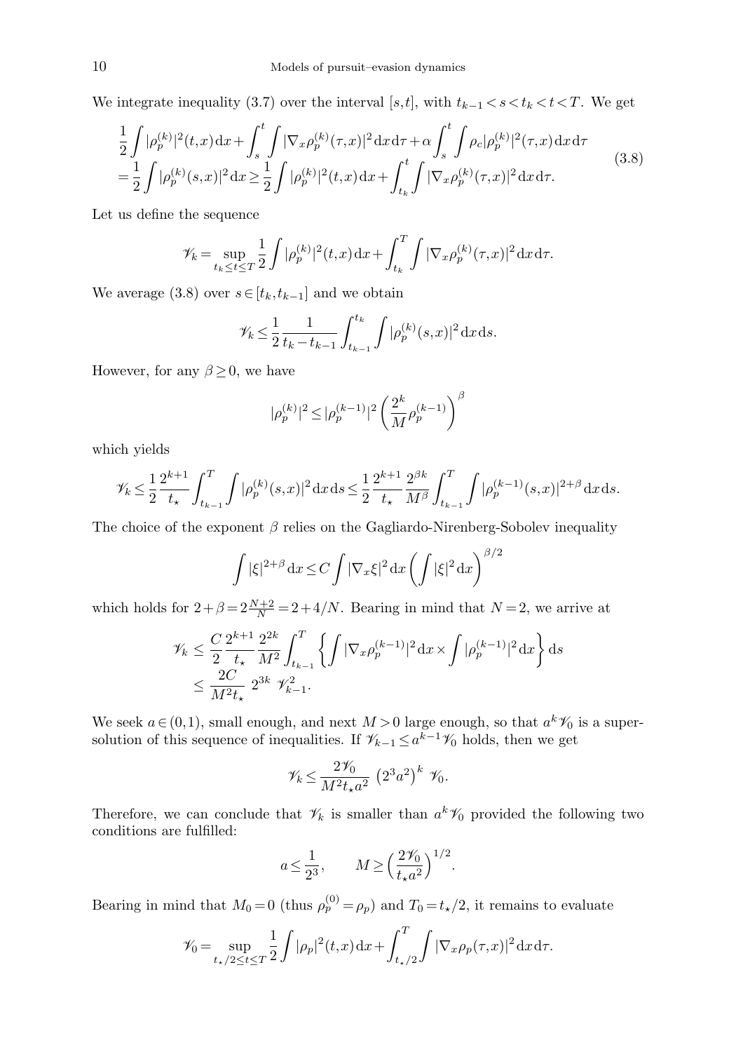We integrate inequality (3.7) over the interval $[s,t]$, with $t_{k-1} < s < t_k < t < T$. We get

$$
\begin{aligned}
&\frac{1}{2}\int |\rho_p^{(k)}|^2(t,x)\,\mathrm{d}x + \int_s^t \int |\nabla_x \rho_p^{(k)}(\tau,x)|^2\,\mathrm{d}x\,\mathrm{d}\tau + \alpha\int_s^t\int \rho_c|\rho_p^{(k)}|^2(\tau,x)\,\mathrm{d}x\,\mathrm{d}\tau \\
&= \frac{1}{2}\int |\rho_p^{(k)}(s,x)|^2\,\mathrm{d}x \geq \frac{1}{2}\int |\rho_p^{(k)}|^2(t,x)\,\mathrm{d}x + \int_{t_k}^t \int |\nabla_x \rho_p^{(k)}(\tau,x)|^2\,\mathrm{d}x\,\mathrm{d}\tau.
\end{aligned}
\tag{3.8}
$$

Let us define the sequence

$$
\mathscr{V}_k = \sup_{t_k \leq t \leq T} \frac{1}{2}\int |\rho_p^{(k)}|^2(t,x)\,\mathrm{d}x + \int_{t_k}^T \int |\nabla_x \rho_p^{(k)}(\tau,x)|^2\,\mathrm{d}x\,\mathrm{d}\tau.
$$

We average (3.8) over $s \in [t_k, t_{k-1}]$ and we obtain

$$
\mathscr{V}_k \leq \frac{1}{2}\frac{1}{t_k - t_{k-1}}\int_{t_{k-1}}^{t_k}\int |\rho_p^{(k)}(s,x)|^2\,\mathrm{d}x\,\mathrm{d}s.
$$

However, for any $\beta \geq 0$, we have

$$
|\rho_p^{(k)}|^2 \leq |\rho_p^{(k-1)}|^2 \left(\frac{2^k}{M}\rho_p^{(k-1)}\right)^\beta
$$

which yields

$$
\mathscr{V}_k \leq \frac{1}{2}\frac{2^{k+1}}{t_\star}\int_{t_{k-1}}^T \int |\rho_p^{(k)}(s,x)|^2\,\mathrm{d}x\,\mathrm{d}s \leq \frac{1}{2}\frac{2^{k+1}}{t_\star}\frac{2^{\beta k}}{M^\beta}\int_{t_{k-1}}^T \int |\rho_p^{(k-1)}(s,x)|^{2+\beta}\,\mathrm{d}x\,\mathrm{d}s.
$$

The choice of the exponent $\beta$ relies on the Gagliardo-Nirenberg-Sobolev inequality

$$
\int |\xi|^{2+\beta}\,\mathrm{d}x \leq C\int |\nabla_x \xi|^2\,\mathrm{d}x \left(\int |\xi|^2\,\mathrm{d}x\right)^{\beta/2}
$$

which holds for $2+\beta = 2\frac{N+2}{N} = 2 + 4/N$. Bearing in mind that $N=2$, we arrive at

$$
\begin{aligned}
\mathscr{V}_k &\leq \frac{C}{2}\frac{2^{k+1}}{t_\star}\frac{2^{2k}}{M^2}\int_{t_{k-1}}^T \left\{\int |\nabla_x \rho_p^{(k-1)}|^2\,\mathrm{d}x \times \int |\rho_p^{(k-1)}|^2\,\mathrm{d}x\right\}\mathrm{d}s \\
&\leq \frac{2C}{M^2 t_\star}\ 2^{3k}\ \mathscr{V}_{k-1}^2.
\end{aligned}
$$

We seek $a \in (0,1)$, small enough, and next $M > 0$ large enough, so that $a^k \mathscr{V}_0$ is a supersolution of this sequence of inequalities. If $\mathscr{V}_{k-1} \leq a^{k-1}\mathscr{V}_0$ holds, then we get

$$
\mathscr{V}_k \leq \frac{2\mathscr{V}_0}{M^2 t_\star a^2}\ \left(2^3 a^2\right)^k\ \mathscr{V}_0.
$$

Therefore, we can conclude that $\mathscr{V}_k$ is smaller than $a^k \mathscr{V}_0$ provided the following two conditions are fulfilled:

$$
a \leq \frac{1}{2^3}, \qquad M \geq \Big(\frac{2\mathscr{V}_0}{t_\star a^2}\Big)^{1/2}.
$$

Bearing in mind that $M_0 = 0$ (thus $\rho_p^{(0)} = \rho_p$) and $T_0 = t_\star/2$, it remains to evaluate

$$
\mathscr{V}_0 = \sup_{t_\star/2 \leq t \leq T} \frac{1}{2}\int |\rho_p|^2(t,x)\,\mathrm{d}x + \int_{t_\star/2}^T \int |\nabla_x \rho_p(\tau,x)|^2\,\mathrm{d}x\,\mathrm{d}\tau.
$$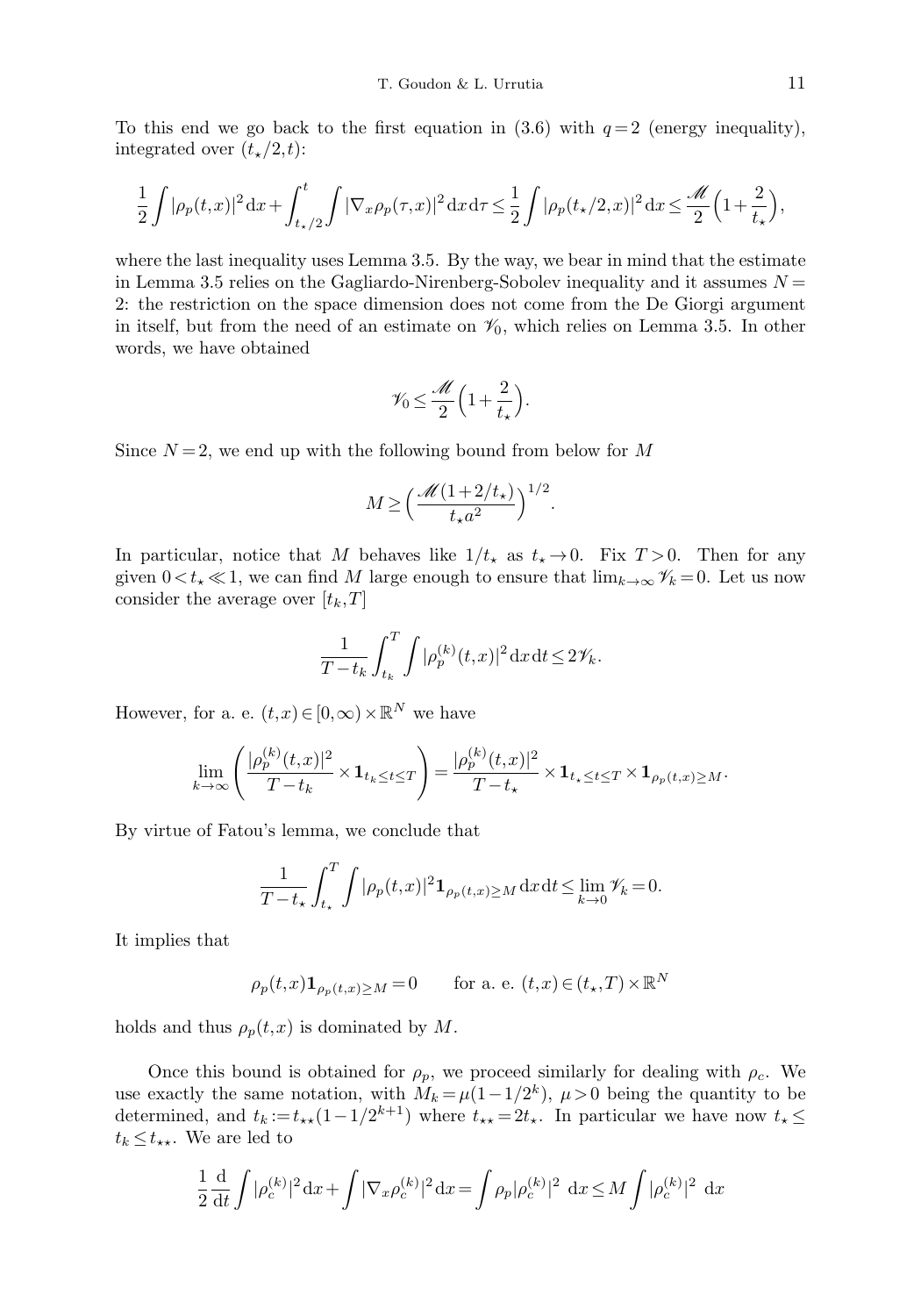To this end we go back to the first equation in (3.6) with $q=2$ (energy inequality), integrated over $(t_\star/2,t)$:

$$\frac{1}{2}\int |\rho_p(t,x)|^2\,\mathrm{d}x+\int_{t_\star/2}^{t}\int |\nabla_x\rho_p(\tau,x)|^2\,\mathrm{d}x\,\mathrm{d}\tau\leq\frac{1}{2}\int|\rho_p(t_\star/2,x)|^2\,\mathrm{d}x\leq\frac{\mathscr{M}}{2}\Big(1+\frac{2}{t_\star}\Big),$$

where the last inequality uses Lemma 3.5. By the way, we bear in mind that the estimate in Lemma 3.5 relies on the Gagliardo-Nirenberg-Sobolev inequality and it assumes $N=2$: the restriction on the space dimension does not come from the De Giorgi argument in itself, but from the need of an estimate on $\mathscr{V}_0$, which relies on Lemma 3.5. In other words, we have obtained

$$\mathscr{V}_0\leq\frac{\mathscr{M}}{2}\Big(1+\frac{2}{t_\star}\Big).$$

Since $N=2$, we end up with the following bound from below for $M$

$$M\geq\Big(\frac{\mathscr{M}(1+2/t_\star)}{t_\star a^2}\Big)^{1/2}.$$

In particular, notice that $M$ behaves like $1/t_\star$ as $t_\star\to 0$. Fix $T>0$. Then for any given $0<t_\star\ll 1$, we can find $M$ large enough to ensure that $\lim_{k\to\infty}\mathscr{V}_k=0$. Let us now consider the average over $[t_k,T]$

$$\frac{1}{T-t_k}\int_{t_k}^{T}\int|\rho_p^{(k)}(t,x)|^2\,\mathrm{d}x\,\mathrm{d}t\leq 2\mathscr{V}_k.$$

However, for a. e. $(t,x)\in[0,\infty)\times\mathbb{R}^N$ we have

$$\lim_{k\to\infty}\left(\frac{|\rho_p^{(k)}(t,x)|^2}{T-t_k}\times\mathbf{1}_{t_k\leq t\leq T}\right)=\frac{|\rho_p^{(k)}(t,x)|^2}{T-t_\star}\times\mathbf{1}_{t_\star\leq t\leq T}\times\mathbf{1}_{\rho_p(t,x)\geq M}.$$

By virtue of Fatou's lemma, we conclude that

$$\frac{1}{T-t_\star}\int_{t_\star}^{T}\int|\rho_p(t,x)|^2\mathbf{1}_{\rho_p(t,x)\geq M}\,\mathrm{d}x\,\mathrm{d}t\leq\lim_{k\to 0}\mathscr{V}_k=0.$$

It implies that

$$\rho_p(t,x)\mathbf{1}_{\rho_p(t,x)\geq M}=0\qquad\text{for a. e. }(t,x)\in(t_\star,T)\times\mathbb{R}^N$$

holds and thus $\rho_p(t,x)$ is dominated by $M$.

Once this bound is obtained for $\rho_p$, we proceed similarly for dealing with $\rho_c$. We use exactly the same notation, with $M_k=\mu(1-1/2^k)$, $\mu>0$ being the quantity to be determined, and $t_k:=t_{\star\star}(1-1/2^{k+1})$ where $t_{\star\star}=2t_\star$. In particular we have now $t_\star\leq t_k\leq t_{\star\star}$. We are led to

$$\frac{1}{2}\frac{\mathrm{d}}{\mathrm{d}t}\int|\rho_c^{(k)}|^2\,\mathrm{d}x+\int|\nabla_x\rho_c^{(k)}|^2\,\mathrm{d}x=\int\rho_p|\rho_c^{(k)}|^2\ \mathrm{d}x\leq M\int|\rho_c^{(k)}|^2\ \mathrm{d}x$$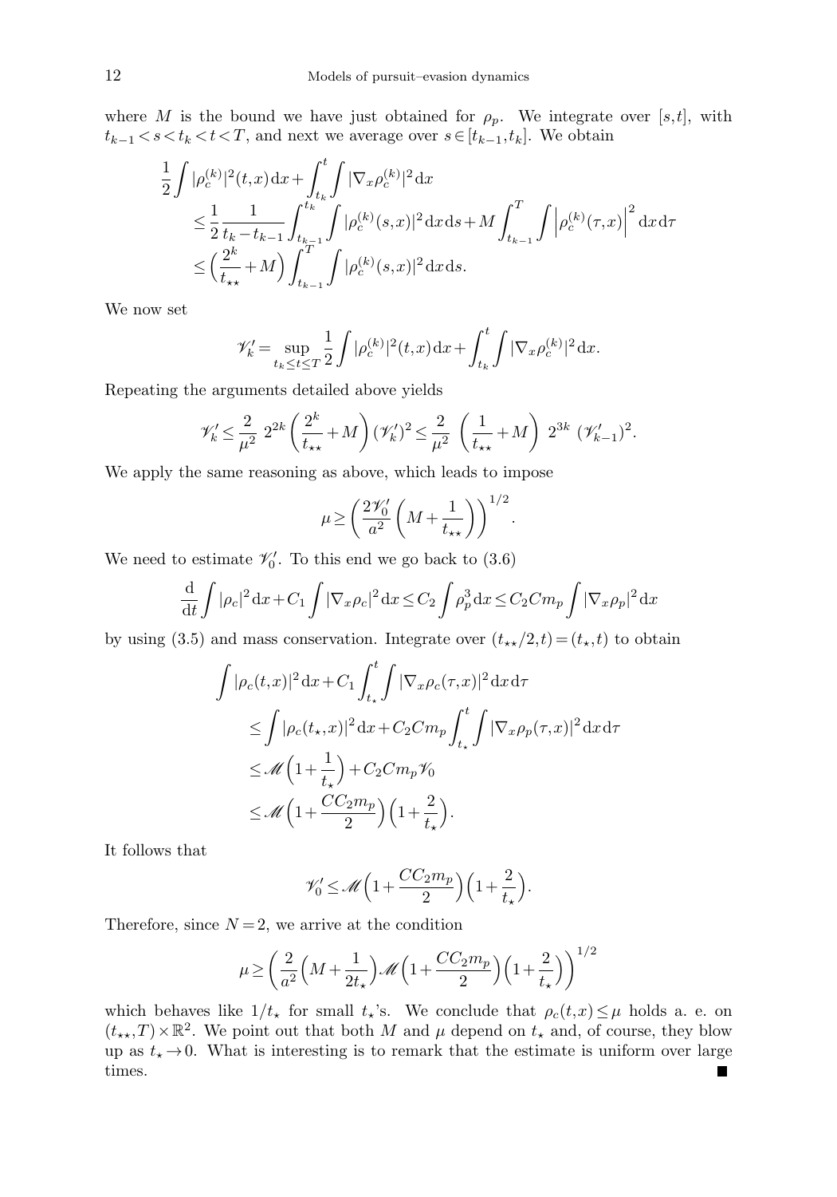where $M$ is the bound we have just obtained for $\rho_p$. We integrate over $[s,t]$, with $t_{k-1}<s<t_k<t<T$, and next we average over $s\in[t_{k-1},t_k]$. We obtain

$$
\begin{aligned}
&\frac{1}{2}\int |\rho_c^{(k)}|^2(t,x)\,\mathrm{d}x+\int_{t_k}^t\int |\nabla_x\rho_c^{(k)}|^2\,\mathrm{d}x \\
&\qquad\le \frac{1}{2}\frac{1}{t_k-t_{k-1}}\int_{t_{k-1}}^{t_k}\int |\rho_c^{(k)}(s,x)|^2\,\mathrm{d}x\,\mathrm{d}s+M\int_{t_{k-1}}^T\int \left|\rho_c^{(k)}(\tau,x)\right|^2\mathrm{d}x\,\mathrm{d}\tau \\
&\qquad\le \Big(\frac{2^k}{t_{\star\star}}+M\Big)\int_{t_{k-1}}^T\int |\rho_c^{(k)}(s,x)|^2\,\mathrm{d}x\,\mathrm{d}s.
\end{aligned}
$$

We now set

$$
\mathscr{V}_k'=\sup_{t_k\le t\le T}\frac{1}{2}\int |\rho_c^{(k)}|^2(t,x)\,\mathrm{d}x+\int_{t_k}^t\int |\nabla_x\rho_c^{(k)}|^2\,\mathrm{d}x.
$$

Repeating the arguments detailed above yields

$$
\mathscr{V}_k'\le \frac{2}{\mu^2}\ 2^{2k}\left(\frac{2^k}{t_{\star\star}}+M\right)(\mathscr{V}_k')^2\le \frac{2}{\mu^2}\ \left(\frac{1}{t_{\star\star}}+M\right)\ 2^{3k}\ (\mathscr{V}_{k-1}')^2.
$$

We apply the same reasoning as above, which leads to impose

$$
\mu\ge\left(\frac{2\mathscr{V}_0'}{a^2}\left(M+\frac{1}{t_{\star\star}}\right)\right)^{1/2}.
$$

We need to estimate $\mathscr{V}_0'$. To this end we go back to (3.6)

$$
\frac{\mathrm{d}}{\mathrm{d}t}\int |\rho_c|^2\,\mathrm{d}x+C_1\int |\nabla_x\rho_c|^2\,\mathrm{d}x\le C_2\int \rho_p^3\,\mathrm{d}x\le C_2Cm_p\int |\nabla_x\rho_p|^2\,\mathrm{d}x
$$

by using (3.5) and mass conservation. Integrate over $(t_{\star\star}/2,t)=(t_\star,t)$ to obtain

$$
\begin{aligned}
&\int |\rho_c(t,x)|^2\,\mathrm{d}x+C_1\int_{t_\star}^t\int |\nabla_x\rho_c(\tau,x)|^2\,\mathrm{d}x\,\mathrm{d}\tau \\
&\qquad\le \int |\rho_c(t_\star,x)|^2\,\mathrm{d}x+C_2Cm_p\int_{t_\star}^t\int |\nabla_x\rho_p(\tau,x)|^2\,\mathrm{d}x\,\mathrm{d}\tau \\
&\qquad\le \mathscr{M}\Big(1+\frac{1}{t_\star}\Big)+C_2Cm_p\mathscr{V}_0 \\
&\qquad\le \mathscr{M}\Big(1+\frac{CC_2m_p}{2}\Big)\Big(1+\frac{2}{t_\star}\Big).
\end{aligned}
$$

It follows that

$$
\mathscr{V}_0'\le \mathscr{M}\Big(1+\frac{CC_2m_p}{2}\Big)\Big(1+\frac{2}{t_\star}\Big).
$$

Therefore, since $N=2$, we arrive at the condition

$$
\mu\ge\left(\frac{2}{a^2}\Big(M+\frac{1}{2t_\star}\Big)\mathscr{M}\Big(1+\frac{CC_2m_p}{2}\Big)\Big(1+\frac{2}{t_\star}\Big)\right)^{1/2}
$$

which behaves like $1/t_\star$ for small $t_\star$'s. We conclude that $\rho_c(t,x)\le\mu$ holds a. e. on $(t_{\star\star},T)\times\mathbb{R}^2$. We point out that both $M$ and $\mu$ depend on $t_\star$ and, of course, they blow up as $t_\star\to 0$. What is interesting is to remark that the estimate is uniform over large times. ∎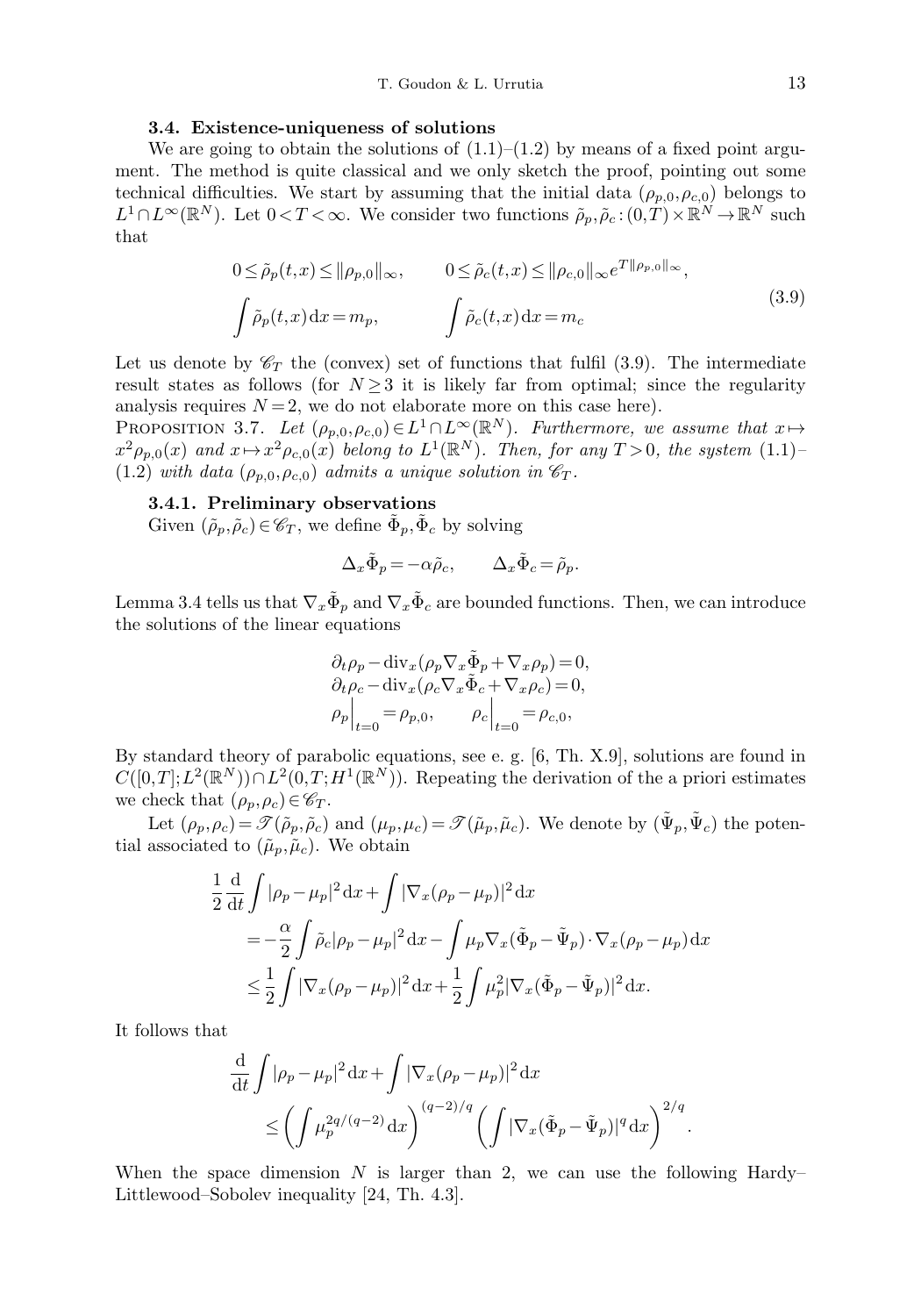### 3.4. Existence-uniqueness of solutions

We are going to obtain the solutions of (1.1)–(1.2) by means of a fixed point argument. The method is quite classical and we only sketch the proof, pointing out some technical difficulties. We start by assuming that the initial data $(\rho_{p,0},\rho_{c,0})$ belongs to $L^1\cap L^\infty(\mathbb{R}^N)$. Let $0<T<\infty$. We consider two functions $\tilde\rho_p,\tilde\rho_c:(0,T)\times\mathbb{R}^N\to\mathbb{R}^N$ such that

$$
\begin{aligned}
&0\le\tilde\rho_p(t,x)\le\|\rho_{p,0}\|_\infty, &&0\le\tilde\rho_c(t,x)\le\|\rho_{c,0}\|_\infty e^{T\|\rho_{p,0}\|_\infty},\\
&\int\tilde\rho_p(t,x)\,\mathrm{d}x=m_p, &&\int\tilde\rho_c(t,x)\,\mathrm{d}x=m_c
\end{aligned}
\tag{3.9}
$$

Let us denote by $\mathscr{C}_T$ the (convex) set of functions that fulfil (3.9). The intermediate result states as follows (for $N\ge3$ it is likely far from optimal; since the regularity analysis requires $N=2$, we do not elaborate more on this case here).

Proposition 3.7. *Let $(\rho_{p,0},\rho_{c,0})\in L^1\cap L^\infty(\mathbb{R}^N)$. Furthermore, we assume that $x\mapsto x^2\rho_{p,0}(x)$ and $x\mapsto x^2\rho_{c,0}(x)$ belong to $L^1(\mathbb{R}^N)$. Then, for any $T>0$, the system (1.1)–(1.2) with data $(\rho_{p,0},\rho_{c,0})$ admits a unique solution in $\mathscr{C}_T$.*

#### 3.4.1. Preliminary observations

Given $(\tilde\rho_p,\tilde\rho_c)\in\mathscr{C}_T$, we define $\tilde\Phi_p,\tilde\Phi_c$ by solving

$$
\Delta_x\tilde\Phi_p=-\alpha\tilde\rho_c,\qquad \Delta_x\tilde\Phi_c=\tilde\rho_p.
$$

Lemma 3.4 tells us that $\nabla_x\tilde\Phi_p$ and $\nabla_x\tilde\Phi_c$ are bounded functions. Then, we can introduce the solutions of the linear equations

$$
\begin{aligned}
&\partial_t\rho_p-\mathrm{div}_x(\rho_p\nabla_x\tilde\Phi_p+\nabla_x\rho_p)=0,\\
&\partial_t\rho_c-\mathrm{div}_x(\rho_c\nabla_x\tilde\Phi_c+\nabla_x\rho_c)=0,\\
&\rho_p\Big|_{t=0}=\rho_{p,0},\qquad \rho_c\Big|_{t=0}=\rho_{c,0},
\end{aligned}
$$

By standard theory of parabolic equations, see e. g. [6, Th. X.9], solutions are found in $C([0,T];L^2(\mathbb{R}^N))\cap L^2(0,T;H^1(\mathbb{R}^N))$. Repeating the derivation of the a priori estimates we check that $(\rho_p,\rho_c)\in\mathscr{C}_T$.

Let $(\rho_p,\rho_c)=\mathscr{T}(\tilde\rho_p,\tilde\rho_c)$ and $(\mu_p,\mu_c)=\mathscr{T}(\tilde\mu_p,\tilde\mu_c)$. We denote by $(\tilde\Psi_p,\tilde\Psi_c)$ the potential associated to $(\tilde\mu_p,\tilde\mu_c)$. We obtain

$$
\begin{aligned}
\frac12\frac{\mathrm{d}}{\mathrm{d}t}&\int|\rho_p-\mu_p|^2\,\mathrm{d}x+\int|\nabla_x(\rho_p-\mu_p)|^2\,\mathrm{d}x\\
&=-\frac{\alpha}{2}\int\tilde\rho_c|\rho_p-\mu_p|^2\,\mathrm{d}x-\int\mu_p\nabla_x(\tilde\Phi_p-\tilde\Psi_p)\cdot\nabla_x(\rho_p-\mu_p)\,\mathrm{d}x\\
&\le\frac12\int|\nabla_x(\rho_p-\mu_p)|^2\,\mathrm{d}x+\frac12\int\mu_p^2|\nabla_x(\tilde\Phi_p-\tilde\Psi_p)|^2\,\mathrm{d}x.
\end{aligned}
$$

It follows that

$$
\begin{aligned}
\frac{\mathrm{d}}{\mathrm{d}t}&\int|\rho_p-\mu_p|^2\,\mathrm{d}x+\int|\nabla_x(\rho_p-\mu_p)|^2\,\mathrm{d}x\\
&\le\left(\int\mu_p^{2q/(q-2)}\,\mathrm{d}x\right)^{(q-2)/q}\left(\int|\nabla_x(\tilde\Phi_p-\tilde\Psi_p)|^q\,\mathrm{d}x\right)^{2/q}.
\end{aligned}
$$

When the space dimension $N$ is larger than 2, we can use the following Hardy–Littlewood–Sobolev inequality [24, Th. 4.3].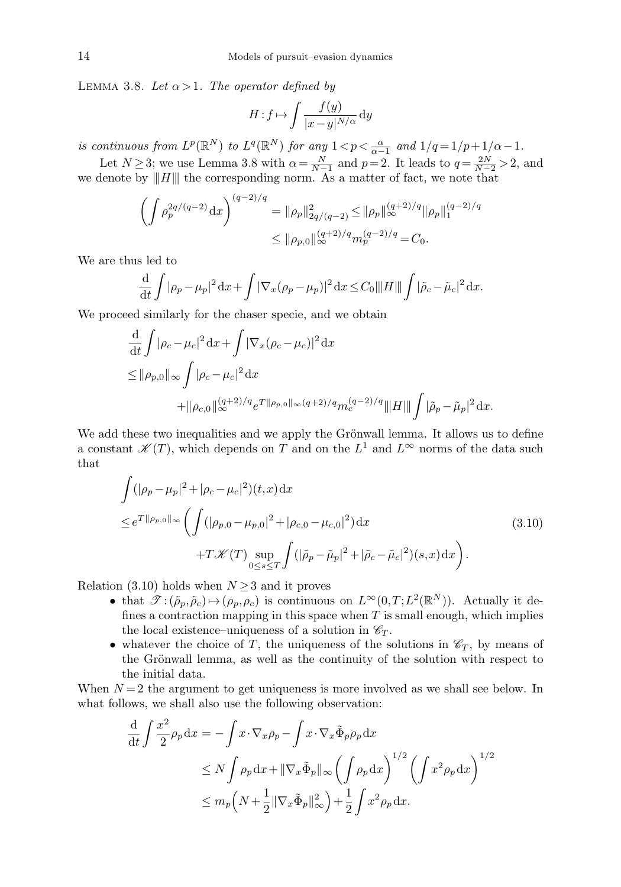Lemma 3.8. *Let $\alpha > 1$. The operator defined by*

$$H : f \mapsto \int \frac{f(y)}{|x-y|^{N/\alpha}} \,\mathrm{d}y$$

*is continuous from $L^p(\mathbb{R}^N)$ to $L^q(\mathbb{R}^N)$ for any $1 < p < \frac{\alpha}{\alpha-1}$ and $1/q = 1/p + 1/\alpha - 1$.*

Let $N \geq 3$; we use Lemma 3.8 with $\alpha = \frac{N}{N-1}$ and $p = 2$. It leads to $q = \frac{2N}{N-2} > 2$, and we denote by $|||H|||$ the corresponding norm. As a matter of fact, we note that

$$\begin{aligned}\left(\int \rho_p^{2q/(q-2)} \,\mathrm{d}x\right)^{(q-2)/q} &= \|\rho_p\|^2_{2q/(q-2)} \leq \|\rho_p\|_\infty^{(q+2)/q} \|\rho_p\|_1^{(q-2)/q} \\ &\leq \|\rho_{p,0}\|_\infty^{(q+2)/q} m_p^{(q-2)/q} = C_0.\end{aligned}$$

We are thus led to

$$\frac{\mathrm{d}}{\mathrm{d}t} \int |\rho_p - \mu_p|^2 \,\mathrm{d}x + \int |\nabla_x(\rho_p - \mu_p)|^2 \,\mathrm{d}x \leq C_0 |||H||| \int |\tilde{\rho}_c - \tilde{\mu}_c|^2 \,\mathrm{d}x.$$

We proceed similarly for the chaser specie, and we obtain

$$\begin{aligned}&\frac{\mathrm{d}}{\mathrm{d}t} \int |\rho_c - \mu_c|^2 \,\mathrm{d}x + \int |\nabla_x(\rho_c - \mu_c)|^2 \,\mathrm{d}x \\ &\leq \|\rho_{p,0}\|_\infty \int |\rho_c - \mu_c|^2 \,\mathrm{d}x \\ &\qquad + \|\rho_{c,0}\|_\infty^{(q+2)/q} e^{T\|\rho_{p,0}\|_\infty (q+2)/q} m_c^{(q-2)/q} |||H||| \int |\tilde{\rho}_p - \tilde{\mu}_p|^2 \,\mathrm{d}x.\end{aligned}$$

We add these two inequalities and we apply the Grönwall lemma. It allows us to define a constant $\mathscr{K}(T)$, which depends on $T$ and on the $L^1$ and $L^\infty$ norms of the data such that

$$\begin{aligned}&\int (|\rho_p - \mu_p|^2 + |\rho_c - \mu_c|^2)(t,x) \,\mathrm{d}x \\ &\leq e^{T\|\rho_{p,0}\|_\infty} \left( \int (|\rho_{p,0} - \mu_{p,0}|^2 + |\rho_{c,0} - \mu_{c,0}|^2) \,\mathrm{d}x \right. \qquad (3.10) \\ &\qquad \left. + T\mathscr{K}(T) \sup_{0 \leq s \leq T} \int (|\tilde{\rho}_p - \tilde{\mu}_p|^2 + |\tilde{\rho}_c - \tilde{\mu}_c|^2)(s,x) \,\mathrm{d}x \right).\end{aligned}$$

Relation (3.10) holds when $N \geq 3$ and it proves

- that $\mathscr{T} : (\tilde{\rho}_p, \tilde{\rho}_c) \mapsto (\rho_p, \rho_c)$ is continuous on $L^\infty(0,T; L^2(\mathbb{R}^N))$. Actually it defines a contraction mapping in this space when $T$ is small enough, which implies the local existence–uniqueness of a solution in $\mathscr{C}_T$.
- whatever the choice of $T$, the uniqueness of the solutions in $\mathscr{C}_T$, by means of the Grönwall lemma, as well as the continuity of the solution with respect to the initial data.

When $N = 2$ the argument to get uniqueness is more involved as we shall see below. In what follows, we shall also use the following observation:

$$\begin{aligned}\frac{\mathrm{d}}{\mathrm{d}t} \int \frac{x^2}{2} \rho_p \,\mathrm{d}x &= -\int x \cdot \nabla_x \rho_p - \int x \cdot \nabla_x \tilde{\Phi}_p \rho_p \,\mathrm{d}x \\ &\leq N \int \rho_p \,\mathrm{d}x + \|\nabla_x \tilde{\Phi}_p\|_\infty \left(\int \rho_p \,\mathrm{d}x\right)^{1/2} \left(\int x^2 \rho_p \,\mathrm{d}x\right)^{1/2} \\ &\leq m_p \Big(N + \frac{1}{2} \|\nabla_x \tilde{\Phi}_p\|_\infty^2\Big) + \frac{1}{2} \int x^2 \rho_p \,\mathrm{d}x.\end{aligned}$$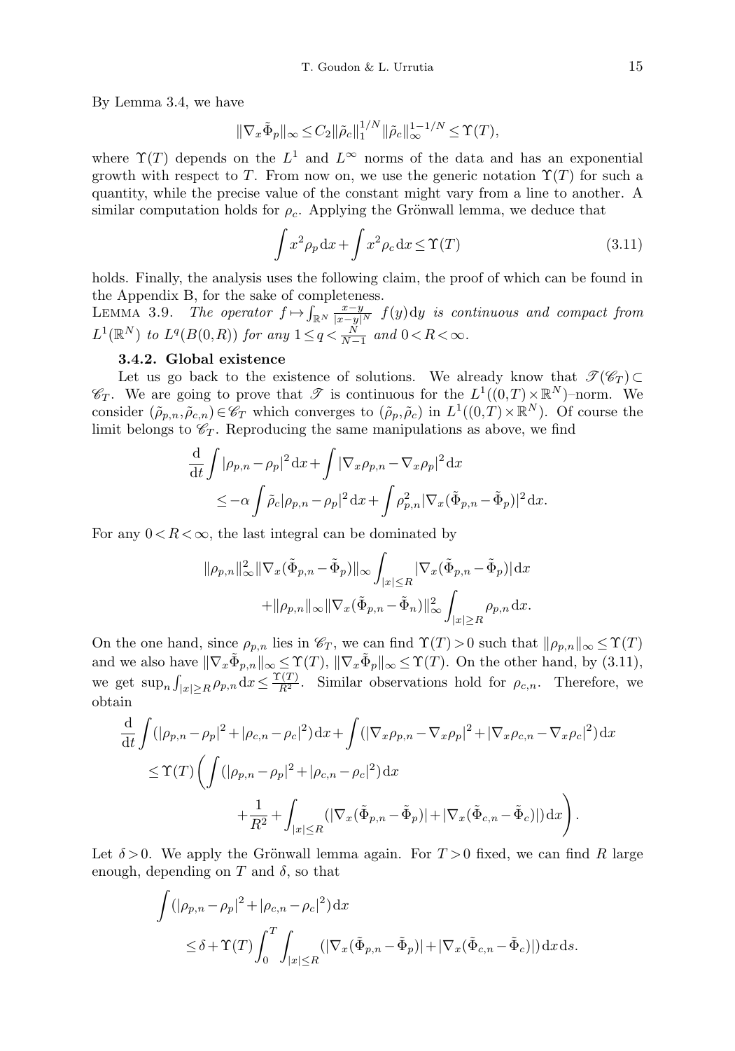By Lemma 3.4, we have

$$\|\nabla_x \tilde{\Phi}_p\|_\infty \leq C_2 \|\tilde{\rho}_c\|_1^{1/N} \|\tilde{\rho}_c\|_\infty^{1-1/N} \leq \Upsilon(T),$$

where $\Upsilon(T)$ depends on the $L^1$ and $L^\infty$ norms of the data and has an exponential growth with respect to $T$. From now on, we use the generic notation $\Upsilon(T)$ for such a quantity, while the precise value of the constant might vary from a line to another. A similar computation holds for $\rho_c$. Applying the Grönwall lemma, we deduce that

$$\int x^2 \rho_p \,\mathrm{d}x + \int x^2 \rho_c \,\mathrm{d}x \leq \Upsilon(T) \tag{3.11}$$

holds. Finally, the analysis uses the following claim, the proof of which can be found in the Appendix B, for the sake of completeness.

Lemma 3.9. *The operator* $f \mapsto \int_{\mathbb{R}^N} \frac{x-y}{|x-y|^N} \, f(y)\,\mathrm{d}y$ *is continuous and compact from* $L^1(\mathbb{R}^N)$ *to* $L^q(B(0,R))$ *for any* $1 \leq q < \frac{N}{N-1}$ *and* $0 < R < \infty$.

### 3.4.2. Global existence

Let us go back to the existence of solutions. We already know that $\mathscr{T}(\mathscr{C}_T) \subset \mathscr{C}_T$. We are going to prove that $\mathscr{T}$ is continuous for the $L^1((0,T)\times\mathbb{R}^N)$–norm. We consider $(\tilde{\rho}_{p,n}, \tilde{\rho}_{c,n}) \in \mathscr{C}_T$ which converges to $(\tilde{\rho}_p, \tilde{\rho}_c)$ in $L^1((0,T)\times\mathbb{R}^N)$. Of course the limit belongs to $\mathscr{C}_T$. Reproducing the same manipulations as above, we find

$$\begin{aligned}
&\frac{\mathrm{d}}{\mathrm{d}t}\int |\rho_{p,n} - \rho_p|^2 \,\mathrm{d}x + \int |\nabla_x \rho_{p,n} - \nabla_x \rho_p|^2 \,\mathrm{d}x \\
&\qquad \leq -\alpha \int \tilde{\rho}_c |\rho_{p,n} - \rho_p|^2 \,\mathrm{d}x + \int \rho_{p,n}^2 |\nabla_x(\tilde{\Phi}_{p,n} - \tilde{\Phi}_p)|^2 \,\mathrm{d}x.
\end{aligned}$$

For any $0 < R < \infty$, the last integral can be dominated by

$$\begin{aligned}
&\|\rho_{p,n}\|_\infty^2 \|\nabla_x(\tilde{\Phi}_{p,n} - \tilde{\Phi}_p)\|_\infty \int_{|x|\leq R} |\nabla_x(\tilde{\Phi}_{p,n} - \tilde{\Phi}_p)| \,\mathrm{d}x \\
&\qquad + \|\rho_{p,n}\|_\infty \|\nabla_x(\tilde{\Phi}_{p,n} - \tilde{\Phi}_n)\|_\infty^2 \int_{|x|\geq R} \rho_{p,n} \,\mathrm{d}x.
\end{aligned}$$

On the one hand, since $\rho_{p,n}$ lies in $\mathscr{C}_T$, we can find $\Upsilon(T) > 0$ such that $\|\rho_{p,n}\|_\infty \leq \Upsilon(T)$ and we also have $\|\nabla_x \tilde{\Phi}_{p,n}\|_\infty \leq \Upsilon(T)$, $\|\nabla_x \tilde{\Phi}_p\|_\infty \leq \Upsilon(T)$. On the other hand, by (3.11), we get $\sup_n \int_{|x|\geq R} \rho_{p,n} \,\mathrm{d}x \leq \frac{\Upsilon(T)}{R^2}$. Similar observations hold for $\rho_{c,n}$. Therefore, we obtain

$$\begin{aligned}
&\frac{\mathrm{d}}{\mathrm{d}t}\int (|\rho_{p,n} - \rho_p|^2 + |\rho_{c,n} - \rho_c|^2) \,\mathrm{d}x + \int (|\nabla_x \rho_{p,n} - \nabla_x \rho_p|^2 + |\nabla_x \rho_{c,n} - \nabla_x \rho_c|^2) \,\mathrm{d}x \\
&\quad \leq \Upsilon(T) \Bigg( \int (|\rho_{p,n} - \rho_p|^2 + |\rho_{c,n} - \rho_c|^2) \,\mathrm{d}x \\
&\qquad\qquad + \frac{1}{R^2} + \int_{|x|\leq R} (|\nabla_x(\tilde{\Phi}_{p,n} - \tilde{\Phi}_p)| + |\nabla_x(\tilde{\Phi}_{c,n} - \tilde{\Phi}_c)|) \,\mathrm{d}x \Bigg).
\end{aligned}$$

Let $\delta > 0$. We apply the Grönwall lemma again. For $T > 0$ fixed, we can find $R$ large enough, depending on $T$ and $\delta$, so that

$$\begin{aligned}
&\int (|\rho_{p,n} - \rho_p|^2 + |\rho_{c,n} - \rho_c|^2) \,\mathrm{d}x \\
&\qquad \leq \delta + \Upsilon(T) \int_0^T \int_{|x|\leq R} (|\nabla_x(\tilde{\Phi}_{p,n} - \tilde{\Phi}_p)| + |\nabla_x(\tilde{\Phi}_{c,n} - \tilde{\Phi}_c)|) \,\mathrm{d}x \,\mathrm{d}s.
\end{aligned}$$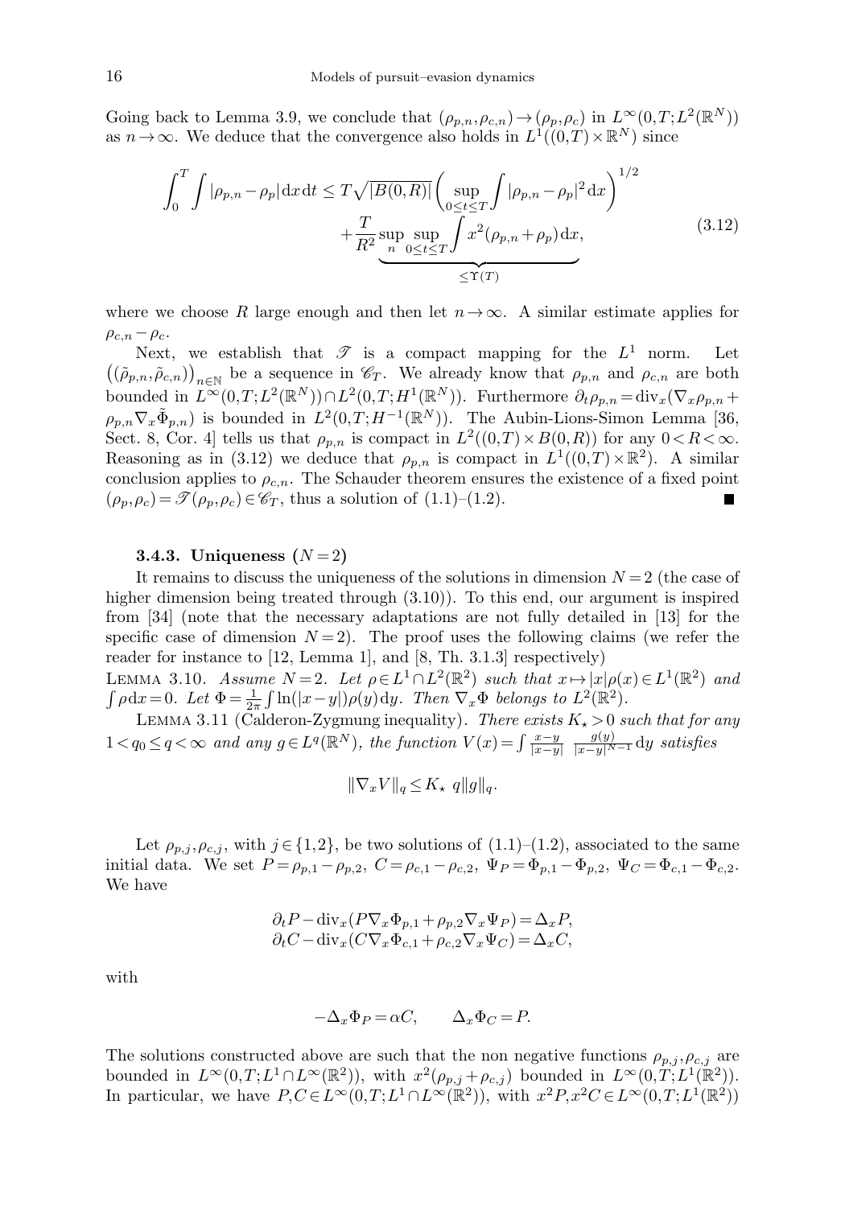Going back to Lemma 3.9, we conclude that $(\rho_{p,n},\rho_{c,n})\to(\rho_p,\rho_c)$ in $L^\infty(0,T;L^2(\mathbb{R}^N))$ as $n\to\infty$. We deduce that the convergence also holds in $L^1((0,T)\times\mathbb{R}^N)$ since

$$
\begin{aligned}
\int_0^T\int|\rho_{p,n}-\rho_p|\,\mathrm{d}x\,\mathrm{d}t &\le T\sqrt{|B(0,R)|}\left(\sup_{0\le t\le T}\int|\rho_{p,n}-\rho_p|^2\,\mathrm{d}x\right)^{1/2}\\
&\quad+\frac{T}{R^2}\underbrace{\sup_n\sup_{0\le t\le T}\int x^2(\rho_{p,n}+\rho_p)\,\mathrm{d}x}_{\le\Upsilon(T)},
\end{aligned}
\tag{3.12}
$$

where we choose $R$ large enough and then let $n\to\infty$. A similar estimate applies for $\rho_{c,n}-\rho_c$.

Next, we establish that $\mathscr{T}$ is a compact mapping for the $L^1$ norm. Let $\big((\tilde\rho_{p,n},\tilde\rho_{c,n})\big)_{n\in\mathbb{N}}$ be a sequence in $\mathscr{C}_T$. We already know that $\rho_{p,n}$ and $\rho_{c,n}$ are both bounded in $L^\infty(0,T;L^2(\mathbb{R}^N))\cap L^2(0,T;H^1(\mathbb{R}^N))$. Furthermore $\partial_t\rho_{p,n}=\mathrm{div}_x(\nabla_x\rho_{p,n}+\rho_{p,n}\nabla_x\tilde\Phi_{p,n})$ is bounded in $L^2(0,T;H^{-1}(\mathbb{R}^N))$. The Aubin-Lions-Simon Lemma [36, Sect. 8, Cor. 4] tells us that $\rho_{p,n}$ is compact in $L^2((0,T)\times B(0,R))$ for any $0<R<\infty$. Reasoning as in (3.12) we deduce that $\rho_{p,n}$ is compact in $L^1((0,T)\times\mathbb{R}^2)$. A similar conclusion applies to $\rho_{c,n}$. The Schauder theorem ensures the existence of a fixed point $(\rho_p,\rho_c)=\mathscr{T}(\rho_p,\rho_c)\in\mathscr{C}_T$, thus a solution of (1.1)–(1.2). ∎

### 3.4.3. Uniqueness ($N=2$)

It remains to discuss the uniqueness of the solutions in dimension $N=2$ (the case of higher dimension being treated through (3.10)). To this end, our argument is inspired from [34] (note that the necessary adaptations are not fully detailed in [13] for the specific case of dimension $N=2$). The proof uses the following claims (we refer the reader for instance to [12, Lemma 1], and [8, Th. 3.1.3] respectively)

Lemma 3.10. *Assume $N=2$. Let $\rho\in L^1\cap L^2(\mathbb{R}^2)$ such that $x\mapsto|x|\rho(x)\in L^1(\mathbb{R}^2)$ and $\int\rho\,\mathrm{d}x=0$. Let $\Phi=\frac{1}{2\pi}\int\ln(|x-y|)\rho(y)\,\mathrm{d}y$. Then $\nabla_x\Phi$ belongs to $L^2(\mathbb{R}^2)$.*

Lemma 3.11 (Calderon-Zygmung inequality). *There exists $K_\star>0$ such that for any $1<q_0\le q<\infty$ and any $g\in L^q(\mathbb{R}^N)$, the function $V(x)=\int\frac{x-y}{|x-y|}\;\frac{g(y)}{|x-y|^{N-1}}\,\mathrm{d}y$ satisfies*

$$
\|\nabla_x V\|_q\le K_\star\;q\|g\|_q.
$$

Let $\rho_{p,j},\rho_{c,j}$, with $j\in\{1,2\}$, be two solutions of (1.1)–(1.2), associated to the same initial data. We set $P=\rho_{p,1}-\rho_{p,2}$, $C=\rho_{c,1}-\rho_{c,2}$, $\Psi_P=\Phi_{p,1}-\Phi_{p,2}$, $\Psi_C=\Phi_{c,1}-\Phi_{c,2}$. We have

$$
\begin{aligned}
&\partial_t P-\mathrm{div}_x(P\nabla_x\Phi_{p,1}+\rho_{p,2}\nabla_x\Psi_P)=\Delta_x P,\\
&\partial_t C-\mathrm{div}_x(C\nabla_x\Phi_{c,1}+\rho_{c,2}\nabla_x\Psi_C)=\Delta_x C,
\end{aligned}
$$

with

$$
-\Delta_x\Phi_P=\alpha C,\qquad \Delta_x\Phi_C=P.
$$

The solutions constructed above are such that the non negative functions $\rho_{p,j},\rho_{c,j}$ are bounded in $L^\infty(0,T;L^1\cap L^\infty(\mathbb{R}^2))$, with $x^2(\rho_{p,j}+\rho_{c,j})$ bounded in $L^\infty(0,T;L^1(\mathbb{R}^2))$. In particular, we have $P,C\in L^\infty(0,T;L^1\cap L^\infty(\mathbb{R}^2))$, with $x^2P,x^2C\in L^\infty(0,T;L^1(\mathbb{R}^2))$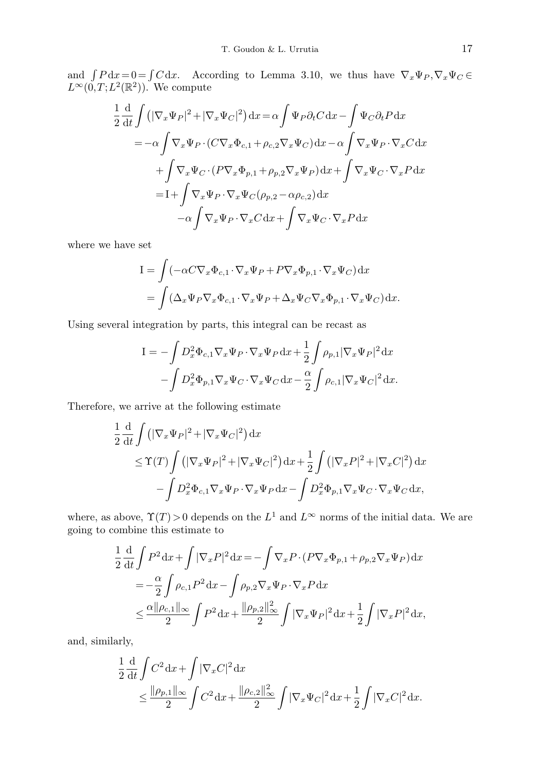and $\int P \,\mathrm{d}x = 0 = \int C \,\mathrm{d}x$. According to Lemma 3.10, we thus have $\nabla_x \Psi_P, \nabla_x \Psi_C \in L^\infty(0,T;L^2(\mathbb{R}^2))$. We compute

$$
\begin{aligned}
\frac{1}{2}\frac{\mathrm{d}}{\mathrm{d}t}\int \left(|\nabla_x \Psi_P|^2 + |\nabla_x \Psi_C|^2\right)\mathrm{d}x &= \alpha \int \Psi_P \partial_t C \,\mathrm{d}x - \int \Psi_C \partial_t P \,\mathrm{d}x \\
&= -\alpha \int \nabla_x \Psi_P \cdot (C \nabla_x \Phi_{c,1} + \rho_{c,2} \nabla_x \Psi_C)\,\mathrm{d}x - \alpha \int \nabla_x \Psi_P \cdot \nabla_x C \,\mathrm{d}x \\
&\quad + \int \nabla_x \Psi_C \cdot (P \nabla_x \Phi_{p,1} + \rho_{p,2} \nabla_x \Psi_P)\,\mathrm{d}x + \int \nabla_x \Psi_C \cdot \nabla_x P \,\mathrm{d}x \\
&= \mathrm{I} + \int \nabla_x \Psi_P \cdot \nabla_x \Psi_C (\rho_{p,2} - \alpha \rho_{c,2})\,\mathrm{d}x \\
&\quad - \alpha \int \nabla_x \Psi_P \cdot \nabla_x C \,\mathrm{d}x + \int \nabla_x \Psi_C \cdot \nabla_x P \,\mathrm{d}x
\end{aligned}
$$

where we have set

$$
\begin{aligned}
\mathrm{I} &= \int (-\alpha C \nabla_x \Phi_{c,1} \cdot \nabla_x \Psi_P + P \nabla_x \Phi_{p,1} \cdot \nabla_x \Psi_C)\,\mathrm{d}x \\
&= \int (\Delta_x \Psi_P \nabla_x \Phi_{c,1} \cdot \nabla_x \Psi_P + \Delta_x \Psi_C \nabla_x \Phi_{p,1} \cdot \nabla_x \Psi_C)\,\mathrm{d}x.
\end{aligned}
$$

Using several integration by parts, this integral can be recast as

$$
\begin{aligned}
\mathrm{I} = &- \int D_x^2 \Phi_{c,1} \nabla_x \Psi_P \cdot \nabla_x \Psi_P \,\mathrm{d}x + \frac{1}{2}\int \rho_{p,1} |\nabla_x \Psi_P|^2 \,\mathrm{d}x \\
&- \int D_x^2 \Phi_{p,1} \nabla_x \Psi_C \cdot \nabla_x \Psi_C \,\mathrm{d}x - \frac{\alpha}{2}\int \rho_{c,1} |\nabla_x \Psi_C|^2 \,\mathrm{d}x.
\end{aligned}
$$

Therefore, we arrive at the following estimate

$$
\begin{aligned}
&\frac{1}{2}\frac{\mathrm{d}}{\mathrm{d}t}\int \left(|\nabla_x \Psi_P|^2 + |\nabla_x \Psi_C|^2\right)\mathrm{d}x \\
&\leq \Upsilon(T) \int \left(|\nabla_x \Psi_P|^2 + |\nabla_x \Psi_C|^2\right)\mathrm{d}x + \frac{1}{2}\int \left(|\nabla_x P|^2 + |\nabla_x C|^2\right)\mathrm{d}x \\
&\quad - \int D_x^2 \Phi_{c,1} \nabla_x \Psi_P \cdot \nabla_x \Psi_P \,\mathrm{d}x - \int D_x^2 \Phi_{p,1} \nabla_x \Psi_C \cdot \nabla_x \Psi_C \,\mathrm{d}x,
\end{aligned}
$$

where, as above, $\Upsilon(T) > 0$ depends on the $L^1$ and $L^\infty$ norms of the initial data. We are going to combine this estimate to

$$
\begin{aligned}
\frac{1}{2}\frac{\mathrm{d}}{\mathrm{d}t}\int P^2 \,\mathrm{d}x + \int |\nabla_x P|^2 \,\mathrm{d}x &= -\int \nabla_x P \cdot (P \nabla_x \Phi_{p,1} + \rho_{p,2} \nabla_x \Psi_P)\,\mathrm{d}x \\
&= -\frac{\alpha}{2}\int \rho_{c,1} P^2 \,\mathrm{d}x - \int \rho_{p,2} \nabla_x \Psi_P \cdot \nabla_x P \,\mathrm{d}x \\
&\leq \frac{\alpha \|\rho_{c,1}\|_\infty}{2} \int P^2 \,\mathrm{d}x + \frac{\|\rho_{p,2}\|_\infty^2}{2} \int |\nabla_x \Psi_P|^2 \,\mathrm{d}x + \frac{1}{2}\int |\nabla_x P|^2 \,\mathrm{d}x,
\end{aligned}
$$

and, similarly,

$$
\begin{aligned}
&\frac{1}{2}\frac{\mathrm{d}}{\mathrm{d}t}\int C^2 \,\mathrm{d}x + \int |\nabla_x C|^2 \,\mathrm{d}x \\
&\quad \leq \frac{\|\rho_{p,1}\|_\infty}{2} \int C^2 \,\mathrm{d}x + \frac{\|\rho_{c,2}\|_\infty^2}{2} \int |\nabla_x \Psi_C|^2 \,\mathrm{d}x + \frac{1}{2}\int |\nabla_x C|^2 \,\mathrm{d}x.
\end{aligned}
$$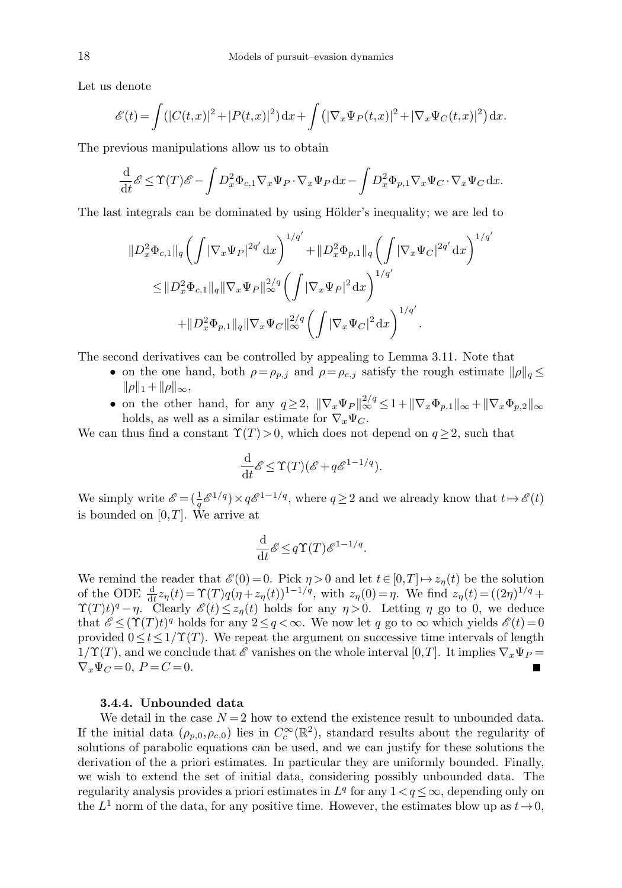Let us denote

$$\mathscr{E}(t) = \int (|C(t,x)|^2 + |P(t,x)|^2)\,\mathrm{d}x + \int \left(|\nabla_x \Psi_P(t,x)|^2 + |\nabla_x \Psi_C(t,x)|^2\right)\mathrm{d}x.$$

The previous manipulations allow us to obtain

$$\frac{\mathrm{d}}{\mathrm{d}t}\mathscr{E} \le \Upsilon(T)\mathscr{E} - \int D_x^2 \Phi_{c,1} \nabla_x \Psi_P \cdot \nabla_x \Psi_P \,\mathrm{d}x - \int D_x^2 \Phi_{p,1} \nabla_x \Psi_C \cdot \nabla_x \Psi_C \,\mathrm{d}x.$$

The last integrals can be dominated by using Hölder's inequality; we are led to

$$\begin{aligned}
&\|D_x^2 \Phi_{c,1}\|_q \left(\int |\nabla_x \Psi_P|^{2q'}\,\mathrm{d}x\right)^{1/q'} + \|D_x^2 \Phi_{p,1}\|_q \left(\int |\nabla_x \Psi_C|^{2q'}\,\mathrm{d}x\right)^{1/q'} \\
&\quad \le \|D_x^2 \Phi_{c,1}\|_q \|\nabla_x \Psi_P\|_\infty^{2/q} \left(\int |\nabla_x \Psi_P|^2 \,\mathrm{d}x\right)^{1/q'} \\
&\qquad + \|D_x^2 \Phi_{p,1}\|_q \|\nabla_x \Psi_C\|_\infty^{2/q} \left(\int |\nabla_x \Psi_C|^2 \,\mathrm{d}x\right)^{1/q'}.
\end{aligned}$$

The second derivatives can be controlled by appealing to Lemma 3.11. Note that

- on the one hand, both $\rho = \rho_{p,j}$ and $\rho = \rho_{c,j}$ satisfy the rough estimate $\|\rho\|_q \le \|\rho\|_1 + \|\rho\|_\infty$,
- on the other hand, for any $q \ge 2$, $\|\nabla_x \Psi_P\|_\infty^{2/q} \le 1 + \|\nabla_x \Phi_{p,1}\|_\infty + \|\nabla_x \Phi_{p,2}\|_\infty$ holds, as well as a similar estimate for $\nabla_x \Psi_C$.

We can thus find a constant $\Upsilon(T) > 0$, which does not depend on $q \ge 2$, such that

$$\frac{\mathrm{d}}{\mathrm{d}t}\mathscr{E} \le \Upsilon(T)(\mathscr{E} + q\mathscr{E}^{1-1/q}).$$

We simply write $\mathscr{E} = (\frac{1}{q}\mathscr{E}^{1/q}) \times q\mathscr{E}^{1-1/q}$, where $q \ge 2$ and we already know that $t \mapsto \mathscr{E}(t)$ is bounded on $[0,T]$. We arrive at

$$\frac{\mathrm{d}}{\mathrm{d}t}\mathscr{E} \le q\Upsilon(T)\mathscr{E}^{1-1/q}.$$

We remind the reader that $\mathscr{E}(0) = 0$. Pick $\eta > 0$ and let $t \in [0,T] \mapsto z_\eta(t)$ be the solution of the ODE $\frac{\mathrm{d}}{\mathrm{d}t} z_\eta(t) = \Upsilon(T) q(\eta + z_\eta(t))^{1-1/q}$, with $z_\eta(0) = \eta$. We find $z_\eta(t) = ((2\eta)^{1/q} + \Upsilon(T)t)^q - \eta$. Clearly $\mathscr{E}(t) \le z_\eta(t)$ holds for any $\eta > 0$. Letting $\eta$ go to 0, we deduce that $\mathscr{E} \le (\Upsilon(T)t)^q$ holds for any $2 \le q < \infty$. We now let $q$ go to $\infty$ which yields $\mathscr{E}(t) = 0$ provided $0 \le t \le 1/\Upsilon(T)$. We repeat the argument on successive time intervals of length $1/\Upsilon(T)$, and we conclude that $\mathscr{E}$ vanishes on the whole interval $[0,T]$. It implies $\nabla_x \Psi_P = \nabla_x \Psi_C = 0$, $P = C = 0$. ∎

### 3.4.4. Unbounded data

We detail in the case $N = 2$ how to extend the existence result to unbounded data. If the initial data $(\rho_{p,0}, \rho_{c,0})$ lies in $C_c^\infty(\mathbb{R}^2)$, standard results about the regularity of solutions of parabolic equations can be used, and we can justify for these solutions the derivation of the a priori estimates. In particular they are uniformly bounded. Finally, we wish to extend the set of initial data, considering possibly unbounded data. The regularity analysis provides a priori estimates in $L^q$ for any $1 < q \le \infty$, depending only on the $L^1$ norm of the data, for any positive time. However, the estimates blow up as $t \to 0$,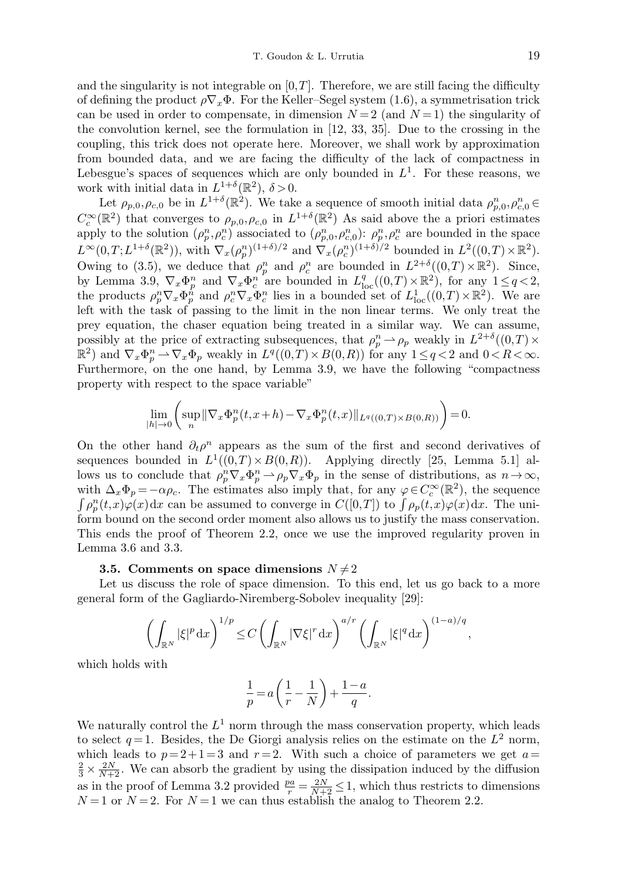and the singularity is not integrable on $[0,T]$. Therefore, we are still facing the difficulty of defining the product $\rho\nabla_x\Phi$. For the Keller–Segel system (1.6), a symmetrisation trick can be used in order to compensate, in dimension $N=2$ (and $N=1$) the singularity of the convolution kernel, see the formulation in [12, 33, 35]. Due to the crossing in the coupling, this trick does not operate here. Moreover, we shall work by approximation from bounded data, and we are facing the difficulty of the lack of compactness in Lebesgue's spaces of sequences which are only bounded in $L^1$. For these reasons, we work with initial data in $L^{1+\delta}(\mathbb{R}^2)$, $\delta>0$.

Let $\rho_{p,0},\rho_{c,0}$ be in $L^{1+\delta}(\mathbb{R}^2)$. We take a sequence of smooth initial data $\rho^n_{p,0},\rho^n_{c,0}\in C^\infty_c(\mathbb{R}^2)$ that converges to $\rho_{p,0},\rho_{c,0}$ in $L^{1+\delta}(\mathbb{R}^2)$ As said above the a priori estimates apply to the solution $(\rho^n_p,\rho^n_c)$ associated to $(\rho^n_{p,0},\rho^n_{c,0})$: $\rho^n_p,\rho^n_c$ are bounded in the space $L^\infty(0,T;L^{1+\delta}(\mathbb{R}^2))$, with $\nabla_x(\rho^n_p)^{(1+\delta)/2}$ and $\nabla_x(\rho^n_c)^{(1+\delta)/2}$ bounded in $L^2((0,T)\times\mathbb{R}^2)$. Owing to (3.5), we deduce that $\rho^n_p$ and $\rho^n_c$ are bounded in $L^{2+\delta}((0,T)\times\mathbb{R}^2)$. Since, by Lemma 3.9, $\nabla_x\Phi^n_p$ and $\nabla_x\Phi^n_c$ are bounded in $L^q_{\mathrm{loc}}((0,T)\times\mathbb{R}^2)$, for any $1\le q<2$, the products $\rho^n_p\nabla_x\Phi^n_p$ and $\rho^n_c\nabla_x\Phi^n_c$ lies in a bounded set of $L^1_{\mathrm{loc}}((0,T)\times\mathbb{R}^2)$. We are left with the task of passing to the limit in the non linear terms. We only treat the prey equation, the chaser equation being treated in a similar way. We can assume, possibly at the price of extracting subsequences, that $\rho^n_p\rightharpoonup\rho_p$ weakly in $L^{2+\delta}((0,T)\times\mathbb{R}^2)$ and $\nabla_x\Phi^n_p\rightharpoonup\nabla_x\Phi_p$ weakly in $L^q((0,T)\times B(0,R))$ for any $1\le q<2$ and $0<R<\infty$. Furthermore, on the one hand, by Lemma 3.9, we have the following "compactness property with respect to the space variable"

$$\lim_{|h|\to 0}\left(\sup_n\|\nabla_x\Phi^n_p(t,x+h)-\nabla_x\Phi^n_p(t,x)\|_{L^q((0,T)\times B(0,R))}\right)=0.$$

On the other hand $\partial_t\rho^n$ appears as the sum of the first and second derivatives of sequences bounded in $L^1((0,T)\times B(0,R))$. Applying directly [25, Lemma 5.1] allows us to conclude that $\rho^n_p\nabla_x\Phi^n_p\rightharpoonup\rho_p\nabla_x\Phi_p$ in the sense of distributions, as $n\to\infty$, with $\Delta_x\Phi_p=-\alpha\rho_c$. The estimates also imply that, for any $\varphi\in C^\infty_c(\mathbb{R}^2)$, the sequence $\int\rho^n_p(t,x)\varphi(x)\,\mathrm{d}x$ can be assumed to converge in $C([0,T])$ to $\int\rho_p(t,x)\varphi(x)\,\mathrm{d}x$. The uniform bound on the second order moment also allows us to justify the mass conservation. This ends the proof of Theorem 2.2, once we use the improved regularity proven in Lemma 3.6 and 3.3.

### 3.5. Comments on space dimensions $N\neq 2$

Let us discuss the role of space dimension. To this end, let us go back to a more general form of the Gagliardo-Niremberg-Sobolev inequality [29]:

$$\left(\int_{\mathbb{R}^N}|\xi|^p\,\mathrm{d}x\right)^{1/p}\le C\left(\int_{\mathbb{R}^N}|\nabla\xi|^r\,\mathrm{d}x\right)^{a/r}\left(\int_{\mathbb{R}^N}|\xi|^q\,\mathrm{d}x\right)^{(1-a)/q},$$

which holds with

$$\frac{1}{p}=a\left(\frac{1}{r}-\frac{1}{N}\right)+\frac{1-a}{q}.$$

We naturally control the $L^1$ norm through the mass conservation property, which leads to select $q=1$. Besides, the De Giorgi analysis relies on the estimate on the $L^2$ norm, which leads to $p=2+1=3$ and $r=2$. With such a choice of parameters we get $a=\frac{2}{3}\times\frac{2N}{N+2}$. We can absorb the gradient by using the dissipation induced by the diffusion as in the proof of Lemma 3.2 provided $\frac{pa}{r}=\frac{2N}{N+2}\le 1$, which thus restricts to dimensions $N=1$ or $N=2$. For $N=1$ we can thus establish the analog to Theorem 2.2.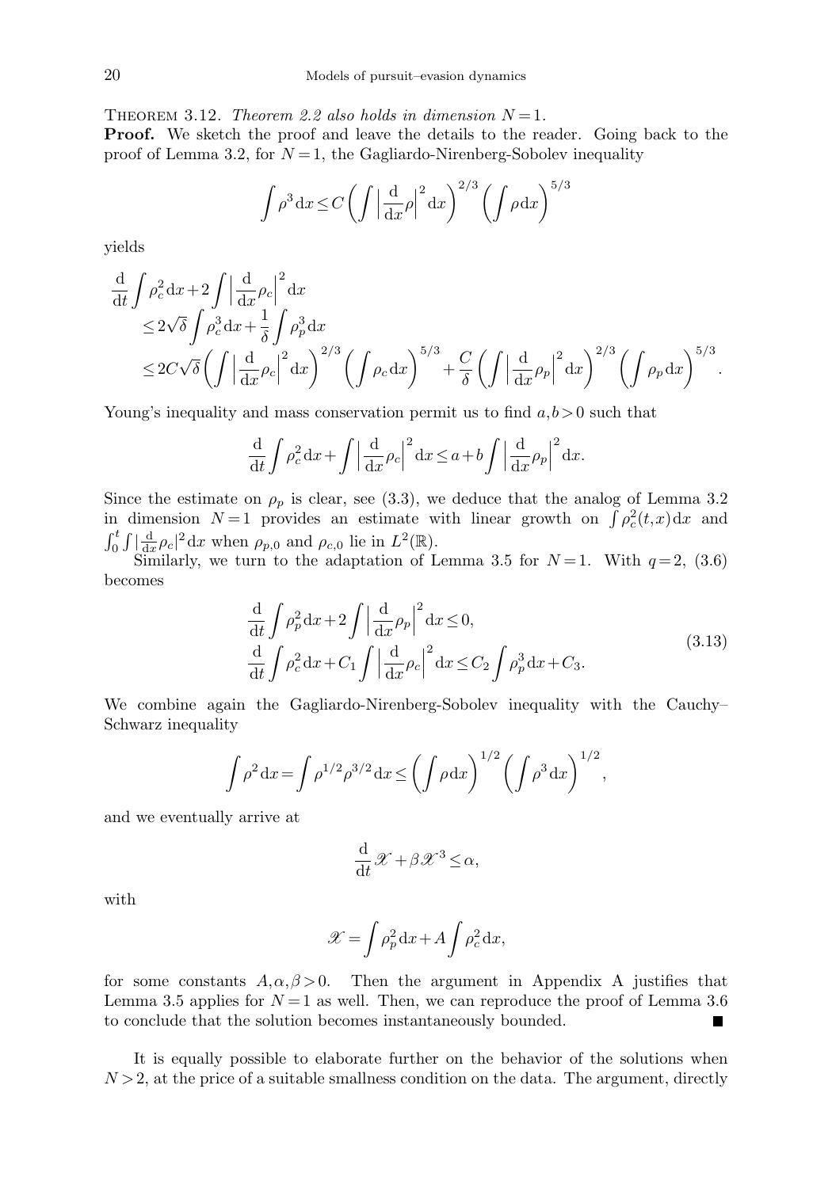Theorem 3.12. *Theorem 2.2 also holds in dimension $N=1$.*

**Proof.** We sketch the proof and leave the details to the reader. Going back to the proof of Lemma 3.2, for $N=1$, the Gagliardo-Nirenberg-Sobolev inequality

$$\int \rho^3 \,\mathrm{d}x \leq C\left(\int \left|\frac{\mathrm{d}}{\mathrm{d}x}\rho\right|^2 \mathrm{d}x\right)^{2/3}\left(\int \rho \,\mathrm{d}x\right)^{5/3}$$

yields

$$\begin{aligned}
&\frac{\mathrm{d}}{\mathrm{d}t}\int \rho_c^2 \,\mathrm{d}x + 2\int \left|\frac{\mathrm{d}}{\mathrm{d}x}\rho_c\right|^2 \mathrm{d}x \\
&\quad\leq 2\sqrt{\delta}\int \rho_c^3 \,\mathrm{d}x + \frac{1}{\delta}\int \rho_p^3 \,\mathrm{d}x \\
&\quad\leq 2C\sqrt{\delta}\left(\int \left|\frac{\mathrm{d}}{\mathrm{d}x}\rho_c\right|^2 \mathrm{d}x\right)^{2/3}\left(\int \rho_c \,\mathrm{d}x\right)^{5/3} + \frac{C}{\delta}\left(\int \left|\frac{\mathrm{d}}{\mathrm{d}x}\rho_p\right|^2 \mathrm{d}x\right)^{2/3}\left(\int \rho_p \,\mathrm{d}x\right)^{5/3}.
\end{aligned}$$

Young's inequality and mass conservation permit us to find $a,b>0$ such that

$$\frac{\mathrm{d}}{\mathrm{d}t}\int \rho_c^2 \,\mathrm{d}x + \int \left|\frac{\mathrm{d}}{\mathrm{d}x}\rho_c\right|^2 \mathrm{d}x \leq a + b\int \left|\frac{\mathrm{d}}{\mathrm{d}x}\rho_p\right|^2 \mathrm{d}x.$$

Since the estimate on $\rho_p$ is clear, see (3.3), we deduce that the analog of Lemma 3.2 in dimension $N=1$ provides an estimate with linear growth on $\int \rho_c^2(t,x)\,\mathrm{d}x$ and $\int_0^t \int |\frac{\mathrm{d}}{\mathrm{d}x}\rho_c|^2 \,\mathrm{d}x$ when $\rho_{p,0}$ and $\rho_{c,0}$ lie in $L^2(\mathbb{R})$.

Similarly, we turn to the adaptation of Lemma 3.5 for $N=1$. With $q=2$, (3.6) becomes

$$\begin{aligned}
&\frac{\mathrm{d}}{\mathrm{d}t}\int \rho_p^2 \,\mathrm{d}x + 2\int \left|\frac{\mathrm{d}}{\mathrm{d}x}\rho_p\right|^2 \mathrm{d}x \leq 0, \\
&\frac{\mathrm{d}}{\mathrm{d}t}\int \rho_c^2 \,\mathrm{d}x + C_1\int \left|\frac{\mathrm{d}}{\mathrm{d}x}\rho_c\right|^2 \mathrm{d}x \leq C_2\int \rho_p^3 \,\mathrm{d}x + C_3.
\end{aligned} \tag{3.13}$$

We combine again the Gagliardo-Nirenberg-Sobolev inequality with the Cauchy–Schwarz inequality

$$\int \rho^2 \,\mathrm{d}x = \int \rho^{1/2}\rho^{3/2} \,\mathrm{d}x \leq \left(\int \rho \,\mathrm{d}x\right)^{1/2}\left(\int \rho^3 \,\mathrm{d}x\right)^{1/2},$$

and we eventually arrive at

$$\frac{\mathrm{d}}{\mathrm{d}t}\mathscr{X} + \beta\mathscr{X}^3 \leq \alpha,$$

with

$$\mathscr{X} = \int \rho_p^2 \,\mathrm{d}x + A\int \rho_c^2 \,\mathrm{d}x,$$

for some constants $A,\alpha,\beta>0$. Then the argument in Appendix A justifies that Lemma 3.5 applies for $N=1$ as well. Then, we can reproduce the proof of Lemma 3.6 to conclude that the solution becomes instantaneously bounded. ∎

It is equally possible to elaborate further on the behavior of the solutions when $N>2$, at the price of a suitable smallness condition on the data. The argument, directly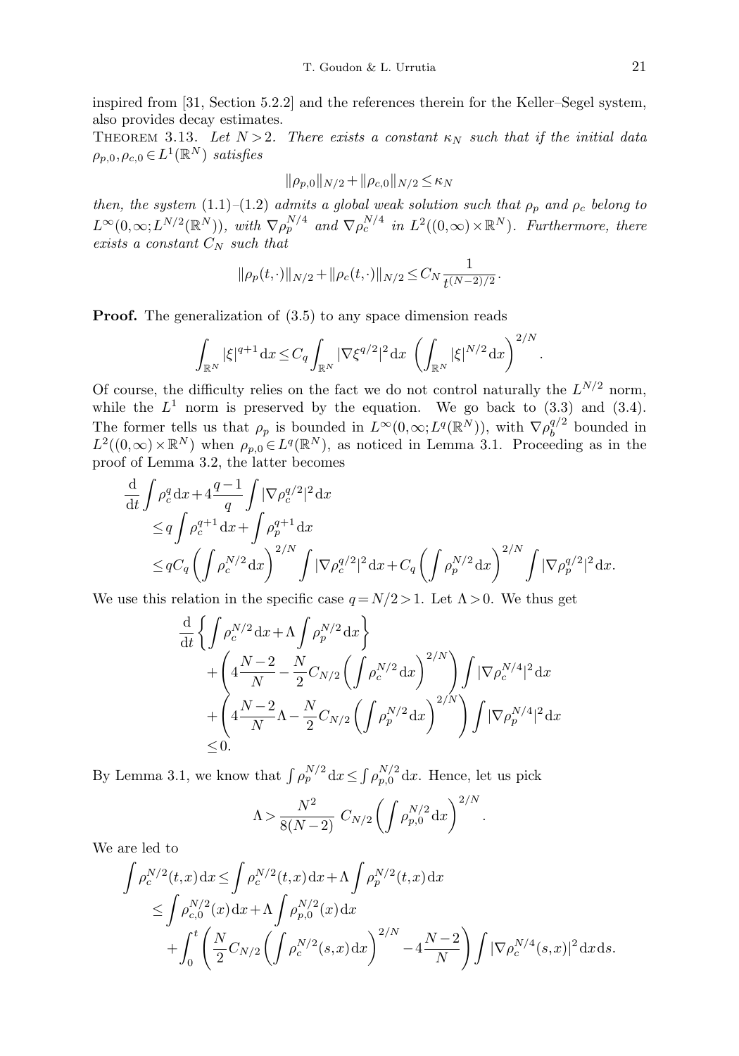inspired from [31, Section 5.2.2] and the references therein for the Keller–Segel system, also provides decay estimates.

THEOREM 3.13. *Let $N>2$. There exists a constant $\kappa_N$ such that if the initial data $\rho_{p,0},\rho_{c,0}\in L^1(\mathbb{R}^N)$ satisfies*

$$\|\rho_{p,0}\|_{N/2}+\|\rho_{c,0}\|_{N/2}\le \kappa_N$$

*then, the system (1.1)–(1.2) admits a global weak solution such that $\rho_p$ and $\rho_c$ belong to $L^\infty(0,\infty;L^{N/2}(\mathbb{R}^N))$, with $\nabla\rho_p^{N/4}$ and $\nabla\rho_c^{N/4}$ in $L^2((0,\infty)\times\mathbb{R}^N)$. Furthermore, there exists a constant $C_N$ such that*

$$\|\rho_p(t,\cdot)\|_{N/2}+\|\rho_c(t,\cdot)\|_{N/2}\le C_N\frac{1}{t^{(N-2)/2}}.$$

**Proof.** The generalization of (3.5) to any space dimension reads

$$\int_{\mathbb{R}^N}|\xi|^{q+1}\,\mathrm{d}x\le C_q\int_{\mathbb{R}^N}|\nabla\xi^{q/2}|^2\,\mathrm{d}x\,\left(\int_{\mathbb{R}^N}|\xi|^{N/2}\,\mathrm{d}x\right)^{2/N}.$$

Of course, the difficulty relies on the fact we do not control naturally the $L^{N/2}$ norm, while the $L^1$ norm is preserved by the equation. We go back to (3.3) and (3.4). The former tells us that $\rho_p$ is bounded in $L^\infty(0,\infty;L^q(\mathbb{R}^N))$, with $\nabla\rho_b^{q/2}$ bounded in $L^2((0,\infty)\times\mathbb{R}^N)$ when $\rho_{p,0}\in L^q(\mathbb{R}^N)$, as noticed in Lemma 3.1. Proceeding as in the proof of Lemma 3.2, the latter becomes

$$\begin{aligned}
&\frac{\mathrm{d}}{\mathrm{d}t}\int\rho_c^q\,\mathrm{d}x+4\frac{q-1}{q}\int|\nabla\rho_c^{q/2}|^2\,\mathrm{d}x\\
&\quad\le q\int\rho_c^{q+1}\,\mathrm{d}x+\int\rho_p^{q+1}\,\mathrm{d}x\\
&\quad\le qC_q\left(\int\rho_c^{N/2}\,\mathrm{d}x\right)^{2/N}\int|\nabla\rho_c^{q/2}|^2\,\mathrm{d}x+C_q\left(\int\rho_p^{N/2}\,\mathrm{d}x\right)^{2/N}\int|\nabla\rho_p^{q/2}|^2\,\mathrm{d}x.
\end{aligned}$$

We use this relation in the specific case $q=N/2>1$. Let $\Lambda>0$. We thus get

$$\begin{aligned}
&\frac{\mathrm{d}}{\mathrm{d}t}\left\{\int\rho_c^{N/2}\,\mathrm{d}x+\Lambda\int\rho_p^{N/2}\,\mathrm{d}x\right\}\\
&\quad+\left(4\frac{N-2}{N}-\frac{N}{2}C_{N/2}\left(\int\rho_c^{N/2}\,\mathrm{d}x\right)^{2/N}\right)\int|\nabla\rho_c^{N/4}|^2\,\mathrm{d}x\\
&\quad+\left(4\frac{N-2}{N}\Lambda-\frac{N}{2}C_{N/2}\left(\int\rho_p^{N/2}\,\mathrm{d}x\right)^{2/N}\right)\int|\nabla\rho_p^{N/4}|^2\,\mathrm{d}x\\
&\quad\le 0.
\end{aligned}$$

By Lemma 3.1, we know that $\int\rho_p^{N/2}\,\mathrm{d}x\le\int\rho_{p,0}^{N/2}\,\mathrm{d}x$. Hence, let us pick

$$\Lambda>\frac{N^2}{8(N-2)}\;C_{N/2}\left(\int\rho_{p,0}^{N/2}\,\mathrm{d}x\right)^{2/N}.$$

We are led to

$$\begin{aligned}
\int\rho_c^{N/2}(t,x)\,\mathrm{d}x&\le\int\rho_c^{N/2}(t,x)\,\mathrm{d}x+\Lambda\int\rho_p^{N/2}(t,x)\,\mathrm{d}x\\
&\le\int\rho_{c,0}^{N/2}(x)\,\mathrm{d}x+\Lambda\int\rho_{p,0}^{N/2}(x)\,\mathrm{d}x\\
&\quad+\int_0^t\left(\frac{N}{2}C_{N/2}\left(\int\rho_c^{N/2}(s,x)\,\mathrm{d}x\right)^{2/N}-4\frac{N-2}{N}\right)\int|\nabla\rho_c^{N/4}(s,x)|^2\,\mathrm{d}x\,\mathrm{d}s.
\end{aligned}$$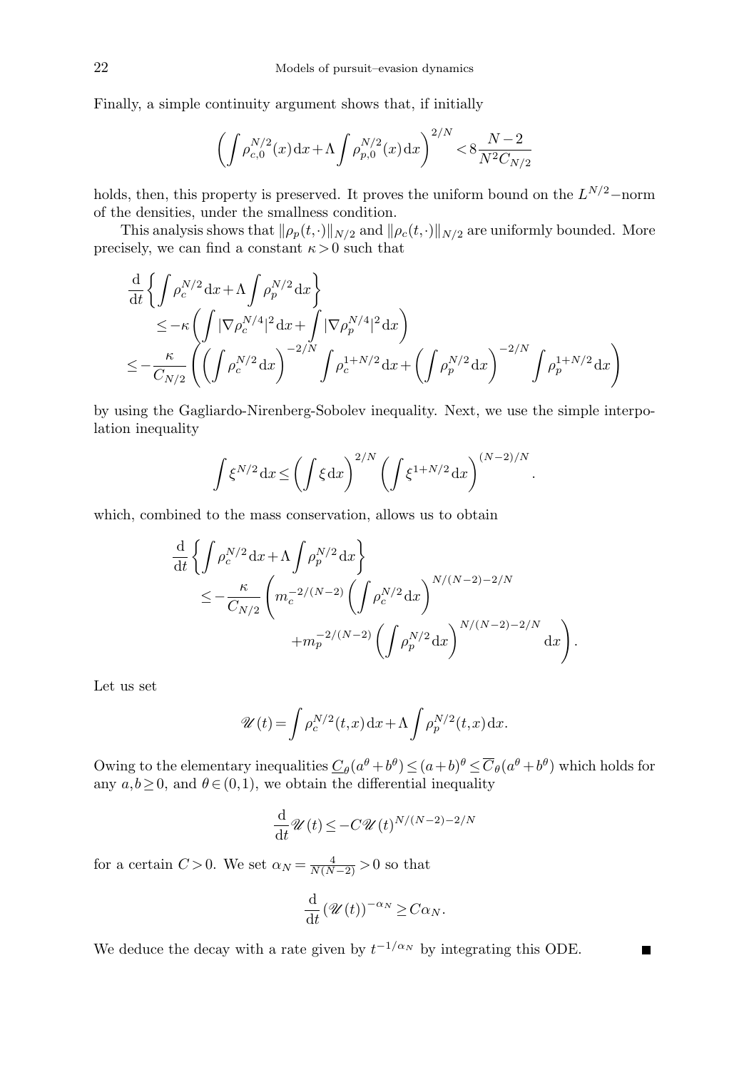Finally, a simple continuity argument shows that, if initially

$$\left(\int \rho_{c,0}^{N/2}(x)\,\mathrm{d}x + \Lambda \int \rho_{p,0}^{N/2}(x)\,\mathrm{d}x\right)^{2/N} < 8\frac{N-2}{N^2 C_{N/2}}$$

holds, then, this property is preserved. It proves the uniform bound on the $L^{N/2}-$norm of the densities, under the smallness condition.

This analysis shows that $\|\rho_p(t,\cdot)\|_{N/2}$ and $\|\rho_c(t,\cdot)\|_{N/2}$ are uniformly bounded. More precisely, we can find a constant $\kappa > 0$ such that

$$\begin{aligned}
&\frac{\mathrm{d}}{\mathrm{d}t}\left\{\int \rho_c^{N/2}\,\mathrm{d}x + \Lambda\int \rho_p^{N/2}\,\mathrm{d}x\right\} \\
&\qquad \leq -\kappa\left(\int |\nabla \rho_c^{N/4}|^2\,\mathrm{d}x + \int |\nabla \rho_p^{N/4}|^2\,\mathrm{d}x\right) \\
&\leq -\frac{\kappa}{C_{N/2}}\left(\left(\int \rho_c^{N/2}\,\mathrm{d}x\right)^{-2/N}\int \rho_c^{1+N/2}\,\mathrm{d}x + \left(\int \rho_p^{N/2}\,\mathrm{d}x\right)^{-2/N}\int \rho_p^{1+N/2}\,\mathrm{d}x\right)
\end{aligned}$$

by using the Gagliardo-Nirenberg-Sobolev inequality. Next, we use the simple interpolation inequality

$$\int \xi^{N/2}\,\mathrm{d}x \leq \left(\int \xi\,\mathrm{d}x\right)^{2/N}\left(\int \xi^{1+N/2}\,\mathrm{d}x\right)^{(N-2)/N}.$$

which, combined to the mass conservation, allows us to obtain

$$\begin{aligned}
\frac{\mathrm{d}}{\mathrm{d}t}\left\{\int \rho_c^{N/2}\,\mathrm{d}x + \Lambda\int \rho_p^{N/2}\,\mathrm{d}x\right\}
&\leq -\frac{\kappa}{C_{N/2}}\left(m_c^{-2/(N-2)}\left(\int \rho_c^{N/2}\,\mathrm{d}x\right)^{N/(N-2)-2/N}\right. \\
&\qquad \left. + m_p^{-2/(N-2)}\left(\int \rho_p^{N/2}\,\mathrm{d}x\right)^{N/(N-2)-2/N}\,\mathrm{d}x\right).
\end{aligned}$$

Let us set

$$\mathscr{U}(t) = \int \rho_c^{N/2}(t,x)\,\mathrm{d}x + \Lambda\int \rho_p^{N/2}(t,x)\,\mathrm{d}x.$$

Owing to the elementary inequalities $\underline{C}_\theta(a^\theta + b^\theta) \leq (a+b)^\theta \leq \overline{C}_\theta(a^\theta + b^\theta)$ which holds for any $a, b \geq 0$, and $\theta \in (0,1)$, we obtain the differential inequality

$$\frac{\mathrm{d}}{\mathrm{d}t}\mathscr{U}(t) \leq -C\mathscr{U}(t)^{N/(N-2)-2/N}$$

for a certain $C > 0$. We set $\alpha_N = \frac{4}{N(N-2)} > 0$ so that

$$\frac{\mathrm{d}}{\mathrm{d}t}\left(\mathscr{U}(t)\right)^{-\alpha_N} \geq C\alpha_N.$$

We deduce the decay with a rate given by $t^{-1/\alpha_N}$ by integrating this ODE. ∎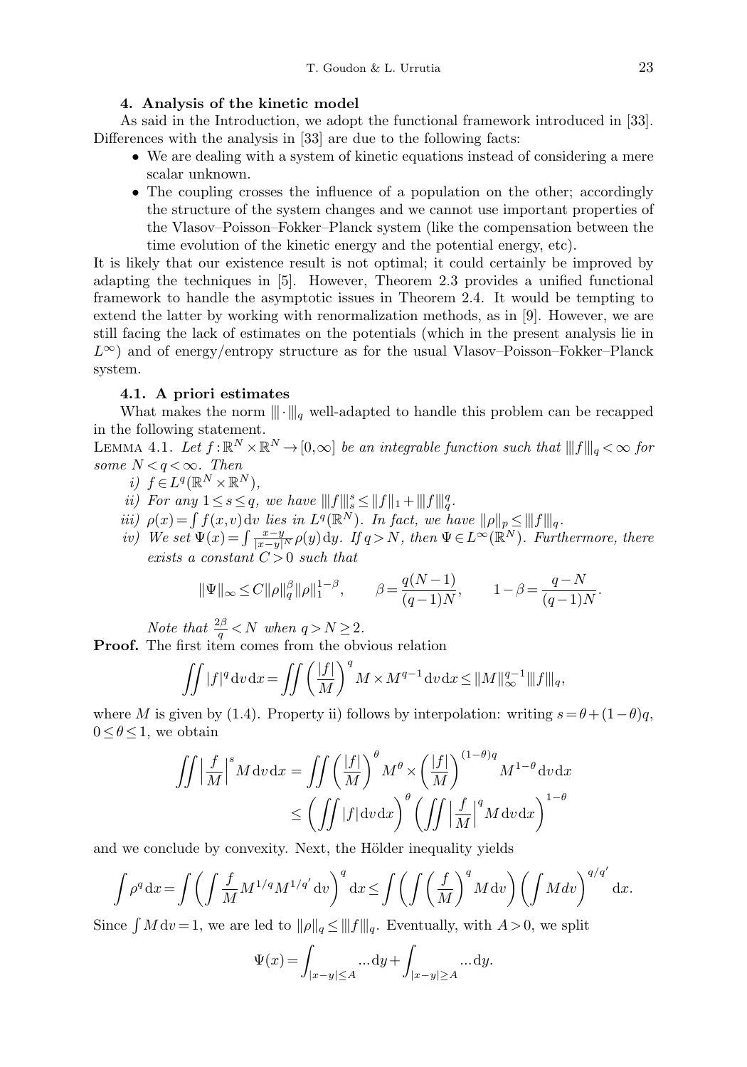## 4. Analysis of the kinetic model

As said in the Introduction, we adopt the functional framework introduced in [33]. Differences with the analysis in [33] are due to the following facts:

- We are dealing with a system of kinetic equations instead of considering a mere scalar unknown.
- The coupling crosses the influence of a population on the other; accordingly the structure of the system changes and we cannot use important properties of the Vlasov–Poisson–Fokker–Planck system (like the compensation between the time evolution of the kinetic energy and the potential energy, etc).

It is likely that our existence result is not optimal; it could certainly be improved by adapting the techniques in [5]. However, Theorem 2.3 provides a unified functional framework to handle the asymptotic issues in Theorem 2.4. It would be tempting to extend the latter by working with renormalization methods, as in [9]. However, we are still facing the lack of estimates on the potentials (which in the present analysis lie in $L^\infty$) and of energy/entropy structure as for the usual Vlasov–Poisson–Fokker–Planck system.

### 4.1. A priori estimates

What makes the norm $|||\cdot|||_q$ well-adapted to handle this problem can be recapped in the following statement.

Lemma 4.1. *Let $f:\mathbb{R}^N\times\mathbb{R}^N\to[0,\infty]$ be an integrable function such that $|||f|||_q<\infty$ for some $N<q<\infty$. Then*

*i) $f\in L^q(\mathbb{R}^N\times\mathbb{R}^N)$,*

*ii) For any $1\le s\le q$, we have $|||f|||_s^s\le\|f\|_1+|||f|||_q^q$.*

*iii) $\rho(x)=\int f(x,v)\,\mathrm{d}v$ lies in $L^q(\mathbb{R}^N)$. In fact, we have $\|\rho\|_p\le|||f|||_q$.*

*iv) We set $\Psi(x)=\int\frac{x-y}{|x-y|^N}\rho(y)\,\mathrm{d}y$. If $q>N$, then $\Psi\in L^\infty(\mathbb{R}^N)$. Furthermore, there exists a constant $C>0$ such that*

$$\|\Psi\|_\infty\le C\|\rho\|_q^\beta\|\rho\|_1^{1-\beta},\qquad \beta=\frac{q(N-1)}{(q-1)N},\qquad 1-\beta=\frac{q-N}{(q-1)N}.$$

*Note that $\frac{2\beta}{q}<N$ when $q>N\ge2$.*

**Proof.** The first item comes from the obvious relation

$$\iint|f|^q\,\mathrm{d}v\,\mathrm{d}x=\iint\left(\frac{|f|}{M}\right)^qM\times M^{q-1}\,\mathrm{d}v\,\mathrm{d}x\le\|M\|_\infty^{q-1}|||f|||_q,$$

where $M$ is given by (1.4). Property ii) follows by interpolation: writing $s=\theta+(1-\theta)q$, $0\le\theta\le1$, we obtain

$$\begin{aligned}\iint\left|\frac{f}{M}\right|^sM\,\mathrm{d}v\,\mathrm{d}x&=\iint\left(\frac{|f|}{M}\right)^\theta M^\theta\times\left(\frac{|f|}{M}\right)^{(1-\theta)q}M^{1-\theta}\,\mathrm{d}v\,\mathrm{d}x\\&\le\left(\iint|f|\,\mathrm{d}v\,\mathrm{d}x\right)^\theta\left(\iint\left|\frac{f}{M}\right|^qM\,\mathrm{d}v\,\mathrm{d}x\right)^{1-\theta}\end{aligned}$$

and we conclude by convexity. Next, the Hölder inequality yields

$$\int\rho^q\,\mathrm{d}x=\int\left(\int\frac{f}{M}M^{1/q}M^{1/q'}\,\mathrm{d}v\right)^q\mathrm{d}x\le\int\left(\int\left(\frac{f}{M}\right)^qM\,\mathrm{d}v\right)\left(\int M\,dv\right)^{q/q'}\mathrm{d}x.$$

Since $\int M\,\mathrm{d}v=1$, we are led to $\|\rho\|_q\le|||f|||_q$. Eventually, with $A>0$, we split

$$\Psi(x)=\int_{|x-y|\le A}\ldots\mathrm{d}y+\int_{|x-y|\ge A}\ldots\mathrm{d}y.$$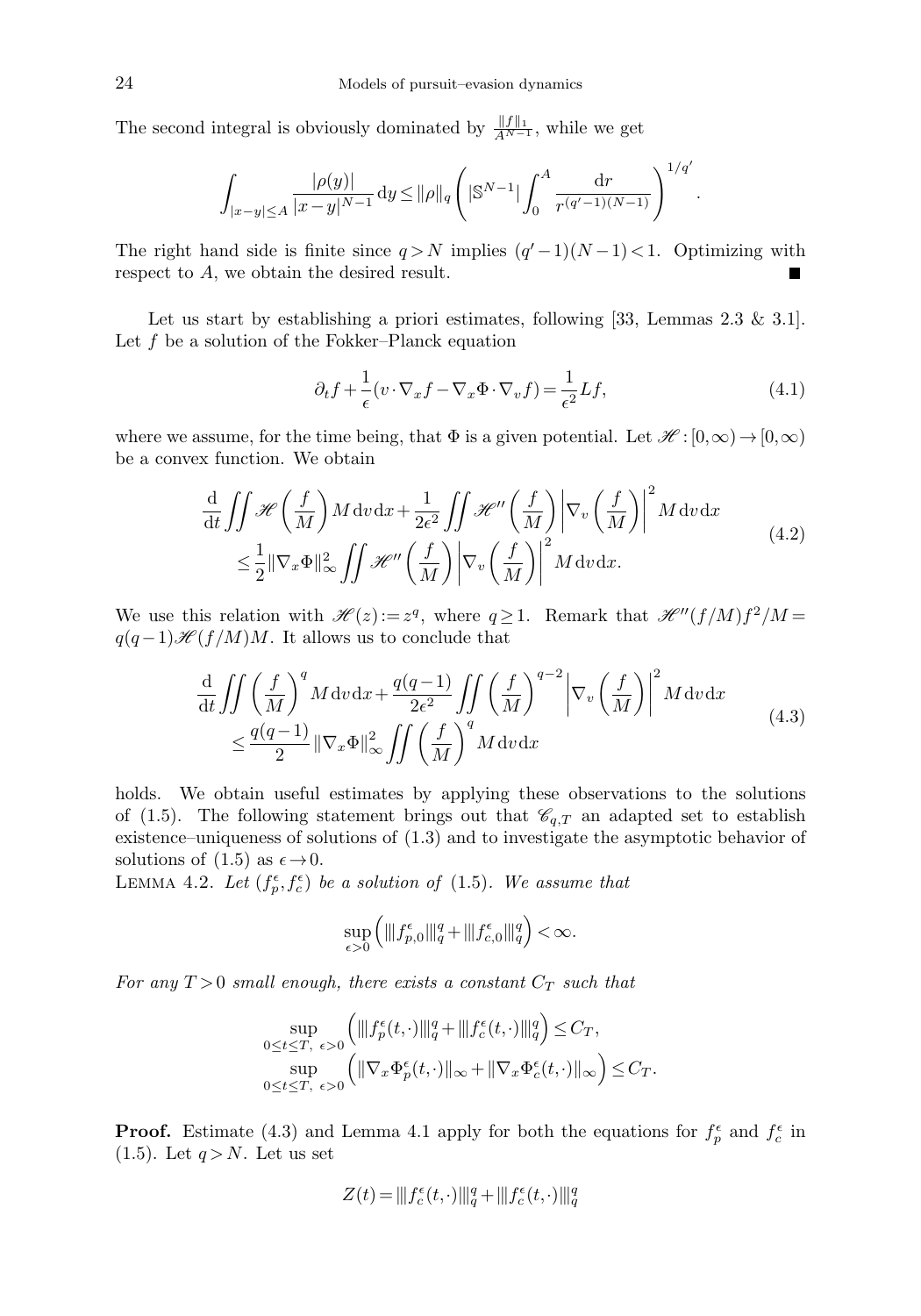The second integral is obviously dominated by $\frac{\|f\|_1}{A^{N-1}}$, while we get

$$\int_{|x-y|\le A} \frac{|\rho(y)|}{|x-y|^{N-1}}\,\mathrm{d}y \le \|\rho\|_q \left(|\mathbb{S}^{N-1}|\int_0^A \frac{\mathrm{d}r}{r^{(q'-1)(N-1)}}\right)^{1/q'}.$$

The right hand side is finite since $q>N$ implies $(q'-1)(N-1)<1$. Optimizing with respect to $A$, we obtain the desired result. ■

Let us start by establishing a priori estimates, following [33, Lemmas 2.3 & 3.1]. Let $f$ be a solution of the Fokker–Planck equation

$$\partial_t f + \frac{1}{\epsilon}(v\cdot\nabla_x f - \nabla_x\Phi\cdot\nabla_v f) = \frac{1}{\epsilon^2}Lf, \tag{4.1}$$

where we assume, for the time being, that $\Phi$ is a given potential. Let $\mathscr{H}:[0,\infty)\to[0,\infty)$ be a convex function. We obtain

$$\begin{aligned}&\frac{\mathrm{d}}{\mathrm{d}t}\iint \mathscr{H}\left(\frac{f}{M}\right)M\,\mathrm{d}v\,\mathrm{d}x + \frac{1}{2\epsilon^2}\iint \mathscr{H}''\left(\frac{f}{M}\right)\left|\nabla_v\left(\frac{f}{M}\right)\right|^2 M\,\mathrm{d}v\,\mathrm{d}x\\ &\quad\le \frac{1}{2}\|\nabla_x\Phi\|_\infty^2 \iint \mathscr{H}''\left(\frac{f}{M}\right)\left|\nabla_v\left(\frac{f}{M}\right)\right|^2 M\,\mathrm{d}v\,\mathrm{d}x.\end{aligned}\tag{4.2}$$

We use this relation with $\mathscr{H}(z):=z^q$, where $q\ge 1$. Remark that $\mathscr{H}''(f/M)f^2/M = q(q-1)\mathscr{H}(f/M)M$. It allows us to conclude that

$$\begin{aligned}&\frac{\mathrm{d}}{\mathrm{d}t}\iint \left(\frac{f}{M}\right)^q M\,\mathrm{d}v\,\mathrm{d}x + \frac{q(q-1)}{2\epsilon^2}\iint \left(\frac{f}{M}\right)^{q-2}\left|\nabla_v\left(\frac{f}{M}\right)\right|^2 M\,\mathrm{d}v\,\mathrm{d}x\\ &\quad\le \frac{q(q-1)}{2}\|\nabla_x\Phi\|_\infty^2 \iint \left(\frac{f}{M}\right)^q M\,\mathrm{d}v\,\mathrm{d}x\end{aligned}\tag{4.3}$$

holds. We obtain useful estimates by applying these observations to the solutions of (1.5). The following statement brings out that $\mathscr{C}_{q,T}$ an adapted set to establish existence–uniqueness of solutions of (1.3) and to investigate the asymptotic behavior of solutions of (1.5) as $\epsilon\to 0$.

LEMMA 4.2. *Let $(f_p^\epsilon, f_c^\epsilon)$ be a solution of* (1.5). *We assume that*

$$\sup_{\epsilon>0}\left(|||f_{p,0}^\epsilon|||_q^q + |||f_{c,0}^\epsilon|||_q^q\right)<\infty.$$

*For any $T>0$ small enough, there exists a constant $C_T$ such that*

$$\sup_{0\le t\le T,\ \epsilon>0}\left(|||f_p^\epsilon(t,\cdot)|||_q^q + |||f_c^\epsilon(t,\cdot)|||_q^q\right)\le C_T,$$
$$\sup_{0\le t\le T,\ \epsilon>0}\left(\|\nabla_x\Phi_p^\epsilon(t,\cdot)\|_\infty + \|\nabla_x\Phi_c^\epsilon(t,\cdot)\|_\infty\right)\le C_T.$$

**Proof.** Estimate (4.3) and Lemma 4.1 apply for both the equations for $f_p^\epsilon$ and $f_c^\epsilon$ in (1.5). Let $q>N$. Let us set

$$Z(t) = |||f_c^\epsilon(t,\cdot)|||_q^q + |||f_c^\epsilon(t,\cdot)|||_q^q$$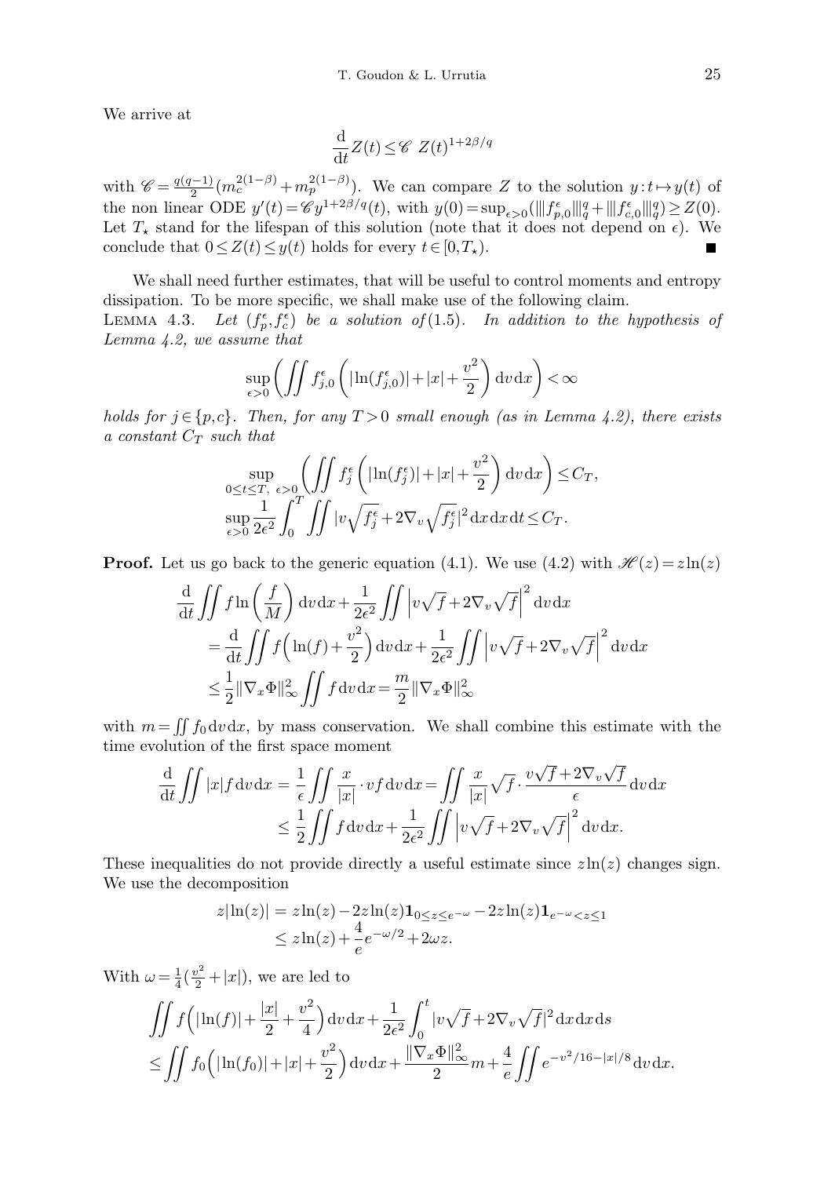We arrive at

$$\frac{\mathrm{d}}{\mathrm{d}t} Z(t) \leq \mathscr{C}\ Z(t)^{1+2\beta/q}$$

with $\mathscr{C} = \frac{q(q-1)}{2}(m_c^{2(1-\beta)} + m_p^{2(1-\beta)})$. We can compare $Z$ to the solution $y : t \mapsto y(t)$ of the non linear ODE $y'(t) = \mathscr{C} y^{1+2\beta/q}(t)$, with $y(0) = \sup_{\epsilon>0}(\|\!|f_{p,0}^\epsilon\|\!|_q^q + \|\!|f_{c,0}^\epsilon\|\!|_q^q) \geq Z(0)$. Let $T_\star$ stand for the lifespan of this solution (note that it does not depend on $\epsilon$). We conclude that $0 \leq Z(t) \leq y(t)$ holds for every $t \in [0, T_\star)$. ∎

We shall need further estimates, that will be useful to control moments and entropy dissipation. To be more specific, we shall make use of the following claim.

Lemma 4.3. *Let $(f_p^\epsilon, f_c^\epsilon)$ be a solution of (1.5). In addition to the hypothesis of Lemma 4.2, we assume that*

$$\sup_{\epsilon>0}\left(\iint f_{j,0}^\epsilon\left(|\ln(f_{j,0}^\epsilon)| + |x| + \frac{v^2}{2}\right)\mathrm{d}v\,\mathrm{d}x\right) < \infty$$

*holds for $j \in \{p, c\}$. Then, for any $T > 0$ small enough (as in Lemma 4.2), there exists a constant $C_T$ such that*

$$\sup_{0\leq t\leq T,\ \epsilon>0}\left(\iint f_j^\epsilon\left(|\ln(f_j^\epsilon)| + |x| + \frac{v^2}{2}\right)\mathrm{d}v\,\mathrm{d}x\right) \leq C_T,$$

$$\sup_{\epsilon>0}\frac{1}{2\epsilon^2}\int_0^T \iint |v\sqrt{f_j^\epsilon} + 2\nabla_v\sqrt{f_j^\epsilon}|^2\,\mathrm{d}x\,\mathrm{d}x\,\mathrm{d}t \leq C_T.$$

**Proof.** Let us go back to the generic equation (4.1). We use (4.2) with $\mathscr{H}(z) = z\ln(z)$

$$\begin{aligned}
&\frac{\mathrm{d}}{\mathrm{d}t}\iint f\ln\left(\frac{f}{M}\right)\mathrm{d}v\,\mathrm{d}x + \frac{1}{2\epsilon^2}\iint\left|v\sqrt{f} + 2\nabla_v\sqrt{f}\right|^2\mathrm{d}v\,\mathrm{d}x \\
&= \frac{\mathrm{d}}{\mathrm{d}t}\iint f\Big(\ln(f) + \frac{v^2}{2}\Big)\mathrm{d}v\,\mathrm{d}x + \frac{1}{2\epsilon^2}\iint\left|v\sqrt{f} + 2\nabla_v\sqrt{f}\right|^2\mathrm{d}v\,\mathrm{d}x \\
&\leq \frac{1}{2}\|\nabla_x\Phi\|_\infty^2\iint f\,\mathrm{d}v\,\mathrm{d}x = \frac{m}{2}\|\nabla_x\Phi\|_\infty^2
\end{aligned}$$

with $m = \iint f_0\,\mathrm{d}v\,\mathrm{d}x$, by mass conservation. We shall combine this estimate with the time evolution of the first space moment

$$\begin{aligned}
\frac{\mathrm{d}}{\mathrm{d}t}\iint |x| f\,\mathrm{d}v\,\mathrm{d}x &= \frac{1}{\epsilon}\iint\frac{x}{|x|}\cdot vf\,\mathrm{d}v\,\mathrm{d}x = \iint\frac{x}{|x|}\sqrt{f}\cdot\frac{v\sqrt{f} + 2\nabla_v\sqrt{f}}{\epsilon}\,\mathrm{d}v\,\mathrm{d}x \\
&\leq \frac{1}{2}\iint f\,\mathrm{d}v\,\mathrm{d}x + \frac{1}{2\epsilon^2}\iint\left|v\sqrt{f} + 2\nabla_v\sqrt{f}\right|^2\mathrm{d}v\,\mathrm{d}x.
\end{aligned}$$

These inequalities do not provide directly a useful estimate since $z\ln(z)$ changes sign. We use the decomposition

$$\begin{aligned}
z|\ln(z)| &= z\ln(z) - 2z\ln(z)\mathbf{1}_{0\leq z\leq e^{-\omega}} - 2z\ln(z)\mathbf{1}_{e^{-\omega}<z\leq 1} \\
&\leq z\ln(z) + \frac{4}{e}e^{-\omega/2} + 2\omega z.
\end{aligned}$$

With $\omega = \frac{1}{4}(\frac{v^2}{2} + |x|)$, we are led to

$$\begin{aligned}
&\iint f\Big(|\ln(f)| + \frac{|x|}{2} + \frac{v^2}{4}\Big)\mathrm{d}v\,\mathrm{d}x + \frac{1}{2\epsilon^2}\int_0^t |v\sqrt{f} + 2\nabla_v\sqrt{f}|^2\,\mathrm{d}x\,\mathrm{d}x\,\mathrm{d}s \\
&\leq \iint f_0\Big(|\ln(f_0)| + |x| + \frac{v^2}{2}\Big)\mathrm{d}v\,\mathrm{d}x + \frac{\|\nabla_x\Phi\|_\infty^2}{2}m + \frac{4}{e}\iint e^{-v^2/16 - |x|/8}\,\mathrm{d}v\,\mathrm{d}x.
\end{aligned}$$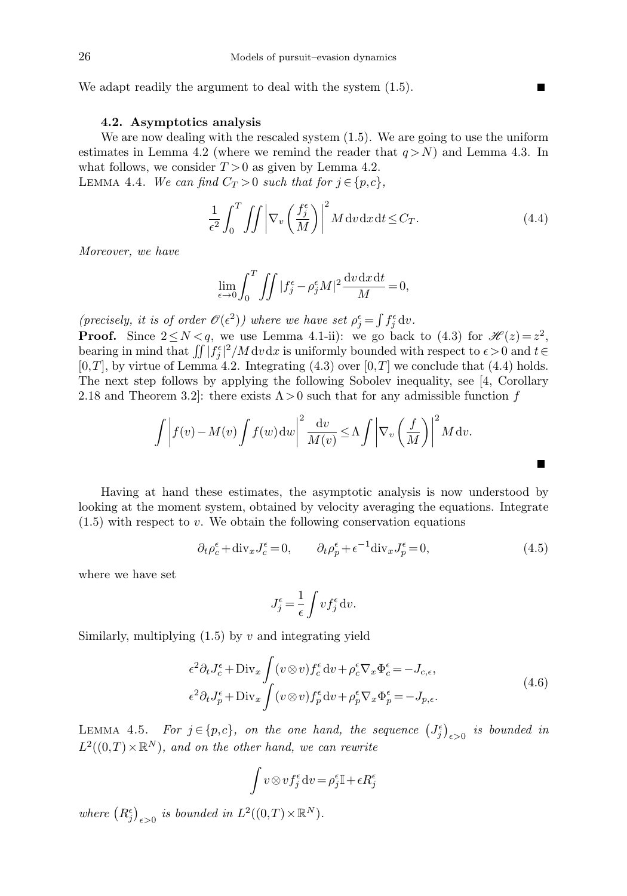We adapt readily the argument to deal with the system (1.5). ■

### 4.2. Asymptotics analysis

We are now dealing with the rescaled system (1.5). We are going to use the uniform estimates in Lemma 4.2 (where we remind the reader that $q>N$) and Lemma 4.3. In what follows, we consider $T>0$ as given by Lemma 4.2.

LEMMA 4.4. *We can find $C_T>0$ such that for $j\in\{p,c\}$,*

$$\frac{1}{\epsilon^2}\int_0^T\iint\left|\nabla_v\left(\frac{f_j^\epsilon}{M}\right)\right|^2 M\,\mathrm{d}v\,\mathrm{d}x\,\mathrm{d}t\le C_T. \tag{4.4}$$

*Moreover, we have*

$$\lim_{\epsilon\to 0}\int_0^T\iint|f_j^\epsilon-\rho_j^\epsilon M|^2\frac{\mathrm{d}v\,\mathrm{d}x\,\mathrm{d}t}{M}=0,$$

*(precisely, it is of order $\mathscr{O}(\epsilon^2)$) where we have set $\rho_j^\epsilon=\int f_j^\epsilon\,\mathrm{d}v$.*

**Proof.** Since $2\le N<q$, we use Lemma 4.1-ii): we go back to (4.3) for $\mathscr{H}(z)=z^2$, bearing in mind that $\iint|f_j^\epsilon|^2/M\,\mathrm{d}v\,\mathrm{d}x$ is uniformly bounded with respect to $\epsilon>0$ and $t\in[0,T]$, by virtue of Lemma 4.2. Integrating (4.3) over $[0,T]$ we conclude that (4.4) holds. The next step follows by applying the following Sobolev inequality, see [4, Corollary 2.18 and Theorem 3.2]: there exists $\Lambda>0$ such that for any admissible function $f$

$$\int\left|f(v)-M(v)\int f(w)\,\mathrm{d}w\right|^2\frac{\mathrm{d}v}{M(v)}\le\Lambda\int\left|\nabla_v\left(\frac{f}{M}\right)\right|^2M\,\mathrm{d}v.$$

■

Having at hand these estimates, the asymptotic analysis is now understood by looking at the moment system, obtained by velocity averaging the equations. Integrate (1.5) with respect to $v$. We obtain the following conservation equations

$$\partial_t\rho_c^\epsilon+\mathrm{div}_xJ_c^\epsilon=0,\qquad \partial_t\rho_p^\epsilon+\epsilon^{-1}\mathrm{div}_xJ_p^\epsilon=0, \tag{4.5}$$

where we have set

$$J_j^\epsilon=\frac{1}{\epsilon}\int vf_j^\epsilon\,\mathrm{d}v.$$

Similarly, multiplying (1.5) by $v$ and integrating yield

$$\begin{aligned}
&\epsilon^2\partial_tJ_c^\epsilon+\mathrm{Div}_x\int(v\otimes v)f_c^\epsilon\,\mathrm{d}v+\rho_c^\epsilon\nabla_x\Phi_c^\epsilon=-J_{c,\epsilon},\\
&\epsilon^2\partial_tJ_p^\epsilon+\mathrm{Div}_x\int(v\otimes v)f_p^\epsilon\,\mathrm{d}v+\rho_p^\epsilon\nabla_x\Phi_p^\epsilon=-J_{p,\epsilon}.
\end{aligned} \tag{4.6}$$

LEMMA 4.5. *For $j\in\{p,c\}$, on the one hand, the sequence $\left(J_j^\epsilon\right)_{\epsilon>0}$ is bounded in $L^2((0,T)\times\mathbb{R}^N)$, and on the other hand, we can rewrite*

$$\int v\otimes vf_j^\epsilon\,\mathrm{d}v=\rho_j^\epsilon\mathbb{I}+\epsilon R_j^\epsilon$$

*where $\left(R_j^\epsilon\right)_{\epsilon>0}$ is bounded in $L^2((0,T)\times\mathbb{R}^N)$.*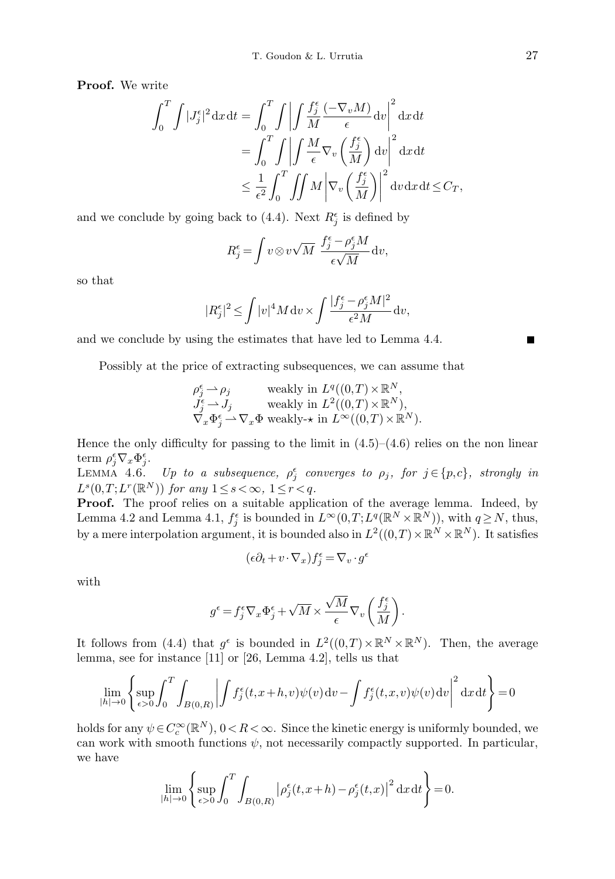**Proof.** We write

$$\begin{aligned}\int_0^T \int |J_j^\epsilon|^2 \,\mathrm{d}x\,\mathrm{d}t &= \int_0^T \int \left| \int \frac{f_j^\epsilon}{M} \frac{(-\nabla_v M)}{\epsilon} \,\mathrm{d}v \right|^2 \mathrm{d}x\,\mathrm{d}t \\ &= \int_0^T \int \left| \int \frac{M}{\epsilon} \nabla_v \left( \frac{f_j^\epsilon}{M} \right) \mathrm{d}v \right|^2 \mathrm{d}x\,\mathrm{d}t \\ &\leq \frac{1}{\epsilon^2} \int_0^T \iint M \left| \nabla_v \left( \frac{f_j^\epsilon}{M} \right) \right|^2 \mathrm{d}v\,\mathrm{d}x\,\mathrm{d}t \leq C_T,\end{aligned}$$

and we conclude by going back to (4.4). Next $R_j^\epsilon$ is defined by

$$R_j^\epsilon = \int v \otimes v \sqrt{M} \; \frac{f_j^\epsilon - \rho_j^\epsilon M}{\epsilon \sqrt{M}} \,\mathrm{d}v,$$

so that

$$|R_j^\epsilon|^2 \leq \int |v|^4 M \,\mathrm{d}v \times \int \frac{|f_j^\epsilon - \rho_j^\epsilon M|^2}{\epsilon^2 M} \,\mathrm{d}v,$$

and we conclude by using the estimates that have led to Lemma 4.4. ∎

Possibly at the price of extracting subsequences, we can assume that

$$\begin{aligned} &\rho_j^\epsilon \rightharpoonup \rho_j && \text{weakly in } L^q((0,T)\times\mathbb{R}^N), \\ &J_j^\epsilon \rightharpoonup J_j && \text{weakly in } L^2((0,T)\times\mathbb{R}^N), \\ &\nabla_x \Phi_j^\epsilon \rightharpoonup \nabla_x \Phi && \text{weakly-}\star \text{ in } L^\infty((0,T)\times\mathbb{R}^N). \end{aligned}$$

Hence the only difficulty for passing to the limit in (4.5)–(4.6) relies on the non linear term $\rho_j^\epsilon \nabla_x \Phi_j^\epsilon$.

LEMMA 4.6. *Up to a subsequence, $\rho_j^\epsilon$ converges to $\rho_j$, for $j \in \{p,c\}$, strongly in $L^s(0,T;L^r(\mathbb{R}^N))$ for any $1 \leq s < \infty$, $1 \leq r < q$.*

**Proof.** The proof relies on a suitable application of the average lemma. Indeed, by Lemma 4.2 and Lemma 4.1, $f_j^\epsilon$ is bounded in $L^\infty(0,T;L^q(\mathbb{R}^N \times \mathbb{R}^N))$, with $q \geq N$, thus, by a mere interpolation argument, it is bounded also in $L^2((0,T)\times\mathbb{R}^N\times\mathbb{R}^N)$. It satisfies

$$(\epsilon \partial_t + v \cdot \nabla_x) f_j^\epsilon = \nabla_v \cdot g^\epsilon$$

with

$$g^\epsilon = f_j^\epsilon \nabla_x \Phi_j^\epsilon + \sqrt{M} \times \frac{\sqrt{M}}{\epsilon} \nabla_v \left( \frac{f_j^\epsilon}{M} \right).$$

It follows from (4.4) that $g^\epsilon$ is bounded in $L^2((0,T)\times\mathbb{R}^N\times\mathbb{R}^N)$. Then, the average lemma, see for instance [11] or [26, Lemma 4.2], tells us that

$$\lim_{|h|\to 0} \left\{ \sup_{\epsilon>0} \int_0^T \int_{B(0,R)} \left| \int f_j^\epsilon(t,x+h,v)\psi(v)\,\mathrm{d}v - \int f_j^\epsilon(t,x,v)\psi(v)\,\mathrm{d}v \right|^2 \mathrm{d}x\,\mathrm{d}t \right\} = 0$$

holds for any $\psi \in C_c^\infty(\mathbb{R}^N)$, $0 < R < \infty$. Since the kinetic energy is uniformly bounded, we can work with smooth functions $\psi$, not necessarily compactly supported. In particular, we have

$$\lim_{|h|\to 0} \left\{ \sup_{\epsilon>0} \int_0^T \int_{B(0,R)} \left| \rho_j^\epsilon(t,x+h) - \rho_j^\epsilon(t,x) \right|^2 \mathrm{d}x\,\mathrm{d}t \right\} = 0.$$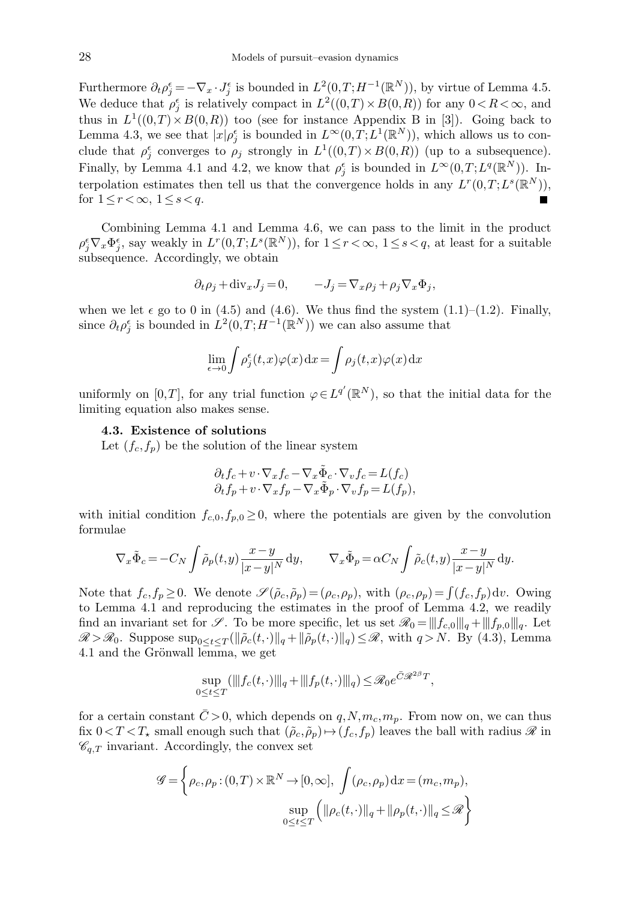Furthermore $\partial_t \rho_j^\epsilon = -\nabla_x \cdot J_j^\epsilon$ is bounded in $L^2(0,T;H^{-1}(\mathbb{R}^N))$, by virtue of Lemma 4.5. We deduce that $\rho_j^\epsilon$ is relatively compact in $L^2((0,T)\times B(0,R))$ for any $0<R<\infty$, and thus in $L^1((0,T)\times B(0,R))$ too (see for instance Appendix B in [3]). Going back to Lemma 4.3, we see that $|x|\rho_j^\epsilon$ is bounded in $L^\infty(0,T;L^1(\mathbb{R}^N))$, which allows us to conclude that $\rho_j^\epsilon$ converges to $\rho_j$ strongly in $L^1((0,T)\times B(0,R))$ (up to a subsequence). Finally, by Lemma 4.1 and 4.2, we know that $\rho_j^\epsilon$ is bounded in $L^\infty(0,T;L^q(\mathbb{R}^N))$. Interpolation estimates then tell us that the convergence holds in any $L^r(0,T;L^s(\mathbb{R}^N))$, for $1\le r<\infty$, $1\le s<q$. ■

Combining Lemma 4.1 and Lemma 4.6, we can pass to the limit in the product $\rho_j^\epsilon \nabla_x \Phi_j^\epsilon$, say weakly in $L^r(0,T;L^s(\mathbb{R}^N))$, for $1\le r<\infty$, $1\le s<q$, at least for a suitable subsequence. Accordingly, we obtain

$$\partial_t \rho_j + \mathrm{div}_x J_j = 0, \qquad -J_j = \nabla_x \rho_j + \rho_j \nabla_x \Phi_j,$$

when we let $\epsilon$ go to 0 in (4.5) and (4.6). We thus find the system (1.1)–(1.2). Finally, since $\partial_t \rho_j^\epsilon$ is bounded in $L^2(0,T;H^{-1}(\mathbb{R}^N))$ we can also assume that

$$\lim_{\epsilon\to 0}\int \rho_j^\epsilon(t,x)\varphi(x)\,\mathrm{d}x = \int \rho_j(t,x)\varphi(x)\,\mathrm{d}x$$

uniformly on $[0,T]$, for any trial function $\varphi \in L^{q'}(\mathbb{R}^N)$, so that the initial data for the limiting equation also makes sense.

### 4.3. Existence of solutions

Let $(f_c,f_p)$ be the solution of the linear system

$$\begin{aligned}
&\partial_t f_c + v\cdot\nabla_x f_c - \nabla_x \tilde{\Phi}_c \cdot \nabla_v f_c = L(f_c)\\
&\partial_t f_p + v\cdot\nabla_x f_p - \nabla_x \tilde{\Phi}_p \cdot \nabla_v f_p = L(f_p),
\end{aligned}$$

with initial condition $f_{c,0}, f_{p,0}\ge 0$, where the potentials are given by the convolution formulae

$$\nabla_x \tilde{\Phi}_c = -C_N \int \tilde{\rho}_p(t,y)\frac{x-y}{|x-y|^N}\,\mathrm{d}y, \qquad \nabla_x \tilde{\Phi}_p = \alpha C_N \int \tilde{\rho}_c(t,y)\frac{x-y}{|x-y|^N}\,\mathrm{d}y.$$

Note that $f_c,f_p\ge 0$. We denote $\mathscr{S}(\tilde{\rho}_c,\tilde{\rho}_p) = (\rho_c,\rho_p)$, with $(\rho_c,\rho_p) = \int (f_c,f_p)\,\mathrm{d}v$. Owing to Lemma 4.1 and reproducing the estimates in the proof of Lemma 4.2, we readily find an invariant set for $\mathscr{S}$. To be more specific, let us set $\mathscr{R}_0 = |||f_{c,0}|||_q + |||f_{p,0}|||_q$. Let $\mathscr{R} > \mathscr{R}_0$. Suppose $\sup_{0\le t\le T}(\|\tilde{\rho}_c(t,\cdot)\|_q + \|\tilde{\rho}_p(t,\cdot)\|_q) \le \mathscr{R}$, with $q>N$. By (4.3), Lemma 4.1 and the Grönwall lemma, we get

$$\sup_{0\le t\le T}(|||f_c(t,\cdot)|||_q + |||f_p(t,\cdot)|||_q) \le \mathscr{R}_0 e^{\bar{C}\mathscr{R}^{2\beta}T},$$

for a certain constant $\bar{C}>0$, which depends on $q,N,m_c,m_p$. From now on, we can thus fix $0<T<T_\star$ small enough such that $(\tilde{\rho}_c,\tilde{\rho}_p)\mapsto (f_c,f_p)$ leaves the ball with radius $\mathscr{R}$ in $\mathscr{C}_{q,T}$ invariant. Accordingly, the convex set

$$\mathscr{G} = \left\{ \rho_c,\rho_p : (0,T)\times\mathbb{R}^N \to [0,\infty],\ \int (\rho_c,\rho_p)\,\mathrm{d}x = (m_c,m_p),\right.$$
$$\left. \sup_{0\le t\le T}\Big(\|\rho_c(t,\cdot)\|_q + \|\rho_p(t,\cdot)\|_q \le \mathscr{R}\right\}$$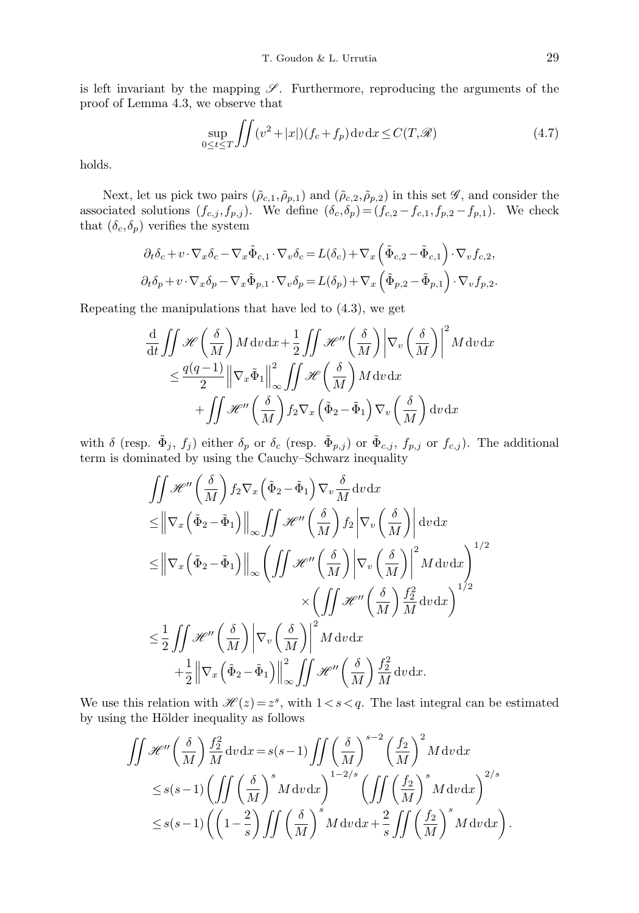is left invariant by the mapping $\mathscr{S}$. Furthermore, reproducing the arguments of the proof of Lemma 4.3, we observe that

$$\sup_{0\le t\le T}\iint (v^2+|x|)(f_c+f_p)\,\mathrm{d}v\,\mathrm{d}x \le C(T,\mathscr{R}) \tag{4.7}$$

holds.

Next, let us pick two pairs $(\tilde\rho_{c,1},\tilde\rho_{p,1})$ and $(\tilde\rho_{c,2},\tilde\rho_{p,2})$ in this set $\mathscr{G}$, and consider the associated solutions $(f_{c,j},f_{p,j})$. We define $(\delta_c,\delta_p)=(f_{c,2}-f_{c,1},f_{p,2}-f_{p,1})$. We check that $(\delta_c,\delta_p)$ verifies the system

$$\partial_t\delta_c+v\cdot\nabla_x\delta_c-\nabla_x\tilde\Phi_{c,1}\cdot\nabla_v\delta_c=L(\delta_c)+\nabla_x\left(\tilde\Phi_{c,2}-\tilde\Phi_{c,1}\right)\cdot\nabla_v f_{c,2},$$

$$\partial_t\delta_p+v\cdot\nabla_x\delta_p-\nabla_x\tilde\Phi_{p,1}\cdot\nabla_v\delta_p=L(\delta_p)+\nabla_x\left(\tilde\Phi_{p,2}-\tilde\Phi_{p,1}\right)\cdot\nabla_v f_{p,2}.$$

Repeating the manipulations that have led to (4.3), we get

$$\begin{aligned}
&\frac{\mathrm{d}}{\mathrm{d}t}\iint \mathscr{H}\left(\frac{\delta}{M}\right)M\,\mathrm{d}v\,\mathrm{d}x+\frac12\iint \mathscr{H}''\left(\frac{\delta}{M}\right)\left|\nabla_v\left(\frac{\delta}{M}\right)\right|^2 M\,\mathrm{d}v\,\mathrm{d}x\\
&\quad\le \frac{q(q-1)}{2}\left\|\nabla_x\tilde\Phi_1\right\|_\infty^2\iint \mathscr{H}\left(\frac{\delta}{M}\right)M\,\mathrm{d}v\,\mathrm{d}x\\
&\qquad+\iint \mathscr{H}''\left(\frac{\delta}{M}\right)f_2\nabla_x\left(\tilde\Phi_2-\tilde\Phi_1\right)\nabla_v\left(\frac{\delta}{M}\right)\mathrm{d}v\,\mathrm{d}x
\end{aligned}$$

with $\delta$ (resp. $\tilde\Phi_j$, $f_j$) either $\delta_p$ or $\delta_c$ (resp. $\tilde\Phi_{p,j}$) or $\tilde\Phi_{c,j}$, $f_{p,j}$ or $f_{c,j}$). The additional term is dominated by using the Cauchy–Schwarz inequality

$$\begin{aligned}
&\iint \mathscr{H}''\left(\frac{\delta}{M}\right)f_2\nabla_x\left(\tilde\Phi_2-\tilde\Phi_1\right)\nabla_v\frac{\delta}{M}\,\mathrm{d}v\,\mathrm{d}x\\
&\le \left\|\nabla_x\left(\tilde\Phi_2-\tilde\Phi_1\right)\right\|_\infty\iint \mathscr{H}''\left(\frac{\delta}{M}\right)f_2\left|\nabla_v\left(\frac{\delta}{M}\right)\right|\mathrm{d}v\,\mathrm{d}x\\
&\le \left\|\nabla_x\left(\tilde\Phi_2-\tilde\Phi_1\right)\right\|_\infty\left(\iint \mathscr{H}''\left(\frac{\delta}{M}\right)\left|\nabla_v\left(\frac{\delta}{M}\right)\right|^2 M\,\mathrm{d}v\,\mathrm{d}x\right)^{1/2}\\
&\qquad\qquad\times\left(\iint \mathscr{H}''\left(\frac{\delta}{M}\right)\frac{f_2^2}{M}\,\mathrm{d}v\,\mathrm{d}x\right)^{1/2}\\
&\le \frac12\iint \mathscr{H}''\left(\frac{\delta}{M}\right)\left|\nabla_v\left(\frac{\delta}{M}\right)\right|^2 M\,\mathrm{d}v\,\mathrm{d}x\\
&\qquad+\frac12\left\|\nabla_x\left(\tilde\Phi_2-\tilde\Phi_1\right)\right\|_\infty^2\iint \mathscr{H}''\left(\frac{\delta}{M}\right)\frac{f_2^2}{M}\,\mathrm{d}v\,\mathrm{d}x.
\end{aligned}$$

We use this relation with $\mathscr{H}(z)=z^s$, with $1<s<q$. The last integral can be estimated by using the Hölder inequality as follows

$$\begin{aligned}
\iint \mathscr{H}''\left(\frac{\delta}{M}\right)\frac{f_2^2}{M}\,\mathrm{d}v\,\mathrm{d}x&=s(s-1)\iint\left(\frac{\delta}{M}\right)^{s-2}\left(\frac{f_2}{M}\right)^2 M\,\mathrm{d}v\,\mathrm{d}x\\
&\le s(s-1)\left(\iint\left(\frac{\delta}{M}\right)^s M\,\mathrm{d}v\,\mathrm{d}x\right)^{1-2/s}\left(\iint\left(\frac{f_2}{M}\right)^s M\,\mathrm{d}v\,\mathrm{d}x\right)^{2/s}\\
&\le s(s-1)\left(\left(1-\frac2s\right)\iint\left(\frac{\delta}{M}\right)^s M\,\mathrm{d}v\,\mathrm{d}x+\frac2s\iint\left(\frac{f_2}{M}\right)^s M\,\mathrm{d}v\,\mathrm{d}x\right).
\end{aligned}$$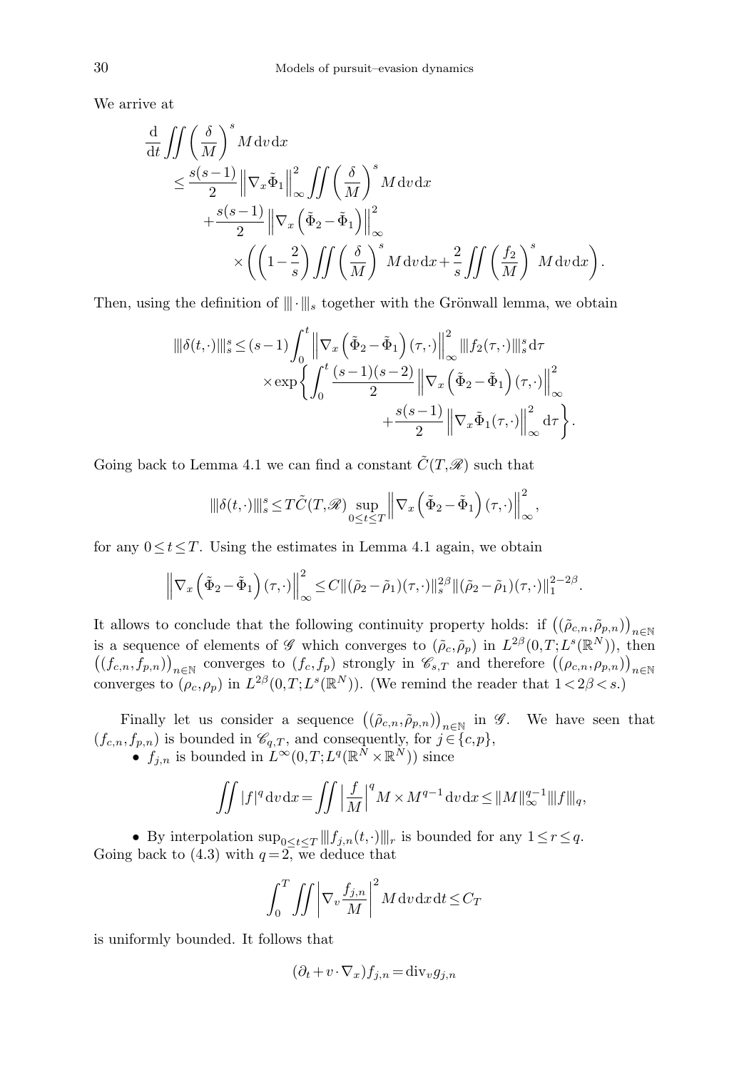We arrive at

$$
\begin{aligned}
&\frac{\mathrm{d}}{\mathrm{d}t}\iint\left(\frac{\delta}{M}\right)^s M\,\mathrm{d}v\,\mathrm{d}x\\
&\quad\leq \frac{s(s-1)}{2}\left\|\nabla_x\tilde{\Phi}_1\right\|_\infty^2\iint\left(\frac{\delta}{M}\right)^s M\,\mathrm{d}v\,\mathrm{d}x\\
&\qquad+\frac{s(s-1)}{2}\left\|\nabla_x\left(\tilde{\Phi}_2-\tilde{\Phi}_1\right)\right\|_\infty^2\\
&\qquad\qquad\times\left(\left(1-\frac{2}{s}\right)\iint\left(\frac{\delta}{M}\right)^s M\,\mathrm{d}v\,\mathrm{d}x+\frac{2}{s}\iint\left(\frac{f_2}{M}\right)^s M\,\mathrm{d}v\,\mathrm{d}x\right).
\end{aligned}
$$

Then, using the definition of $|||\cdot|||_s$ together with the Grönwall lemma, we obtain

$$
\begin{aligned}
|||\delta(t,\cdot)|||_s^s \leq (s-1)\int_0^t &\left\|\nabla_x\left(\tilde{\Phi}_2-\tilde{\Phi}_1\right)(\tau,\cdot)\right\|_\infty^2 |||f_2(\tau,\cdot)|||_s^s\,\mathrm{d}\tau\\
&\times\exp\left\{\int_0^t\frac{(s-1)(s-2)}{2}\left\|\nabla_x\left(\tilde{\Phi}_2-\tilde{\Phi}_1\right)(\tau,\cdot)\right\|_\infty^2\right.\\
&\qquad\qquad\left.+\frac{s(s-1)}{2}\left\|\nabla_x\tilde{\Phi}_1(\tau,\cdot)\right\|_\infty^2\,\mathrm{d}\tau\right\}.
\end{aligned}
$$

Going back to Lemma 4.1 we can find a constant $\tilde{C}(T,\mathscr{R})$ such that

$$
|||\delta(t,\cdot)|||_s^s \leq T\tilde{C}(T,\mathscr{R})\sup_{0\leq t\leq T}\left\|\nabla_x\left(\tilde{\Phi}_2-\tilde{\Phi}_1\right)(\tau,\cdot)\right\|_\infty^2,
$$

for any $0\leq t\leq T$. Using the estimates in Lemma 4.1 again, we obtain

$$
\left\|\nabla_x\left(\tilde{\Phi}_2-\tilde{\Phi}_1\right)(\tau,\cdot)\right\|_\infty^2 \leq C\|(\tilde{\rho}_2-\tilde{\rho}_1)(\tau,\cdot)\|_s^{2\beta}\|(\tilde{\rho}_2-\tilde{\rho}_1)(\tau,\cdot)\|_1^{2-2\beta}.
$$

It allows to conclude that the following continuity property holds: if $\left((\tilde{\rho}_{c,n},\tilde{\rho}_{p,n})\right)_{n\in\mathbb{N}}$ is a sequence of elements of $\mathscr{G}$ which converges to $(\tilde{\rho}_c,\tilde{\rho}_p)$ in $L^{2\beta}(0,T;L^s(\mathbb{R}^N))$, then $\left((f_{c,n},f_{p,n})\right)_{n\in\mathbb{N}}$ converges to $(f_c,f_p)$ strongly in $\mathscr{C}_{s,T}$ and therefore $\left((\rho_{c,n},\rho_{p,n})\right)_{n\in\mathbb{N}}$ converges to $(\rho_c,\rho_p)$ in $L^{2\beta}(0,T;L^s(\mathbb{R}^N))$. (We remind the reader that $1<2\beta<s$.)

Finally let us consider a sequence $\left((\tilde{\rho}_{c,n},\tilde{\rho}_{p,n})\right)_{n\in\mathbb{N}}$ in $\mathscr{G}$. We have seen that $(f_{c,n},f_{p,n})$ is bounded in $\mathscr{C}_{q,T}$, and consequently, for $j\in\{c,p\}$,

- $f_{j,n}$ is bounded in $L^\infty(0,T;L^q(\mathbb{R}^N\times\mathbb{R}^N))$ since

$$
\iint|f|^q\,\mathrm{d}v\,\mathrm{d}x=\iint\left|\frac{f}{M}\right|^q M\times M^{q-1}\,\mathrm{d}v\,\mathrm{d}x\leq\|M\|_\infty^{q-1}|||f|||_q,
$$

- By interpolation $\sup_{0\leq t\leq T}|||f_{j,n}(t,\cdot)|||_r$ is bounded for any $1\leq r\leq q$.

Going back to (4.3) with $q=2$, we deduce that

$$
\int_0^T\iint\left|\nabla_v\frac{f_{j,n}}{M}\right|^2 M\,\mathrm{d}v\,\mathrm{d}x\,\mathrm{d}t\leq C_T
$$

is uniformly bounded. It follows that

$$
(\partial_t+v\cdot\nabla_x)f_{j,n}=\mathrm{div}_v g_{j,n}
$$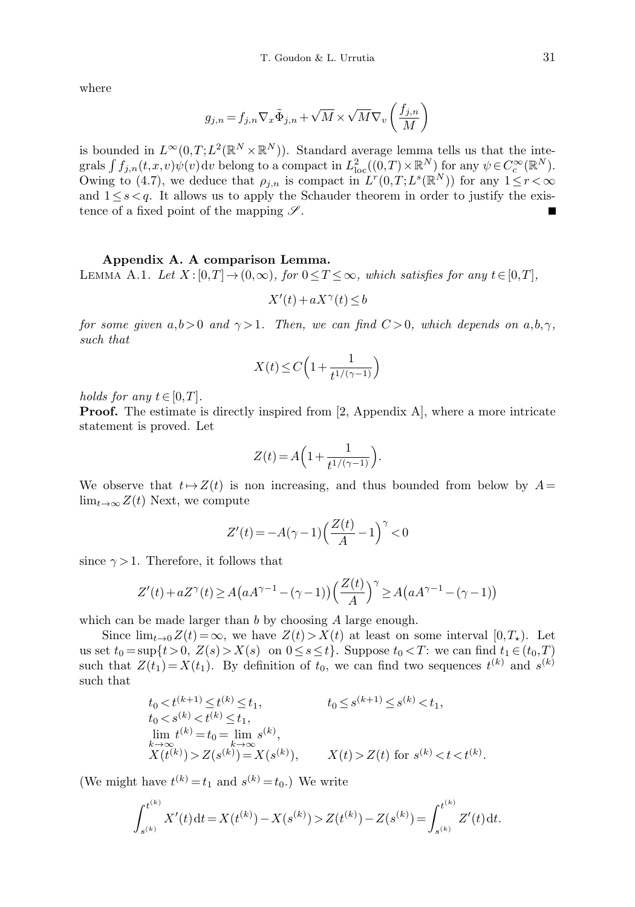where

$$g_{j,n} = f_{j,n} \nabla_x \tilde{\Phi}_{j,n} + \sqrt{M} \times \sqrt{M} \nabla_v \left( \frac{f_{j,n}}{M} \right)$$

is bounded in $L^\infty(0,T;L^2(\mathbb{R}^N \times \mathbb{R}^N))$. Standard average lemma tells us that the integrals $\int f_{j,n}(t,x,v)\psi(v)\,\mathrm{d}v$ belong to a compact in $L^2_{\mathrm{loc}}((0,T)\times\mathbb{R}^N)$ for any $\psi \in C_c^\infty(\mathbb{R}^N)$. Owing to (4.7), we deduce that $\rho_{j,n}$ is compact in $L^r(0,T;L^s(\mathbb{R}^N))$ for any $1 \le r < \infty$ and $1 \le s < q$. It allows us to apply the Schauder theorem in order to justify the existence of a fixed point of the mapping $\mathscr{S}$. ∎

## Appendix A. A comparison Lemma.

Lemma A.1. *Let $X:[0,T] \to (0,\infty)$, for $0 \le T \le \infty$, which satisfies for any $t \in [0,T]$,*

$$X'(t) + aX^\gamma(t) \le b$$

*for some given $a,b > 0$ and $\gamma > 1$. Then, we can find $C > 0$, which depends on $a,b,\gamma$, such that*

$$X(t) \le C\Big(1 + \frac{1}{t^{1/(\gamma-1)}}\Big)$$

*holds for any $t \in [0,T]$.*

**Proof.** The estimate is directly inspired from [2, Appendix A], where a more intricate statement is proved. Let

$$Z(t) = A\Big(1 + \frac{1}{t^{1/(\gamma-1)}}\Big).$$

We observe that $t \mapsto Z(t)$ is non increasing, and thus bounded from below by $A = \lim_{t\to\infty} Z(t)$ Next, we compute

$$Z'(t) = -A(\gamma-1)\Big(\frac{Z(t)}{A} - 1\Big)^\gamma < 0$$

since $\gamma > 1$. Therefore, it follows that

$$Z'(t) + aZ^\gamma(t) \ge A\big(aA^{\gamma-1} - (\gamma-1)\big)\Big(\frac{Z(t)}{A}\Big)^\gamma \ge A\big(aA^{\gamma-1} - (\gamma-1)\big)$$

which can be made larger than $b$ by choosing $A$ large enough.

Since $\lim_{t\to 0} Z(t) = \infty$, we have $Z(t) > X(t)$ at least on some interval $[0,T_\star)$. Let us set $t_0 = \sup\{t > 0,\ Z(s) > X(s) \text{ on } 0 \le s \le t\}$. Suppose $t_0 < T$: we can find $t_1 \in (t_0,T)$ such that $Z(t_1) = X(t_1)$. By definition of $t_0$, we can find two sequences $t^{(k)}$ and $s^{(k)}$ such that

$$\begin{array}{ll}
t_0 < t^{(k+1)} \le t^{(k)} \le t_1, & t_0 \le s^{(k+1)} \le s^{(k)} < t_1, \\
t_0 < s^{(k)} < t^{(k)} \le t_1, & \\
\lim\limits_{k\to\infty} t^{(k)} = t_0 = \lim\limits_{k\to\infty} s^{(k)}, & \\
X(t^{(k)}) > Z(s^{(k)}) = X(s^{(k)}), & X(t) > Z(t) \text{ for } s^{(k)} < t < t^{(k)}.
\end{array}$$

(We might have $t^{(k)} = t_1$ and $s^{(k)} = t_0$.) We write

$$\int_{s^{(k)}}^{t^{(k)}} X'(t)\,\mathrm{d}t = X(t^{(k)}) - X(s^{(k)}) > Z(t^{(k)}) - Z(s^{(k)}) = \int_{s^{(k)}}^{t^{(k)}} Z'(t)\,\mathrm{d}t.$$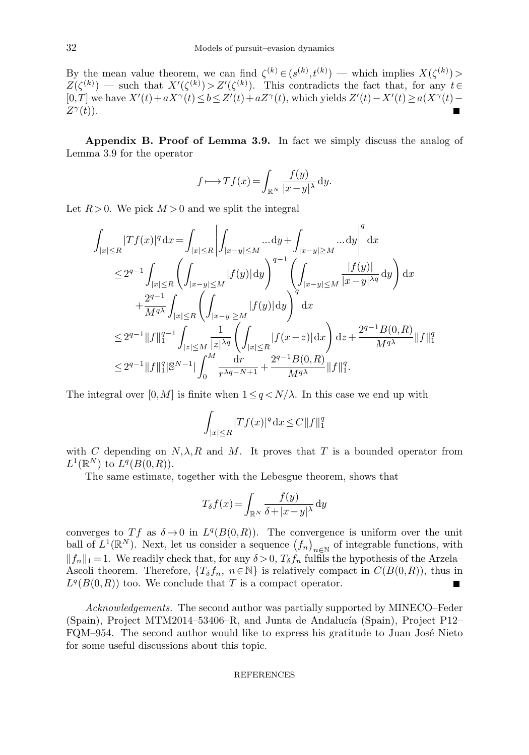By the mean value theorem, we can find $\zeta^{(k)} \in (s^{(k)}, t^{(k)})$ — which implies $X(\zeta^{(k)}) > Z(\zeta^{(k)})$ — such that $X'(\zeta^{(k)}) > Z'(\zeta^{(k)})$. This contradicts the fact that, for any $t \in [0,T]$ we have $X'(t) + aX^\gamma(t) \le b \le Z'(t) + aZ^\gamma(t)$, which yields $Z'(t) - X'(t) \ge a(X^\gamma(t) - Z^\gamma(t))$. ■

**Appendix B. Proof of Lemma 3.9.** In fact we simply discuss the analog of Lemma 3.9 for the operator

$$f \longmapsto Tf(x) = \int_{\mathbb{R}^N} \frac{f(y)}{|x-y|^\lambda} \, \mathrm{d}y.$$

Let $R > 0$. We pick $M > 0$ and we split the integral

$$\begin{aligned}
\int_{|x|\le R} |Tf(x)|^q \, \mathrm{d}x &= \int_{|x|\le R} \left| \int_{|x-y|\le M} \ldots \mathrm{d}y + \int_{|x-y|\ge M} \ldots \mathrm{d}y \right|^q \mathrm{d}x \\
&\le 2^{q-1} \int_{|x|\le R} \left( \int_{|x-y|\le M} |f(y)| \, \mathrm{d}y \right)^{q-1} \left( \int_{|x-y|\le M} \frac{|f(y)|}{|x-y|^{\lambda q}} \, \mathrm{d}y \right) \mathrm{d}x \\
&\quad + \frac{2^{q-1}}{M^{q\lambda}} \int_{|x|\le R} \left( \int_{|x-y|\ge M} |f(y)| \, \mathrm{d}y \right)^q \mathrm{d}x \\
&\le 2^{q-1} \|f\|_1^{q-1} \int_{|z|\le M} \frac{1}{|z|^{\lambda q}} \left( \int_{|x|\le R} |f(x-z)| \, \mathrm{d}x \right) \mathrm{d}z + \frac{2^{q-1} B(0,R)}{M^{q\lambda}} \|f\|_1^q \\
&\le 2^{q-1} \|f\|_1^q |\mathbb{S}^{N-1}| \int_0^M \frac{\mathrm{d}r}{r^{\lambda q - N + 1}} + \frac{2^{q-1} B(0,R)}{M^{q\lambda}} \|f\|_1^q.
\end{aligned}$$

The integral over $[0,M]$ is finite when $1 \le q < N/\lambda$. In this case we end up with

$$\int_{|x|\le R} |Tf(x)|^q \, \mathrm{d}x \le C \|f\|_1^q$$

with $C$ depending on $N, \lambda, R$ and $M$. It proves that $T$ is a bounded operator from $L^1(\mathbb{R}^N)$ to $L^q(B(0,R))$.

The same estimate, together with the Lebesgue theorem, shows that

$$T_\delta f(x) = \int_{\mathbb{R}^N} \frac{f(y)}{\delta + |x-y|^\lambda} \, \mathrm{d}y$$

converges to $Tf$ as $\delta \to 0$ in $L^q(B(0,R))$. The convergence is uniform over the unit ball of $L^1(\mathbb{R}^N)$. Next, let us consider a sequence $\left(f_n\right)_{n\in\mathbb{N}}$ of integrable functions, with $\|f_n\|_1 = 1$. We readily check that, for any $\delta > 0$, $T_\delta f_n$ fulfils the hypothesis of the Arzela–Ascoli theorem. Therefore, $\{T_\delta f_n,\ n \in \mathbb{N}\}$ is relatively compact in $C(B(0,R))$, thus in $L^q(B(0,R))$ too. We conclude that $T$ is a compact operator. ■

*Acknowledgements.* The second author was partially supported by MINECO–Feder (Spain), Project MTM2014–53406–R, and Junta de Andalucía (Spain), Project P12–FQM–954. The second author would like to express his gratitude to Juan José Nieto for some useful discussions about this topic.

REFERENCES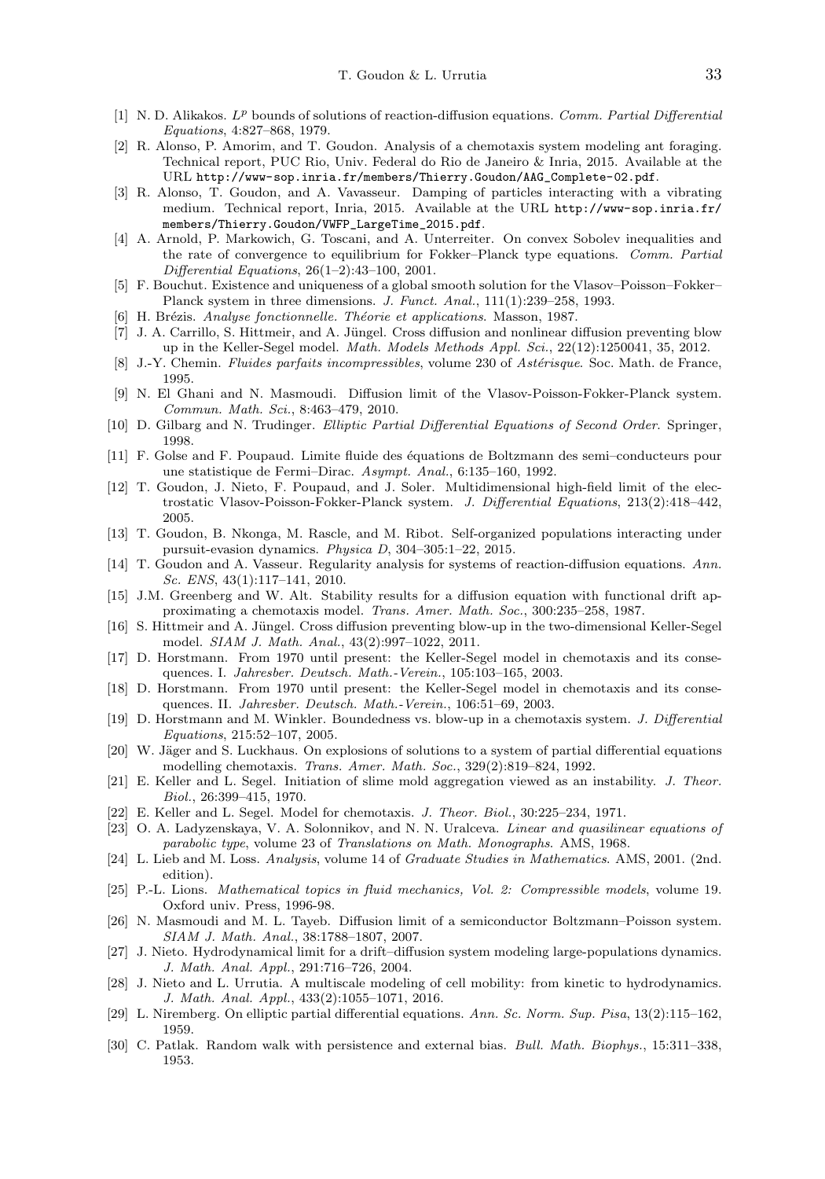[1] N. D. Alikakos. $L^p$ bounds of solutions of reaction-diffusion equations. *Comm. Partial Differential Equations*, 4:827–868, 1979.

[2] R. Alonso, P. Amorim, and T. Goudon. Analysis of a chemotaxis system modeling ant foraging. Technical report, PUC Rio, Univ. Federal do Rio de Janeiro & Inria, 2015. Available at the URL `http://www-sop.inria.fr/members/Thierry.Goudon/AAG_Complete-02.pdf`.

[3] R. Alonso, T. Goudon, and A. Vavasseur. Damping of particles interacting with a vibrating medium. Technical report, Inria, 2015. Available at the URL `http://www-sop.inria.fr/members/Thierry.Goudon/VWFP_LargeTime_2015.pdf`.

[4] A. Arnold, P. Markowich, G. Toscani, and A. Unterreiter. On convex Sobolev inequalities and the rate of convergence to equilibrium for Fokker–Planck type equations. *Comm. Partial Differential Equations*, 26(1–2):43–100, 2001.

[5] F. Bouchut. Existence and uniqueness of a global smooth solution for the Vlasov–Poisson–Fokker–Planck system in three dimensions. *J. Funct. Anal.*, 111(1):239–258, 1993.

[6] H. Brézis. *Analyse fonctionnelle. Théorie et applications*. Masson, 1987.

[7] J. A. Carrillo, S. Hittmeir, and A. Jüngel. Cross diffusion and nonlinear diffusion preventing blow up in the Keller-Segel model. *Math. Models Methods Appl. Sci.*, 22(12):1250041, 35, 2012.

[8] J.-Y. Chemin. *Fluides parfaits incompressibles*, volume 230 of *Astérisque*. Soc. Math. de France, 1995.

[9] N. El Ghani and N. Masmoudi. Diffusion limit of the Vlasov-Poisson-Fokker-Planck system. *Commun. Math. Sci.*, 8:463–479, 2010.

[10] D. Gilbarg and N. Trudinger. *Elliptic Partial Differential Equations of Second Order*. Springer, 1998.

[11] F. Golse and F. Poupaud. Limite fluide des équations de Boltzmann des semi–conducteurs pour une statistique de Fermi–Dirac. *Asympt. Anal.*, 6:135–160, 1992.

[12] T. Goudon, J. Nieto, F. Poupaud, and J. Soler. Multidimensional high-field limit of the electrostatic Vlasov-Poisson-Fokker-Planck system. *J. Differential Equations*, 213(2):418–442, 2005.

[13] T. Goudon, B. Nkonga, M. Rascle, and M. Ribot. Self-organized populations interacting under pursuit-evasion dynamics. *Physica D*, 304–305:1–22, 2015.

[14] T. Goudon and A. Vasseur. Regularity analysis for systems of reaction-diffusion equations. *Ann. Sc. ENS*, 43(1):117–141, 2010.

[15] J.M. Greenberg and W. Alt. Stability results for a diffusion equation with functional drift approximating a chemotaxis model. *Trans. Amer. Math. Soc.*, 300:235–258, 1987.

[16] S. Hittmeir and A. Jüngel. Cross diffusion preventing blow-up in the two-dimensional Keller-Segel model. *SIAM J. Math. Anal.*, 43(2):997–1022, 2011.

[17] D. Horstmann. From 1970 until present: the Keller-Segel model in chemotaxis and its consequences. I. *Jahresber. Deutsch. Math.-Verein.*, 105:103–165, 2003.

[18] D. Horstmann. From 1970 until present: the Keller-Segel model in chemotaxis and its consequences. II. *Jahresber. Deutsch. Math.-Verein.*, 106:51–69, 2003.

[19] D. Horstmann and M. Winkler. Boundedness vs. blow-up in a chemotaxis system. *J. Differential Equations*, 215:52–107, 2005.

[20] W. Jäger and S. Luckhaus. On explosions of solutions to a system of partial differential equations modelling chemotaxis. *Trans. Amer. Math. Soc.*, 329(2):819–824, 1992.

[21] E. Keller and L. Segel. Initiation of slime mold aggregation viewed as an instability. *J. Theor. Biol.*, 26:399–415, 1970.

[22] E. Keller and L. Segel. Model for chemotaxis. *J. Theor. Biol.*, 30:225–234, 1971.

[23] O. A. Ladyzenskaya, V. A. Solonnikov, and N. N. Uralceva. *Linear and quasilinear equations of parabolic type*, volume 23 of *Translations on Math. Monographs*. AMS, 1968.

[24] L. Lieb and M. Loss. *Analysis*, volume 14 of *Graduate Studies in Mathematics*. AMS, 2001. (2nd. edition).

[25] P.-L. Lions. *Mathematical topics in fluid mechanics, Vol. 2: Compressible models*, volume 19. Oxford univ. Press, 1996-98.

[26] N. Masmoudi and M. L. Tayeb. Diffusion limit of a semiconductor Boltzmann–Poisson system. *SIAM J. Math. Anal.*, 38:1788–1807, 2007.

[27] J. Nieto. Hydrodynamical limit for a drift–diffusion system modeling large-populations dynamics. *J. Math. Anal. Appl.*, 291:716–726, 2004.

[28] J. Nieto and L. Urrutia. A multiscale modeling of cell mobility: from kinetic to hydrodynamics. *J. Math. Anal. Appl.*, 433(2):1055–1071, 2016.

[29] L. Niremberg. On elliptic partial differential equations. *Ann. Sc. Norm. Sup. Pisa*, 13(2):115–162, 1959.

[30] C. Patlak. Random walk with persistence and external bias. *Bull. Math. Biophys.*, 15:311–338, 1953.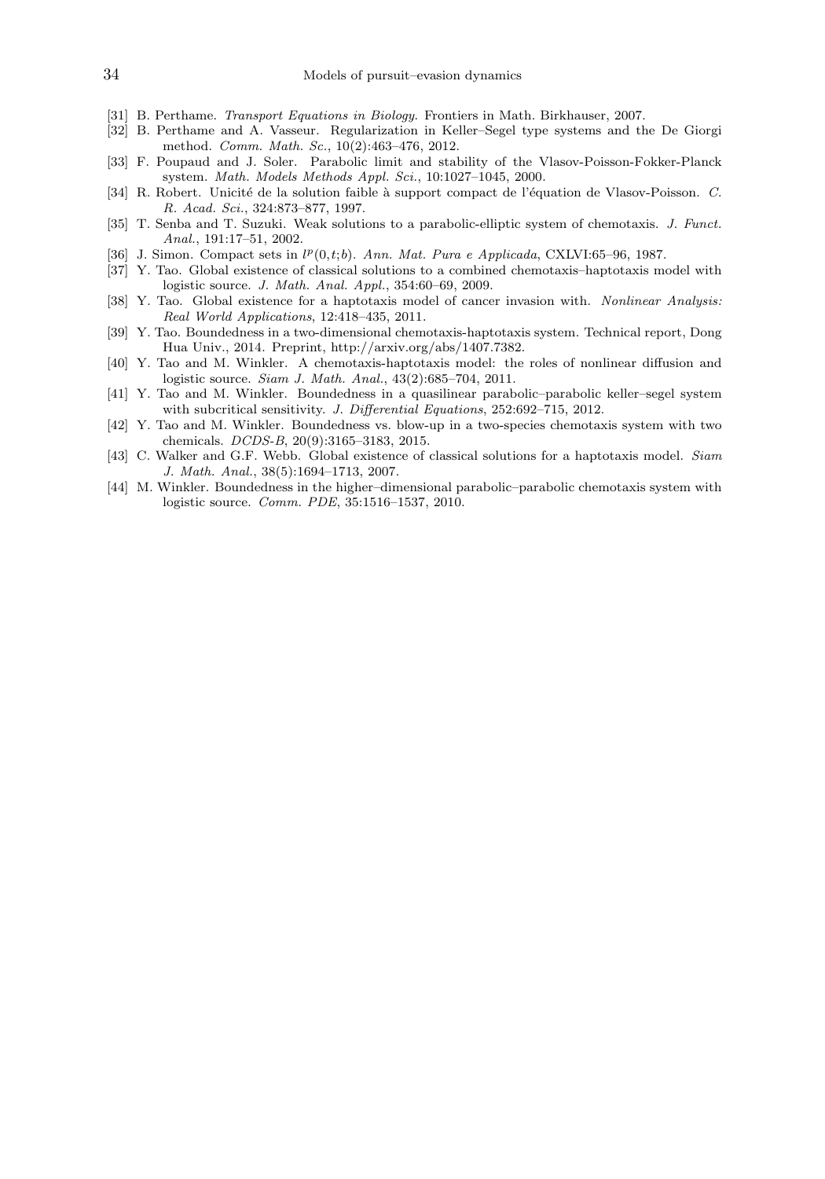[31] B. Perthame. *Transport Equations in Biology*. Frontiers in Math. Birkhauser, 2007.

[32] B. Perthame and A. Vasseur. Regularization in Keller–Segel type systems and the De Giorgi method. *Comm. Math. Sc.*, 10(2):463–476, 2012.

[33] F. Poupaud and J. Soler. Parabolic limit and stability of the Vlasov-Poisson-Fokker-Planck system. *Math. Models Methods Appl. Sci.*, 10:1027–1045, 2000.

[34] R. Robert. Unicité de la solution faible à support compact de l'équation de Vlasov-Poisson. *C. R. Acad. Sci.*, 324:873–877, 1997.

[35] T. Senba and T. Suzuki. Weak solutions to a parabolic-elliptic system of chemotaxis. *J. Funct. Anal.*, 191:17–51, 2002.

[36] J. Simon. Compact sets in $l^p(0,t;b)$. *Ann. Mat. Pura e Applicada*, CXLVI:65–96, 1987.

[37] Y. Tao. Global existence of classical solutions to a combined chemotaxis–haptotaxis model with logistic source. *J. Math. Anal. Appl.*, 354:60–69, 2009.

[38] Y. Tao. Global existence for a haptotaxis model of cancer invasion with. *Nonlinear Analysis: Real World Applications*, 12:418–435, 2011.

[39] Y. Tao. Boundedness in a two-dimensional chemotaxis-haptotaxis system. Technical report, Dong Hua Univ., 2014. Preprint, http://arxiv.org/abs/1407.7382.

[40] Y. Tao and M. Winkler. A chemotaxis-haptotaxis model: the roles of nonlinear diffusion and logistic source. *Siam J. Math. Anal.*, 43(2):685–704, 2011.

[41] Y. Tao and M. Winkler. Boundedness in a quasilinear parabolic–parabolic keller–segel system with subcritical sensitivity. *J. Differential Equations*, 252:692–715, 2012.

[42] Y. Tao and M. Winkler. Boundedness vs. blow-up in a two-species chemotaxis system with two chemicals. *DCDS-B*, 20(9):3165–3183, 2015.

[43] C. Walker and G.F. Webb. Global existence of classical solutions for a haptotaxis model. *Siam J. Math. Anal.*, 38(5):1694–1713, 2007.

[44] M. Winkler. Boundedness in the higher–dimensional parabolic–parabolic chemotaxis system with logistic source. *Comm. PDE*, 35:1516–1537, 2010.